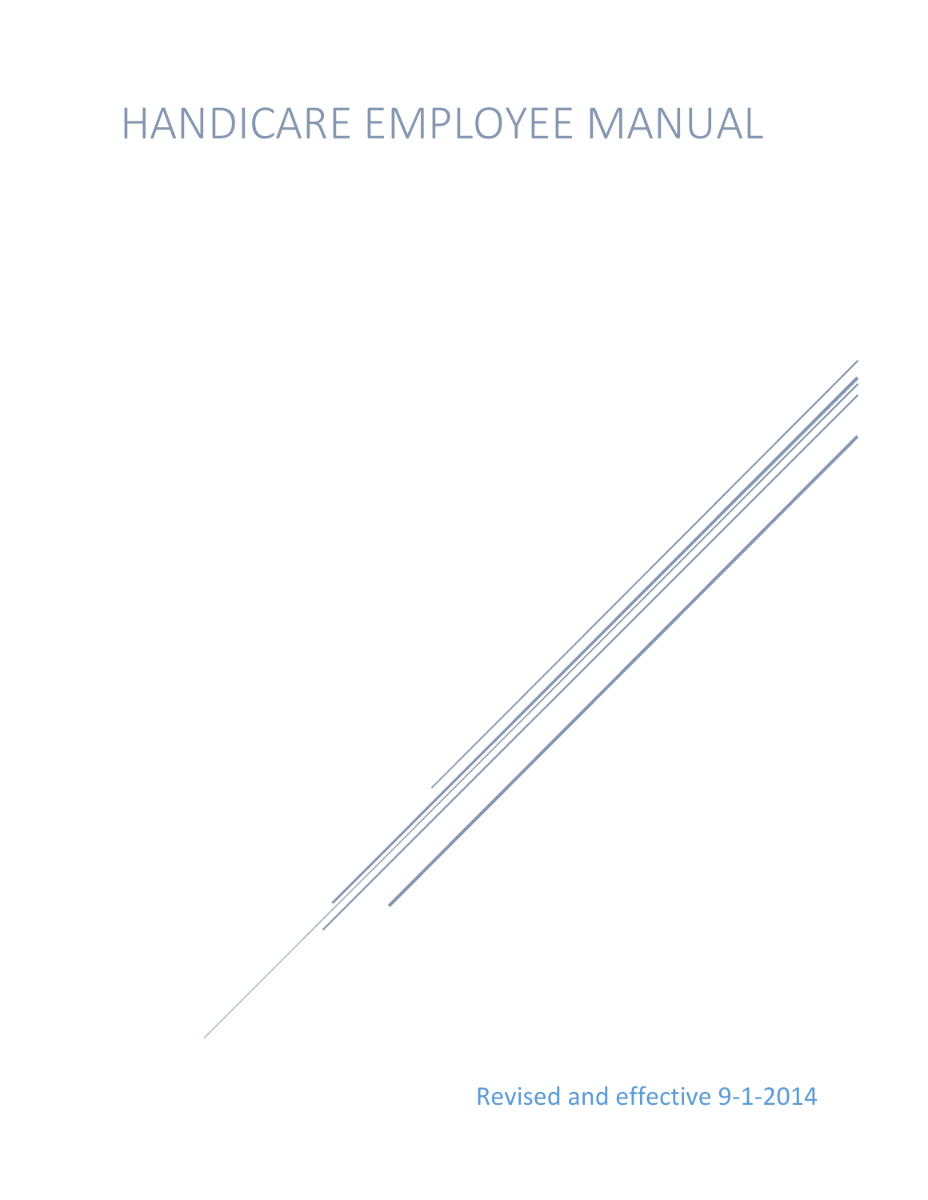# HANDICARE EMPLOYEE MANUAL

Revised and effective 9-1-2014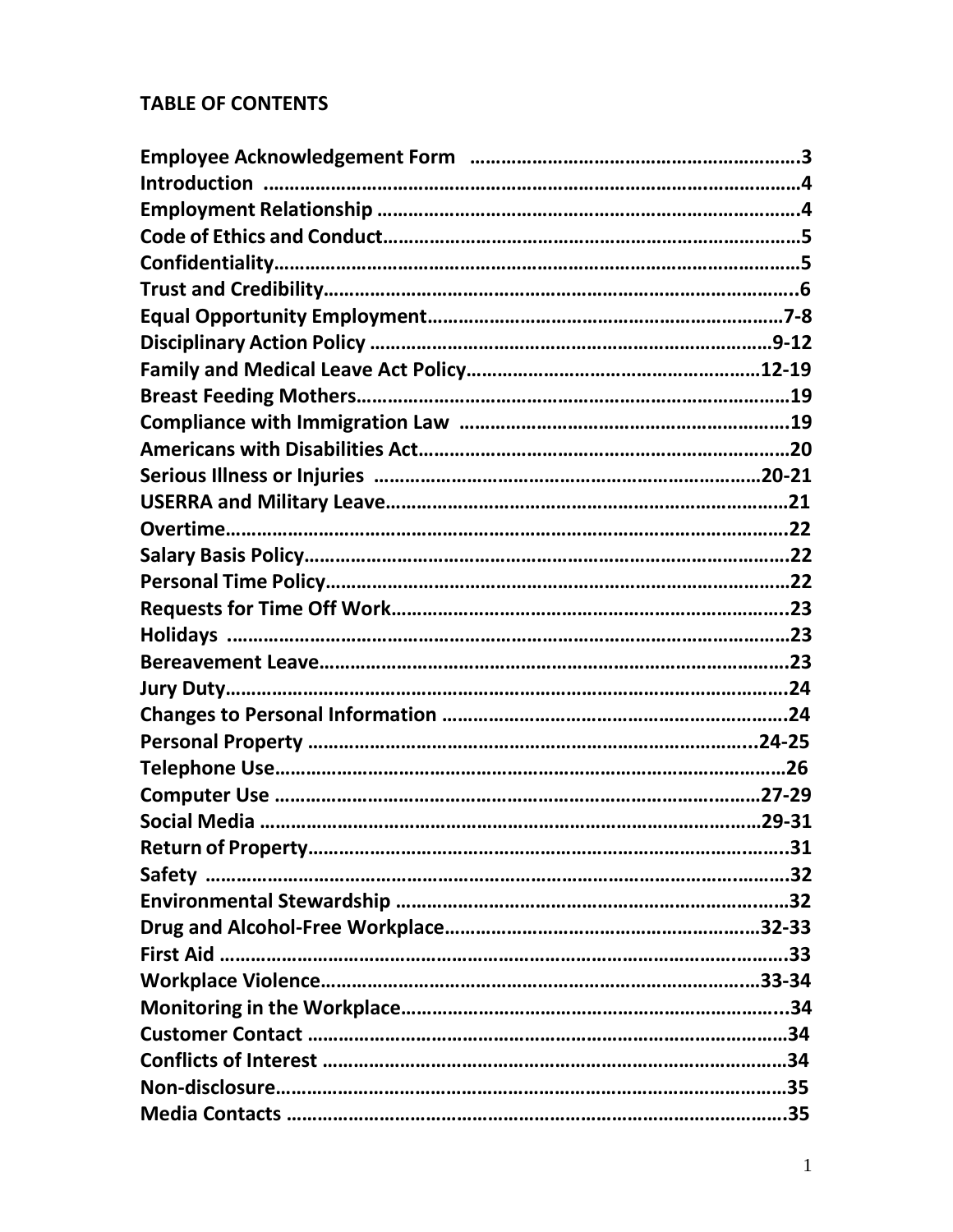## TABLE OF CONTENTS

| | |
|---|---|
| Employee Acknowledgement Form | 3 |
| Introduction | 4 |
| Employment Relationship | 4 |
| Code of Ethics and Conduct | 5 |
| Confidentiality | 5 |
| Trust and Credibility | 6 |
| Equal Opportunity Employment | 7-8 |
| Disciplinary Action Policy | 9-12 |
| Family and Medical Leave Act Policy | 12-19 |
| Breast Feeding Mothers | 19 |
| Compliance with Immigration Law | 19 |
| Americans with Disabilities Act | 20 |
| Serious Illness or Injuries | 20-21 |
| USERRA and Military Leave | 21 |
| Overtime | 22 |
| Salary Basis Policy | 22 |
| Personal Time Policy | 22 |
| Requests for Time Off Work | 23 |
| Holidays | 23 |
| Bereavement Leave | 23 |
| Jury Duty | 24 |
| Changes to Personal Information | 24 |
| Personal Property | 24-25 |
| Telephone Use | 26 |
| Computer Use | 27-29 |
| Social Media | 29-31 |
| Return of Property | 31 |
| Safety | 32 |
| Environmental Stewardship | 32 |
| Drug and Alcohol-Free Workplace | 32-33 |
| First Aid | 33 |
| Workplace Violence | 33-34 |
| Monitoring in the Workplace | 34 |
| Customer Contact | 34 |
| Conflicts of Interest | 34 |
| Non-disclosure | 35 |
| Media Contacts | 35 |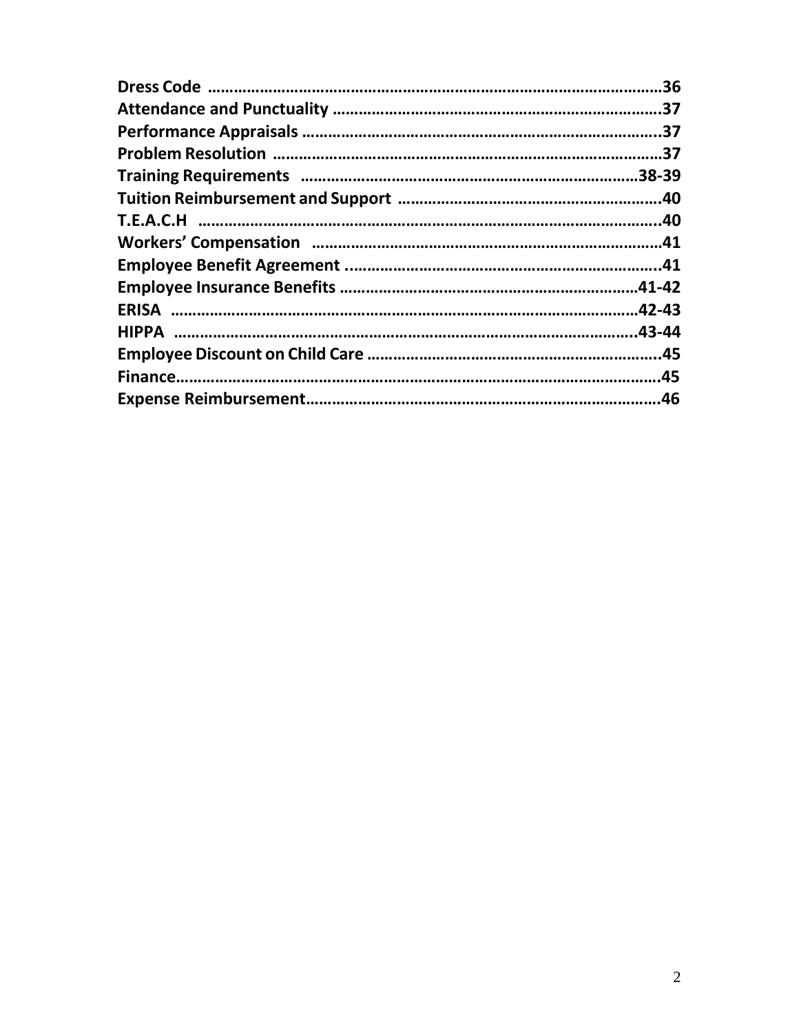**Dress Code** ........................................................................................................36
**Attendance and Punctuality** ..........................................................................37
**Performance Appraisals** .................................................................................37
**Problem Resolution** ........................................................................................37
**Training Requirements** ..............................................................................38-39
**Tuition Reimbursement and Support** ............................................................40
**T.E.A.C.H** ........................................................................................................40
**Workers' Compensation** .................................................................................41
**Employee Benefit Agreement** ........................................................................41
**Employee Insurance Benefits** ....................................................................41-42
**ERISA** ........................................................................................................42-43
**HIPPA** ........................................................................................................43-44
**Employee Discount on Child Care** .................................................................45
**Finance**.............................................................................................................45
**Expense Reimbursement**.................................................................................46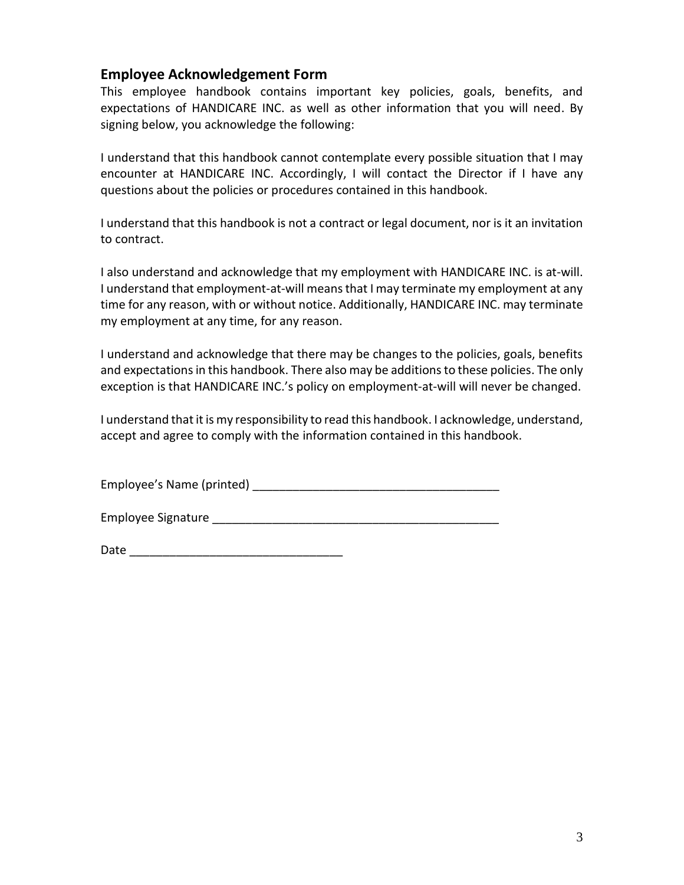## Employee Acknowledgement Form

This employee handbook contains important key policies, goals, benefits, and expectations of HANDICARE INC. as well as other information that you will need. By signing below, you acknowledge the following:

I understand that this handbook cannot contemplate every possible situation that I may encounter at HANDICARE INC. Accordingly, I will contact the Director if I have any questions about the policies or procedures contained in this handbook.

I understand that this handbook is not a contract or legal document, nor is it an invitation to contract.

I also understand and acknowledge that my employment with HANDICARE INC. is at-will. I understand that employment-at-will means that I may terminate my employment at any time for any reason, with or without notice. Additionally, HANDICARE INC. may terminate my employment at any time, for any reason.

I understand and acknowledge that there may be changes to the policies, goals, benefits and expectations in this handbook. There also may be additions to these policies. The only exception is that HANDICARE INC.'s policy on employment-at-will will never be changed.

I understand that it is my responsibility to read this handbook. I acknowledge, understand, accept and agree to comply with the information contained in this handbook.

Employee's Name (printed) _____________________________________

Employee Signature ___________________________________________

Date ________________________________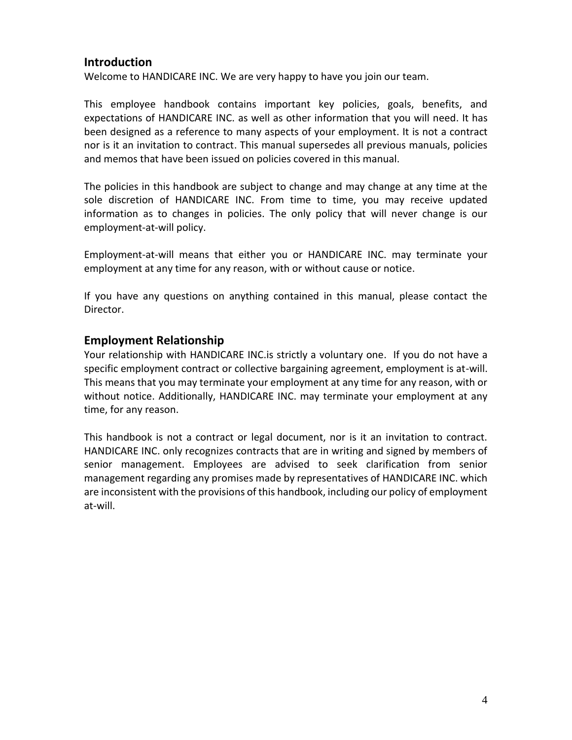## Introduction

Welcome to HANDICARE INC. We are very happy to have you join our team.

This employee handbook contains important key policies, goals, benefits, and expectations of HANDICARE INC. as well as other information that you will need. It has been designed as a reference to many aspects of your employment. It is not a contract nor is it an invitation to contract. This manual supersedes all previous manuals, policies and memos that have been issued on policies covered in this manual.

The policies in this handbook are subject to change and may change at any time at the sole discretion of HANDICARE INC. From time to time, you may receive updated information as to changes in policies. The only policy that will never change is our employment-at-will policy.

Employment-at-will means that either you or HANDICARE INC. may terminate your employment at any time for any reason, with or without cause or notice.

If you have any questions on anything contained in this manual, please contact the Director.

## Employment Relationship

Your relationship with HANDICARE INC.is strictly a voluntary one. If you do not have a specific employment contract or collective bargaining agreement, employment is at-will. This means that you may terminate your employment at any time for any reason, with or without notice. Additionally, HANDICARE INC. may terminate your employment at any time, for any reason.

This handbook is not a contract or legal document, nor is it an invitation to contract. HANDICARE INC. only recognizes contracts that are in writing and signed by members of senior management. Employees are advised to seek clarification from senior management regarding any promises made by representatives of HANDICARE INC. which are inconsistent with the provisions of this handbook, including our policy of employment at-will.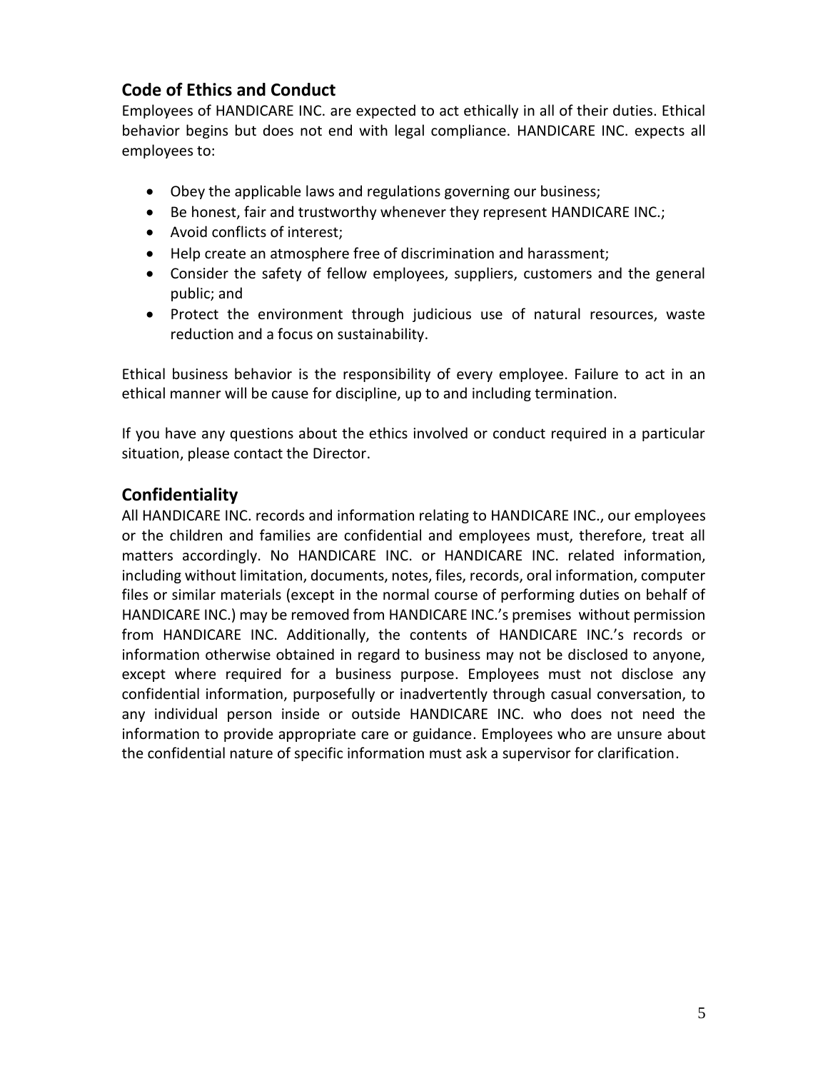## Code of Ethics and Conduct

Employees of HANDICARE INC. are expected to act ethically in all of their duties. Ethical behavior begins but does not end with legal compliance. HANDICARE INC. expects all employees to:

- Obey the applicable laws and regulations governing our business;
- Be honest, fair and trustworthy whenever they represent HANDICARE INC.;
- Avoid conflicts of interest;
- Help create an atmosphere free of discrimination and harassment;
- Consider the safety of fellow employees, suppliers, customers and the general public; and
- Protect the environment through judicious use of natural resources, waste reduction and a focus on sustainability.

Ethical business behavior is the responsibility of every employee. Failure to act in an ethical manner will be cause for discipline, up to and including termination.

If you have any questions about the ethics involved or conduct required in a particular situation, please contact the Director.

## Confidentiality

All HANDICARE INC. records and information relating to HANDICARE INC., our employees or the children and families are confidential and employees must, therefore, treat all matters accordingly. No HANDICARE INC. or HANDICARE INC. related information, including without limitation, documents, notes, files, records, oral information, computer files or similar materials (except in the normal course of performing duties on behalf of HANDICARE INC.) may be removed from HANDICARE INC.'s premises without permission from HANDICARE INC. Additionally, the contents of HANDICARE INC.'s records or information otherwise obtained in regard to business may not be disclosed to anyone, except where required for a business purpose. Employees must not disclose any confidential information, purposefully or inadvertently through casual conversation, to any individual person inside or outside HANDICARE INC. who does not need the information to provide appropriate care or guidance. Employees who are unsure about the confidential nature of specific information must ask a supervisor for clarification.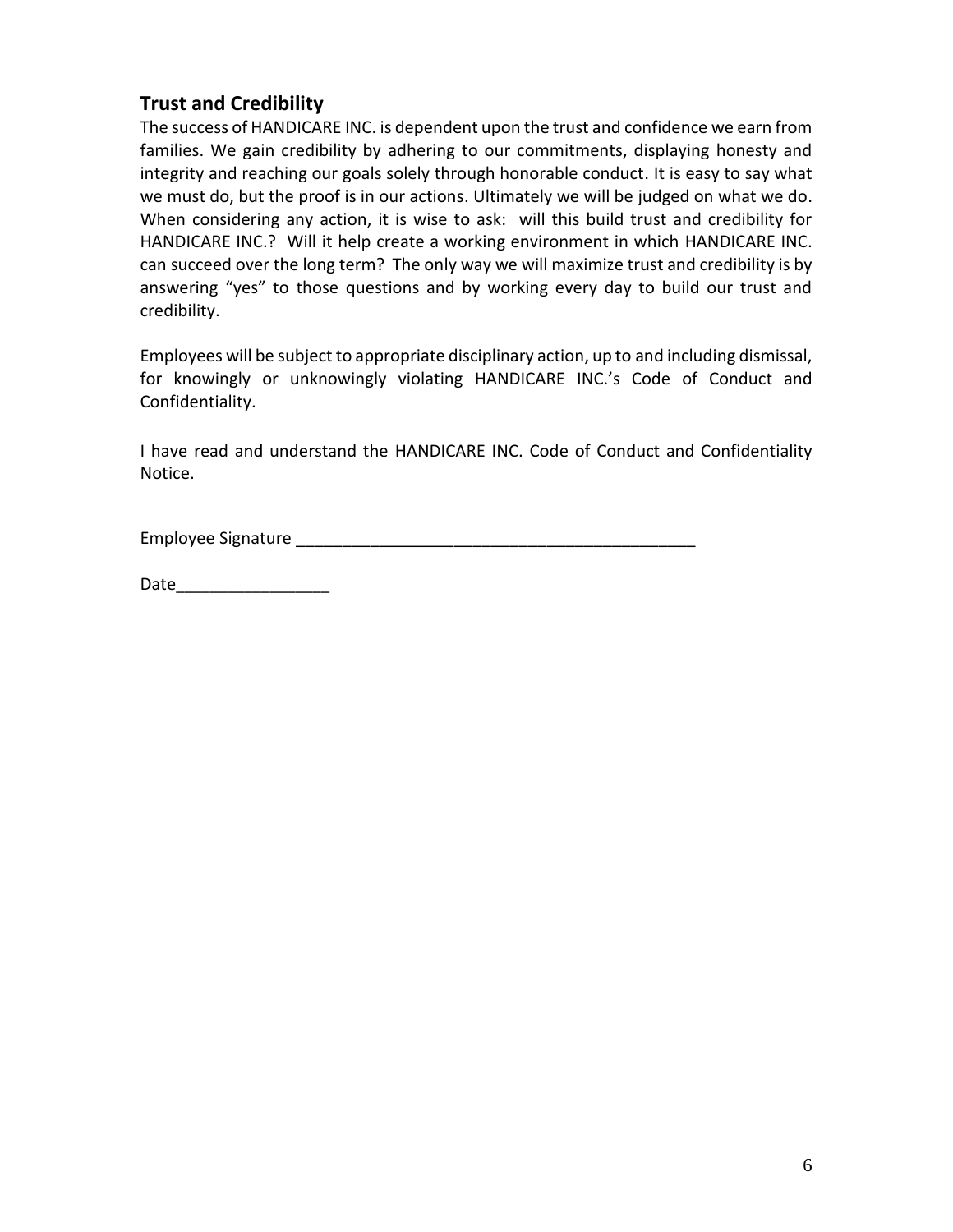## Trust and Credibility

The success of HANDICARE INC. is dependent upon the trust and confidence we earn from families. We gain credibility by adhering to our commitments, displaying honesty and integrity and reaching our goals solely through honorable conduct. It is easy to say what we must do, but the proof is in our actions. Ultimately we will be judged on what we do. When considering any action, it is wise to ask: will this build trust and credibility for HANDICARE INC.? Will it help create a working environment in which HANDICARE INC. can succeed over the long term? The only way we will maximize trust and credibility is by answering "yes" to those questions and by working every day to build our trust and credibility.

Employees will be subject to appropriate disciplinary action, up to and including dismissal, for knowingly or unknowingly violating HANDICARE INC.'s Code of Conduct and Confidentiality.

I have read and understand the HANDICARE INC. Code of Conduct and Confidentiality Notice.

Employee Signature ___________________________________________

Date________________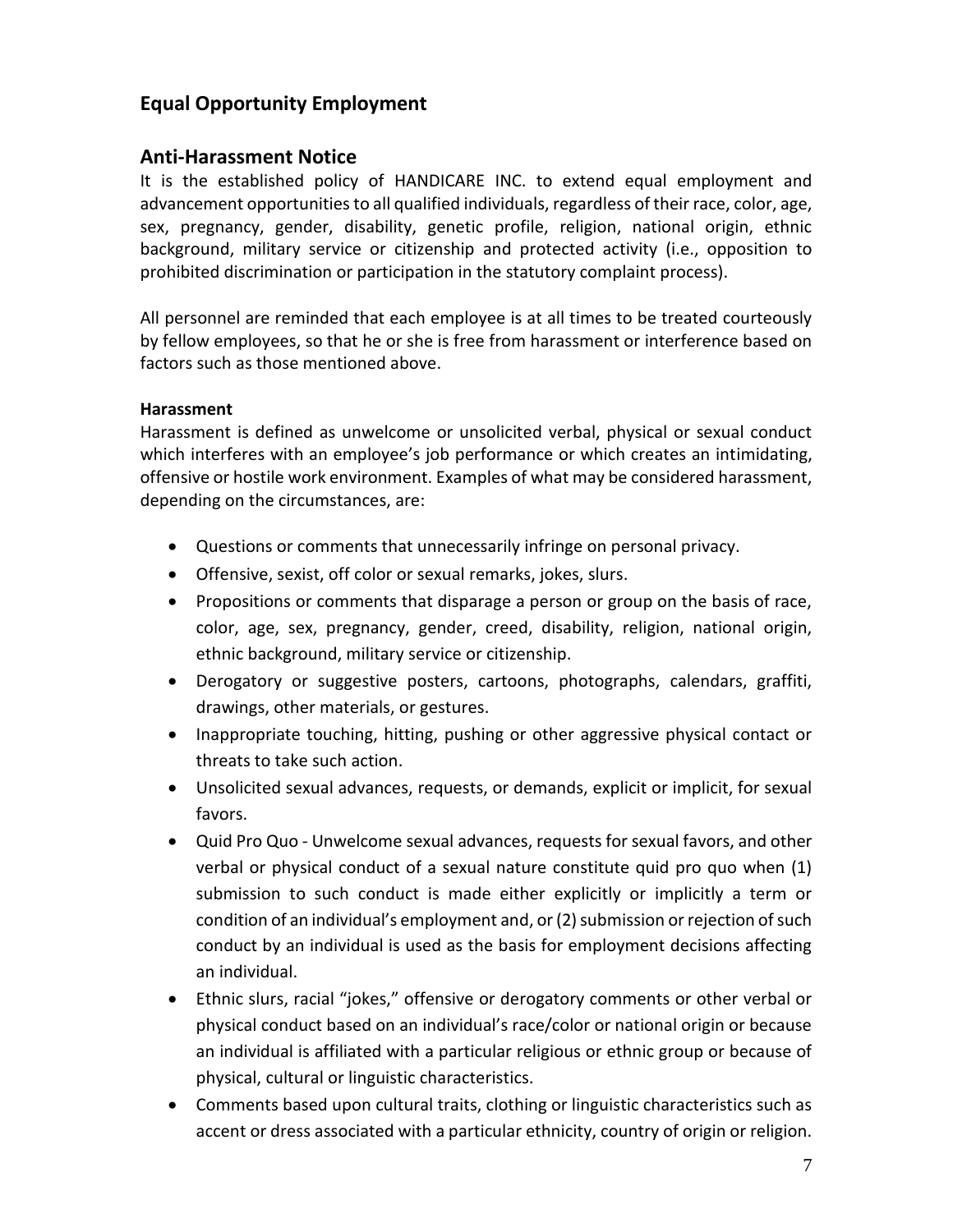## Equal Opportunity Employment

## Anti-Harassment Notice

It is the established policy of HANDICARE INC. to extend equal employment and advancement opportunities to all qualified individuals, regardless of their race, color, age, sex, pregnancy, gender, disability, genetic profile, religion, national origin, ethnic background, military service or citizenship and protected activity (i.e., opposition to prohibited discrimination or participation in the statutory complaint process).

All personnel are reminded that each employee is at all times to be treated courteously by fellow employees, so that he or she is free from harassment or interference based on factors such as those mentioned above.

**Harassment**

Harassment is defined as unwelcome or unsolicited verbal, physical or sexual conduct which interferes with an employee's job performance or which creates an intimidating, offensive or hostile work environment. Examples of what may be considered harassment, depending on the circumstances, are:

- Questions or comments that unnecessarily infringe on personal privacy.
- Offensive, sexist, off color or sexual remarks, jokes, slurs.
- Propositions or comments that disparage a person or group on the basis of race, color, age, sex, pregnancy, gender, creed, disability, religion, national origin, ethnic background, military service or citizenship.
- Derogatory or suggestive posters, cartoons, photographs, calendars, graffiti, drawings, other materials, or gestures.
- Inappropriate touching, hitting, pushing or other aggressive physical contact or threats to take such action.
- Unsolicited sexual advances, requests, or demands, explicit or implicit, for sexual favors.
- Quid Pro Quo - Unwelcome sexual advances, requests for sexual favors, and other verbal or physical conduct of a sexual nature constitute quid pro quo when (1) submission to such conduct is made either explicitly or implicitly a term or condition of an individual's employment and, or (2) submission or rejection of such conduct by an individual is used as the basis for employment decisions affecting an individual.
- Ethnic slurs, racial "jokes," offensive or derogatory comments or other verbal or physical conduct based on an individual's race/color or national origin or because an individual is affiliated with a particular religious or ethnic group or because of physical, cultural or linguistic characteristics.
- Comments based upon cultural traits, clothing or linguistic characteristics such as accent or dress associated with a particular ethnicity, country of origin or religion.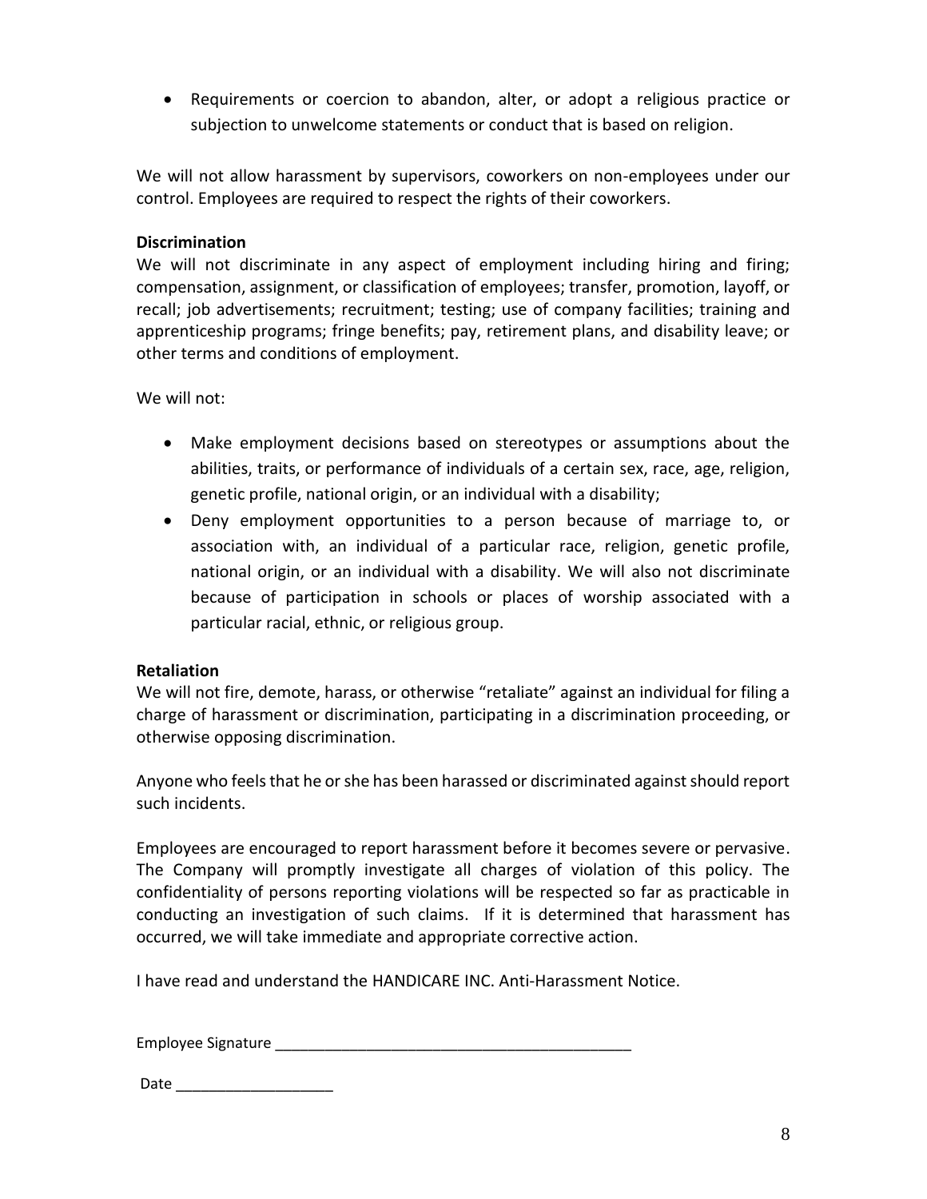- Requirements or coercion to abandon, alter, or adopt a religious practice or subjection to unwelcome statements or conduct that is based on religion.

We will not allow harassment by supervisors, coworkers on non-employees under our control. Employees are required to respect the rights of their coworkers.

**Discrimination**

We will not discriminate in any aspect of employment including hiring and firing; compensation, assignment, or classification of employees; transfer, promotion, layoff, or recall; job advertisements; recruitment; testing; use of company facilities; training and apprenticeship programs; fringe benefits; pay, retirement plans, and disability leave; or other terms and conditions of employment.

We will not:

- Make employment decisions based on stereotypes or assumptions about the abilities, traits, or performance of individuals of a certain sex, race, age, religion, genetic profile, national origin, or an individual with a disability;
- Deny employment opportunities to a person because of marriage to, or association with, an individual of a particular race, religion, genetic profile, national origin, or an individual with a disability. We will also not discriminate because of participation in schools or places of worship associated with a particular racial, ethnic, or religious group.

**Retaliation**

We will not fire, demote, harass, or otherwise "retaliate" against an individual for filing a charge of harassment or discrimination, participating in a discrimination proceeding, or otherwise opposing discrimination.

Anyone who feels that he or she has been harassed or discriminated against should report such incidents.

Employees are encouraged to report harassment before it becomes severe or pervasive. The Company will promptly investigate all charges of violation of this policy. The confidentiality of persons reporting violations will be respected so far as practicable in conducting an investigation of such claims. If it is determined that harassment has occurred, we will take immediate and appropriate corrective action.

I have read and understand the HANDICARE INC. Anti-Harassment Notice.

Employee Signature ___________________________________________

Date ___________________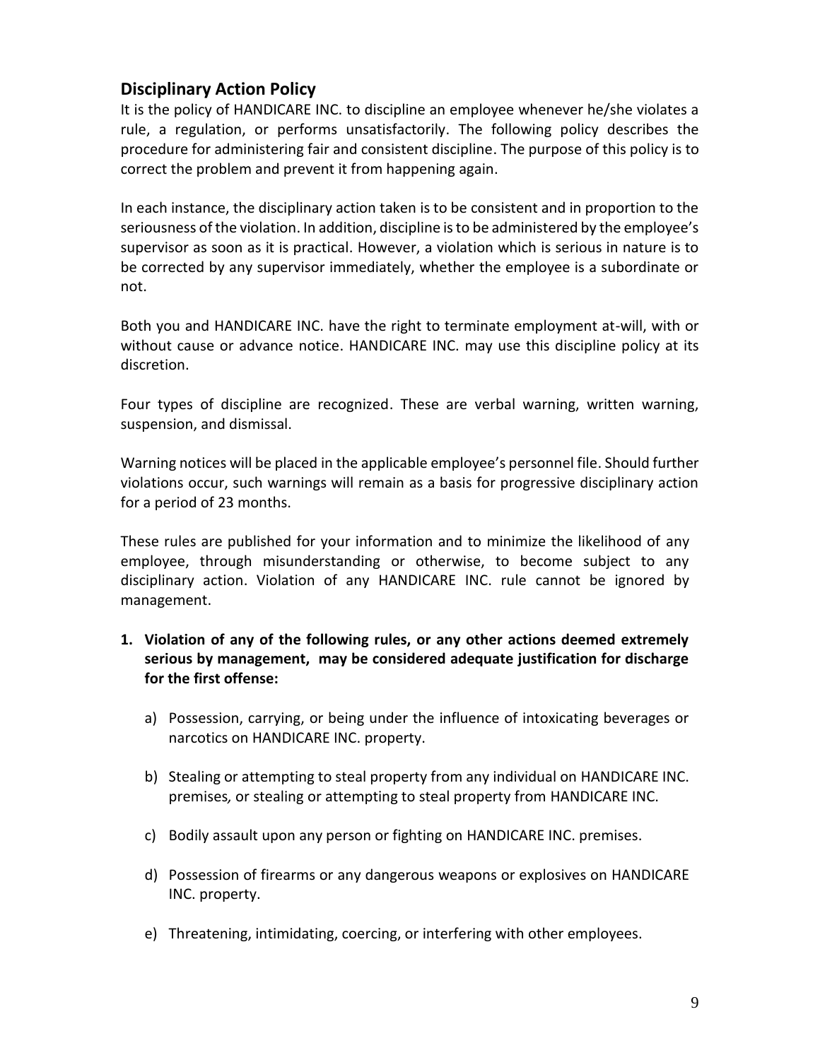## Disciplinary Action Policy

It is the policy of HANDICARE INC. to discipline an employee whenever he/she violates a rule, a regulation, or performs unsatisfactorily. The following policy describes the procedure for administering fair and consistent discipline. The purpose of this policy is to correct the problem and prevent it from happening again.

In each instance, the disciplinary action taken is to be consistent and in proportion to the seriousness of the violation. In addition, discipline is to be administered by the employee's supervisor as soon as it is practical. However, a violation which is serious in nature is to be corrected by any supervisor immediately, whether the employee is a subordinate or not.

Both you and HANDICARE INC. have the right to terminate employment at-will, with or without cause or advance notice. HANDICARE INC. may use this discipline policy at its discretion.

Four types of discipline are recognized. These are verbal warning, written warning, suspension, and dismissal.

Warning notices will be placed in the applicable employee's personnel file. Should further violations occur, such warnings will remain as a basis for progressive disciplinary action for a period of 23 months.

These rules are published for your information and to minimize the likelihood of any employee, through misunderstanding or otherwise, to become subject to any disciplinary action. Violation of any HANDICARE INC. rule cannot be ignored by management.

1. **Violation of any of the following rules, or any other actions deemed extremely serious by management, may be considered adequate justification for discharge for the first offense:**

   a) Possession, carrying, or being under the influence of intoxicating beverages or narcotics on HANDICARE INC. property.

   b) Stealing or attempting to steal property from any individual on HANDICARE INC. premises, or stealing or attempting to steal property from HANDICARE INC.

   c) Bodily assault upon any person or fighting on HANDICARE INC. premises.

   d) Possession of firearms or any dangerous weapons or explosives on HANDICARE INC. property.

   e) Threatening, intimidating, coercing, or interfering with other employees.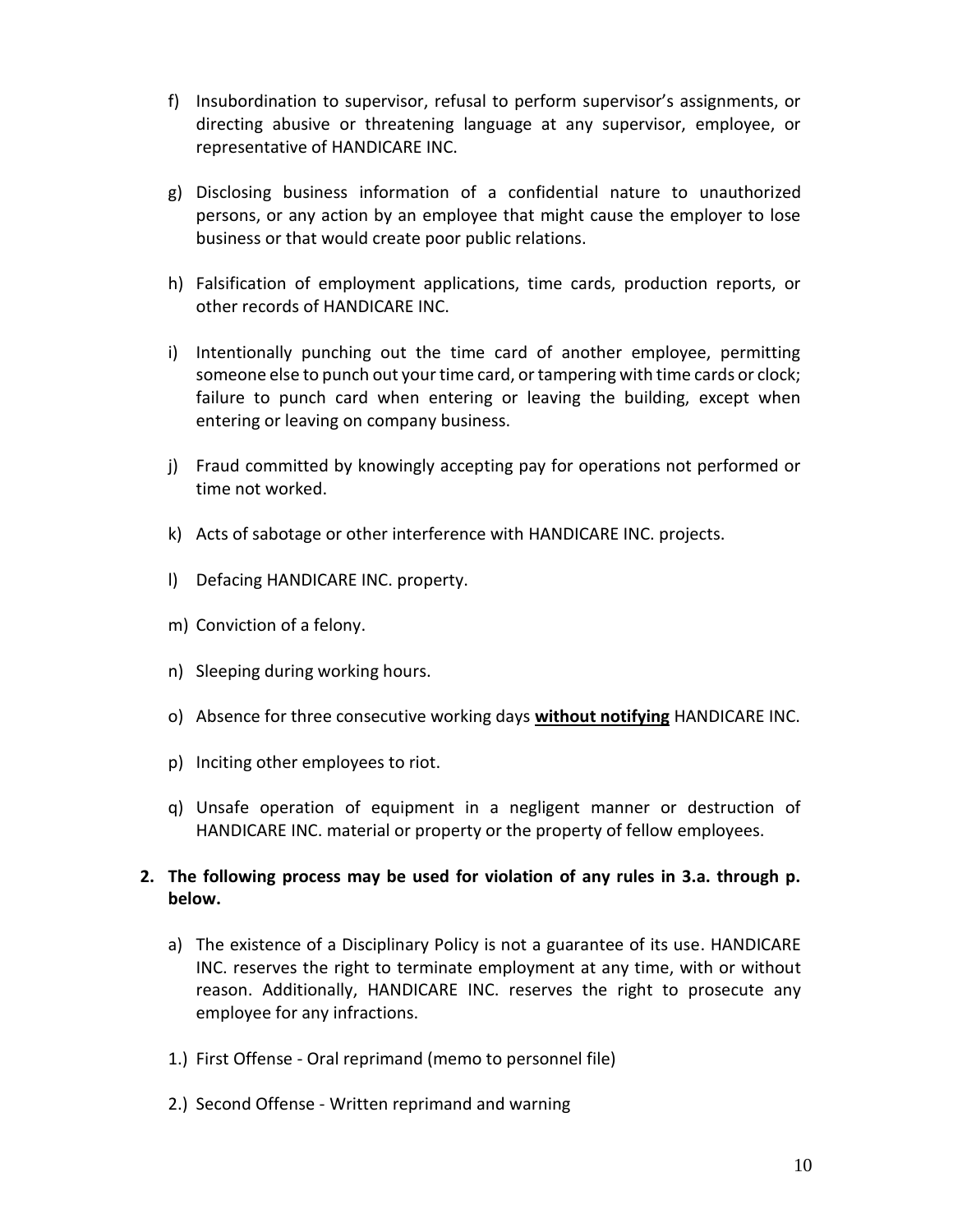f) Insubordination to supervisor, refusal to perform supervisor's assignments, or directing abusive or threatening language at any supervisor, employee, or representative of HANDICARE INC.

g) Disclosing business information of a confidential nature to unauthorized persons, or any action by an employee that might cause the employer to lose business or that would create poor public relations.

h) Falsification of employment applications, time cards, production reports, or other records of HANDICARE INC.

i) Intentionally punching out the time card of another employee, permitting someone else to punch out your time card, or tampering with time cards or clock; failure to punch card when entering or leaving the building, except when entering or leaving on company business.

j) Fraud committed by knowingly accepting pay for operations not performed or time not worked.

k) Acts of sabotage or other interference with HANDICARE INC. projects.

l) Defacing HANDICARE INC. property.

m) Conviction of a felony.

n) Sleeping during working hours.

o) Absence for three consecutive working days **<u>without notifying</u>** HANDICARE INC.

p) Inciting other employees to riot.

q) Unsafe operation of equipment in a negligent manner or destruction of HANDICARE INC. material or property or the property of fellow employees.

**2. The following process may be used for violation of any rules in 3.a. through p. below.**

a) The existence of a Disciplinary Policy is not a guarantee of its use. HANDICARE INC. reserves the right to terminate employment at any time, with or without reason. Additionally, HANDICARE INC. reserves the right to prosecute any employee for any infractions.

1.) First Offense - Oral reprimand (memo to personnel file)

2.) Second Offense - Written reprimand and warning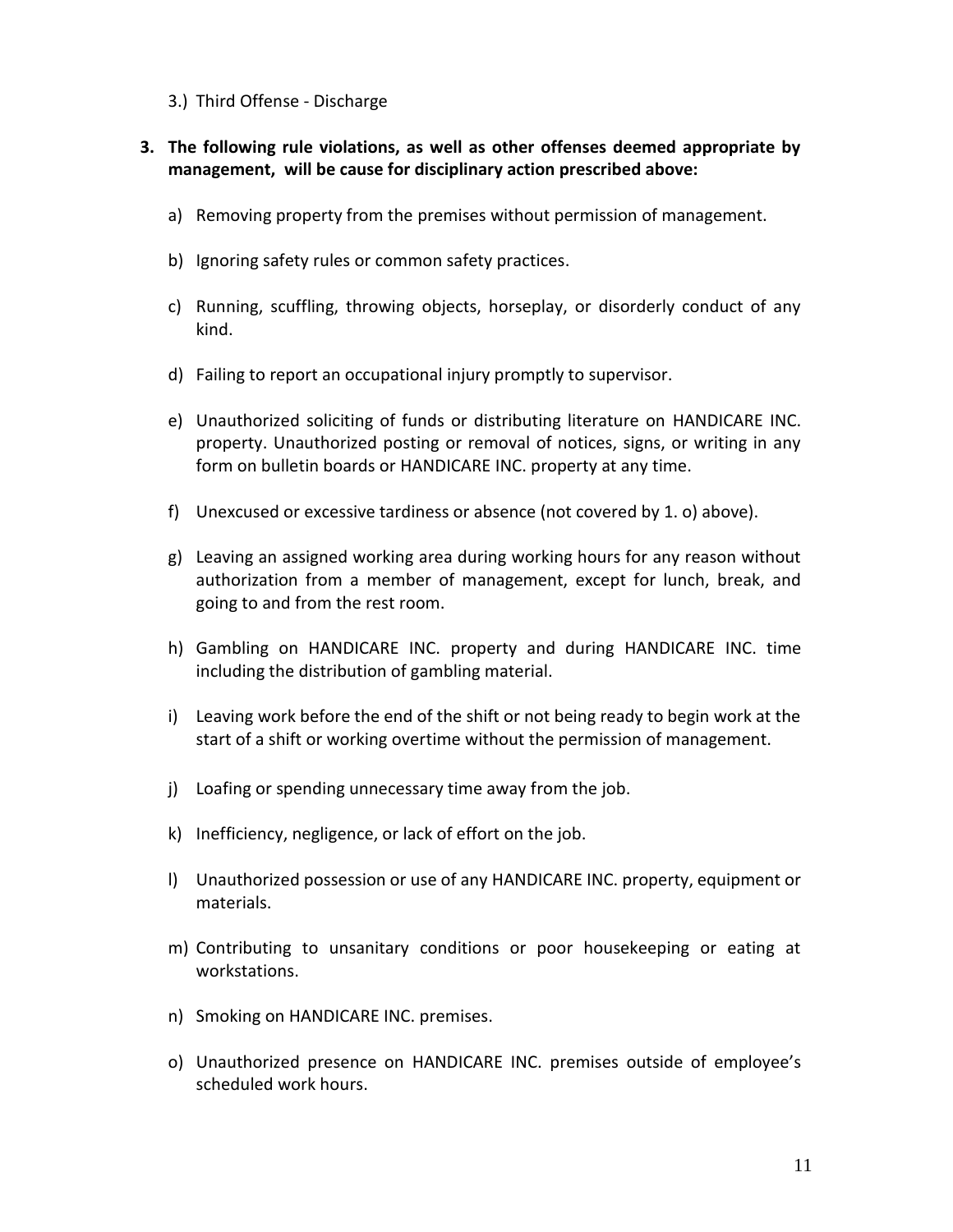3.) Third Offense - Discharge

3. **The following rule violations, as well as other offenses deemed appropriate by management, will be cause for disciplinary action prescribed above:**

   a) Removing property from the premises without permission of management.

   b) Ignoring safety rules or common safety practices.

   c) Running, scuffling, throwing objects, horseplay, or disorderly conduct of any kind.

   d) Failing to report an occupational injury promptly to supervisor.

   e) Unauthorized soliciting of funds or distributing literature on HANDICARE INC. property. Unauthorized posting or removal of notices, signs, or writing in any form on bulletin boards or HANDICARE INC. property at any time.

   f) Unexcused or excessive tardiness or absence (not covered by 1. o) above).

   g) Leaving an assigned working area during working hours for any reason without authorization from a member of management, except for lunch, break, and going to and from the rest room.

   h) Gambling on HANDICARE INC. property and during HANDICARE INC. time including the distribution of gambling material.

   i) Leaving work before the end of the shift or not being ready to begin work at the start of a shift or working overtime without the permission of management.

   j) Loafing or spending unnecessary time away from the job.

   k) Inefficiency, negligence, or lack of effort on the job.

   l) Unauthorized possession or use of any HANDICARE INC. property, equipment or materials.

   m) Contributing to unsanitary conditions or poor housekeeping or eating at workstations.

   n) Smoking on HANDICARE INC. premises.

   o) Unauthorized presence on HANDICARE INC. premises outside of employee's scheduled work hours.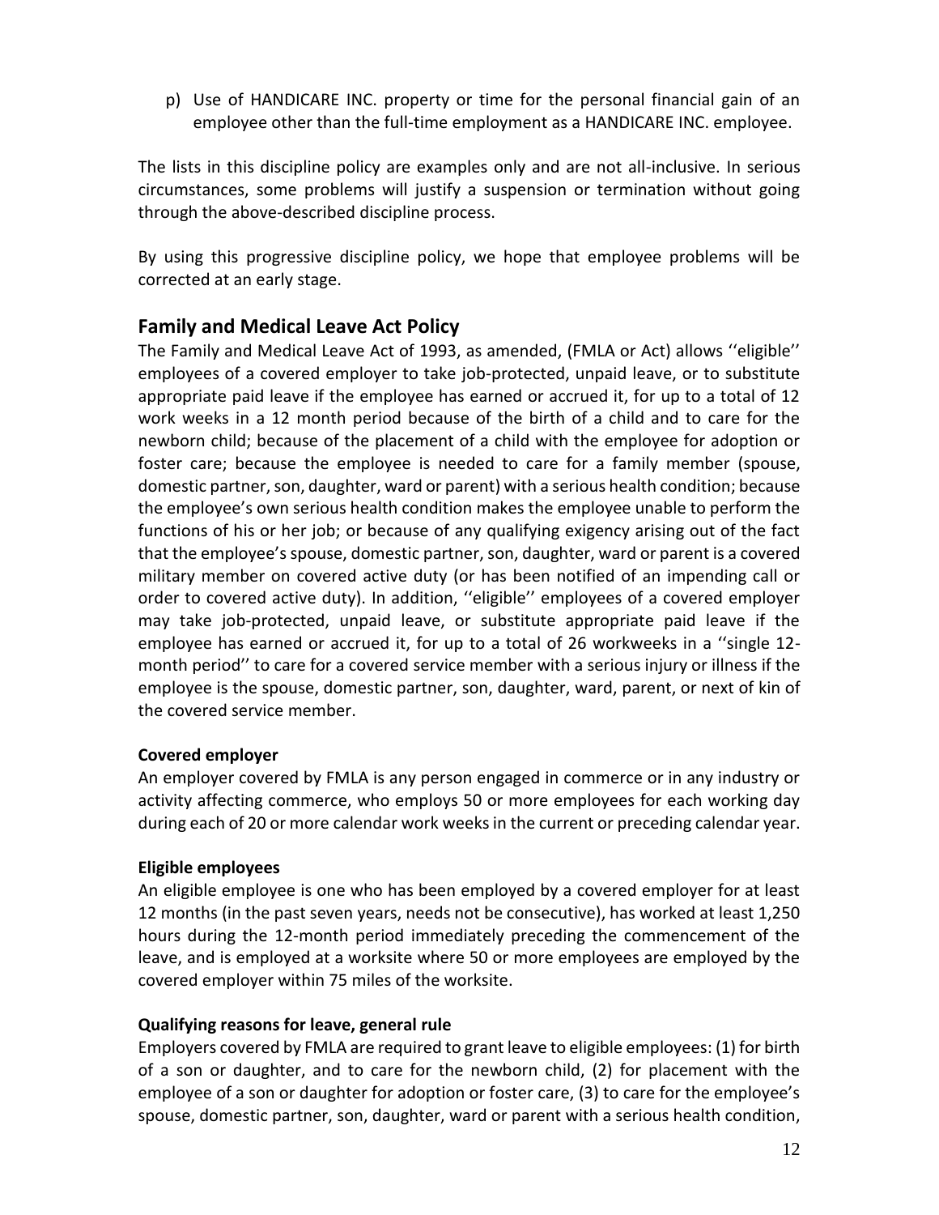p) Use of HANDICARE INC. property or time for the personal financial gain of an employee other than the full-time employment as a HANDICARE INC. employee.

The lists in this discipline policy are examples only and are not all-inclusive. In serious circumstances, some problems will justify a suspension or termination without going through the above-described discipline process.

By using this progressive discipline policy, we hope that employee problems will be corrected at an early stage.

## Family and Medical Leave Act Policy

The Family and Medical Leave Act of 1993, as amended, (FMLA or Act) allows ''eligible'' employees of a covered employer to take job-protected, unpaid leave, or to substitute appropriate paid leave if the employee has earned or accrued it, for up to a total of 12 work weeks in a 12 month period because of the birth of a child and to care for the newborn child; because of the placement of a child with the employee for adoption or foster care; because the employee is needed to care for a family member (spouse, domestic partner, son, daughter, ward or parent) with a serious health condition; because the employee's own serious health condition makes the employee unable to perform the functions of his or her job; or because of any qualifying exigency arising out of the fact that the employee's spouse, domestic partner, son, daughter, ward or parent is a covered military member on covered active duty (or has been notified of an impending call or order to covered active duty). In addition, ''eligible'' employees of a covered employer may take job-protected, unpaid leave, or substitute appropriate paid leave if the employee has earned or accrued it, for up to a total of 26 workweeks in a ''single 12-month period'' to care for a covered service member with a serious injury or illness if the employee is the spouse, domestic partner, son, daughter, ward, parent, or next of kin of the covered service member.

**Covered employer**

An employer covered by FMLA is any person engaged in commerce or in any industry or activity affecting commerce, who employs 50 or more employees for each working day during each of 20 or more calendar work weeks in the current or preceding calendar year.

**Eligible employees**

An eligible employee is one who has been employed by a covered employer for at least 12 months (in the past seven years, needs not be consecutive), has worked at least 1,250 hours during the 12-month period immediately preceding the commencement of the leave, and is employed at a worksite where 50 or more employees are employed by the covered employer within 75 miles of the worksite.

**Qualifying reasons for leave, general rule**

Employers covered by FMLA are required to grant leave to eligible employees: (1) for birth of a son or daughter, and to care for the newborn child, (2) for placement with the employee of a son or daughter for adoption or foster care, (3) to care for the employee's spouse, domestic partner, son, daughter, ward or parent with a serious health condition,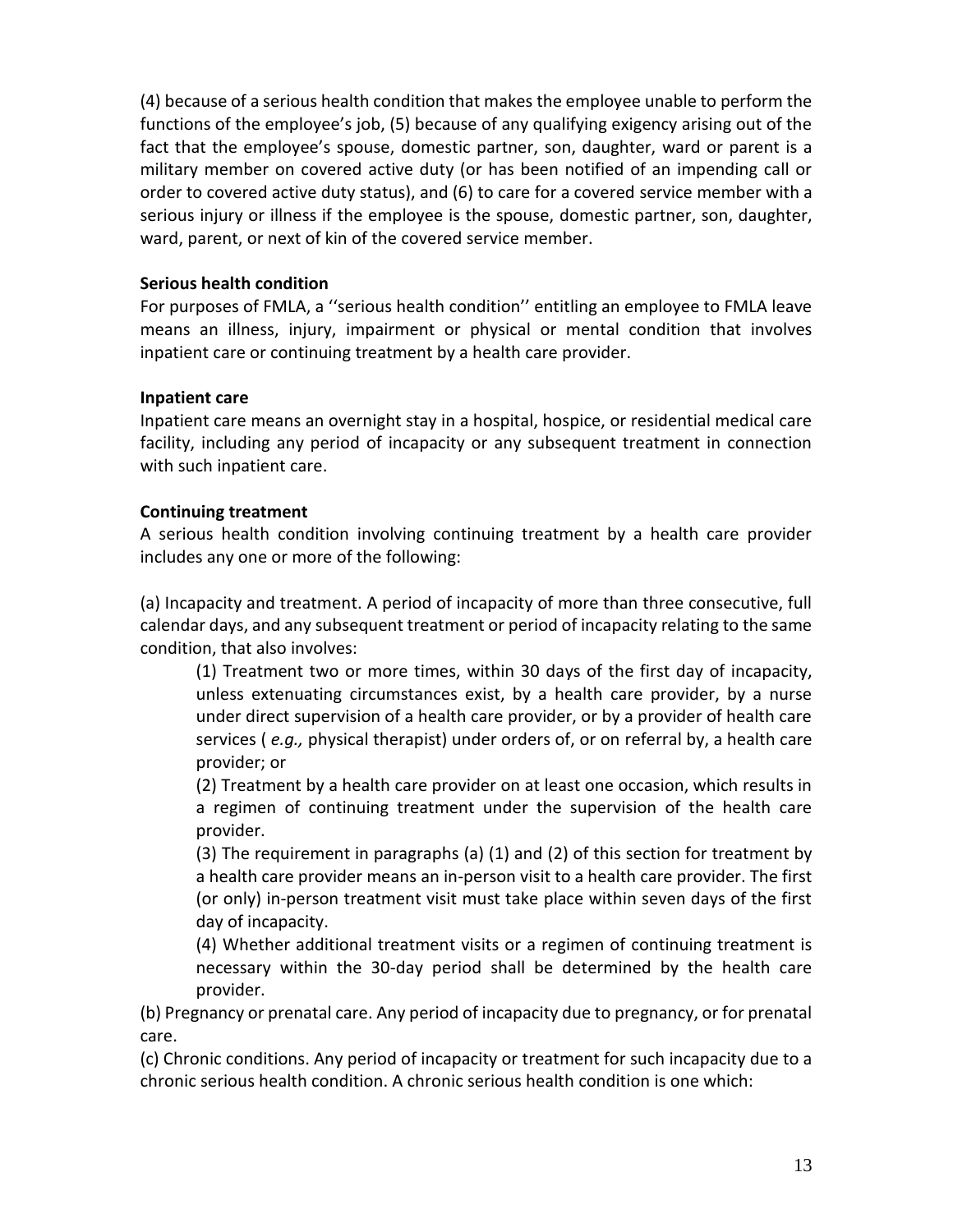(4) because of a serious health condition that makes the employee unable to perform the functions of the employee's job, (5) because of any qualifying exigency arising out of the fact that the employee's spouse, domestic partner, son, daughter, ward or parent is a military member on covered active duty (or has been notified of an impending call or order to covered active duty status), and (6) to care for a covered service member with a serious injury or illness if the employee is the spouse, domestic partner, son, daughter, ward, parent, or next of kin of the covered service member.

**Serious health condition**

For purposes of FMLA, a ''serious health condition'' entitling an employee to FMLA leave means an illness, injury, impairment or physical or mental condition that involves inpatient care or continuing treatment by a health care provider.

**Inpatient care**

Inpatient care means an overnight stay in a hospital, hospice, or residential medical care facility, including any period of incapacity or any subsequent treatment in connection with such inpatient care.

**Continuing treatment**

A serious health condition involving continuing treatment by a health care provider includes any one or more of the following:

(a) Incapacity and treatment. A period of incapacity of more than three consecutive, full calendar days, and any subsequent treatment or period of incapacity relating to the same condition, that also involves:

> (1) Treatment two or more times, within 30 days of the first day of incapacity, unless extenuating circumstances exist, by a health care provider, by a nurse under direct supervision of a health care provider, or by a provider of health care services ( *e.g.,* physical therapist) under orders of, or on referral by, a health care provider; or
>
> (2) Treatment by a health care provider on at least one occasion, which results in a regimen of continuing treatment under the supervision of the health care provider.
>
> (3) The requirement in paragraphs (a) (1) and (2) of this section for treatment by a health care provider means an in-person visit to a health care provider. The first (or only) in-person treatment visit must take place within seven days of the first day of incapacity.
>
> (4) Whether additional treatment visits or a regimen of continuing treatment is necessary within the 30-day period shall be determined by the health care provider.

(b) Pregnancy or prenatal care. Any period of incapacity due to pregnancy, or for prenatal care.

(c) Chronic conditions. Any period of incapacity or treatment for such incapacity due to a chronic serious health condition. A chronic serious health condition is one which: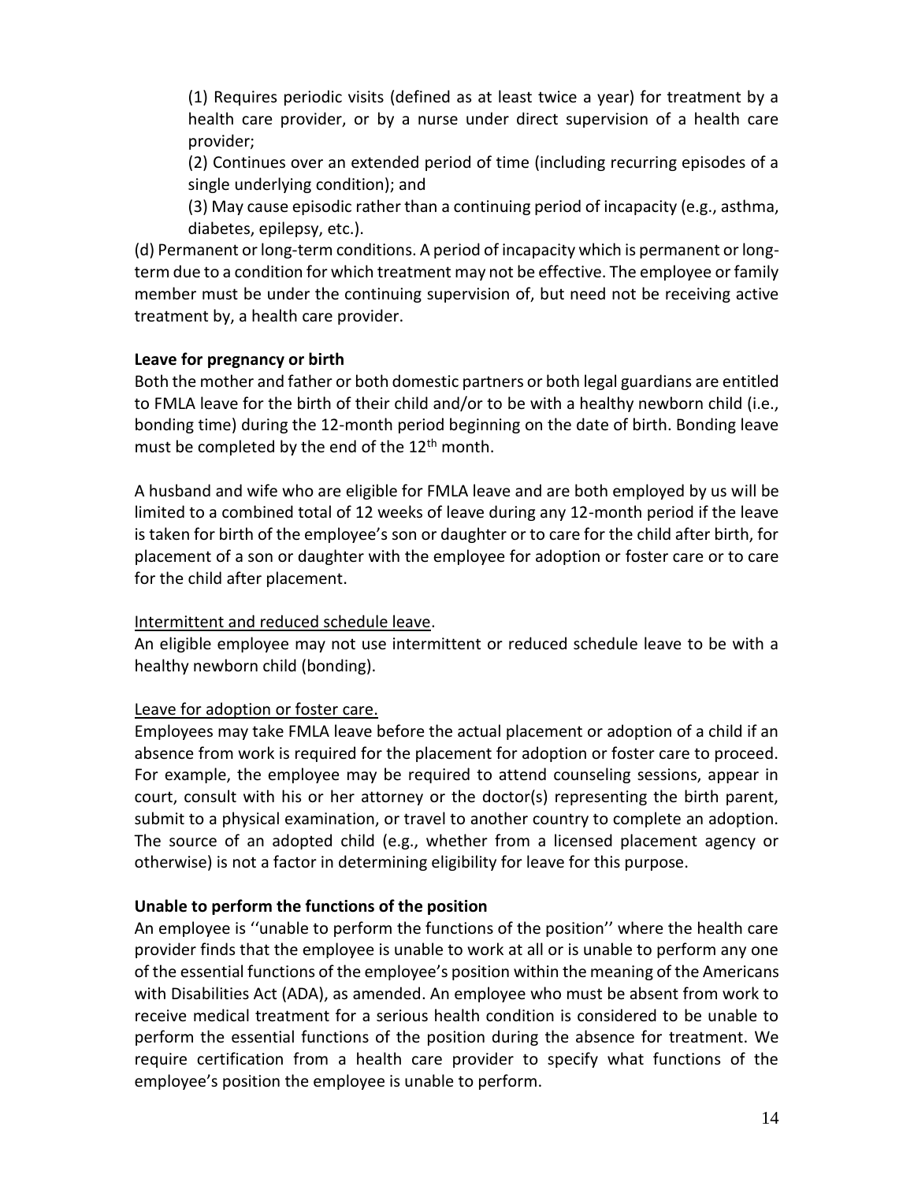(1) Requires periodic visits (defined as at least twice a year) for treatment by a health care provider, or by a nurse under direct supervision of a health care provider;

(2) Continues over an extended period of time (including recurring episodes of a single underlying condition); and

(3) May cause episodic rather than a continuing period of incapacity (e.g., asthma, diabetes, epilepsy, etc.).

(d) Permanent or long-term conditions. A period of incapacity which is permanent or long-term due to a condition for which treatment may not be effective. The employee or family member must be under the continuing supervision of, but need not be receiving active treatment by, a health care provider.

**Leave for pregnancy or birth**

Both the mother and father or both domestic partners or both legal guardians are entitled to FMLA leave for the birth of their child and/or to be with a healthy newborn child (i.e., bonding time) during the 12-month period beginning on the date of birth. Bonding leave must be completed by the end of the 12th month.

A husband and wife who are eligible for FMLA leave and are both employed by us will be limited to a combined total of 12 weeks of leave during any 12-month period if the leave is taken for birth of the employee's son or daughter or to care for the child after birth, for placement of a son or daughter with the employee for adoption or foster care or to care for the child after placement.

<u>Intermittent and reduced schedule leave</u>.

An eligible employee may not use intermittent or reduced schedule leave to be with a healthy newborn child (bonding).

<u>Leave for adoption or foster care.</u>

Employees may take FMLA leave before the actual placement or adoption of a child if an absence from work is required for the placement for adoption or foster care to proceed. For example, the employee may be required to attend counseling sessions, appear in court, consult with his or her attorney or the doctor(s) representing the birth parent, submit to a physical examination, or travel to another country to complete an adoption. The source of an adopted child (e.g., whether from a licensed placement agency or otherwise) is not a factor in determining eligibility for leave for this purpose.

**Unable to perform the functions of the position**

An employee is ''unable to perform the functions of the position'' where the health care provider finds that the employee is unable to work at all or is unable to perform any one of the essential functions of the employee's position within the meaning of the Americans with Disabilities Act (ADA), as amended. An employee who must be absent from work to receive medical treatment for a serious health condition is considered to be unable to perform the essential functions of the position during the absence for treatment. We require certification from a health care provider to specify what functions of the employee's position the employee is unable to perform.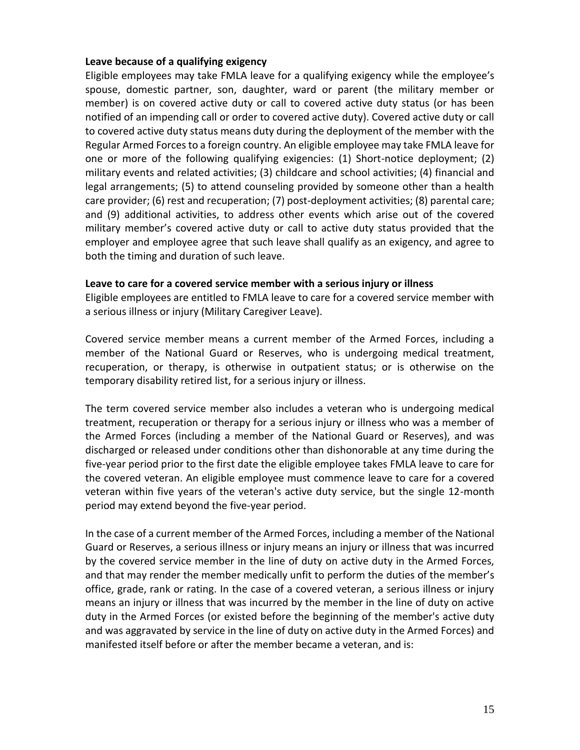**Leave because of a qualifying exigency**

Eligible employees may take FMLA leave for a qualifying exigency while the employee's spouse, domestic partner, son, daughter, ward or parent (the military member or member) is on covered active duty or call to covered active duty status (or has been notified of an impending call or order to covered active duty). Covered active duty or call to covered active duty status means duty during the deployment of the member with the Regular Armed Forces to a foreign country. An eligible employee may take FMLA leave for one or more of the following qualifying exigencies: (1) Short-notice deployment; (2) military events and related activities; (3) childcare and school activities; (4) financial and legal arrangements; (5) to attend counseling provided by someone other than a health care provider; (6) rest and recuperation; (7) post-deployment activities; (8) parental care; and (9) additional activities, to address other events which arise out of the covered military member's covered active duty or call to active duty status provided that the employer and employee agree that such leave shall qualify as an exigency, and agree to both the timing and duration of such leave.

**Leave to care for a covered service member with a serious injury or illness**

Eligible employees are entitled to FMLA leave to care for a covered service member with a serious illness or injury (Military Caregiver Leave).

Covered service member means a current member of the Armed Forces, including a member of the National Guard or Reserves, who is undergoing medical treatment, recuperation, or therapy, is otherwise in outpatient status; or is otherwise on the temporary disability retired list, for a serious injury or illness.

The term covered service member also includes a veteran who is undergoing medical treatment, recuperation or therapy for a serious injury or illness who was a member of the Armed Forces (including a member of the National Guard or Reserves), and was discharged or released under conditions other than dishonorable at any time during the five-year period prior to the first date the eligible employee takes FMLA leave to care for the covered veteran. An eligible employee must commence leave to care for a covered veteran within five years of the veteran's active duty service, but the single 12-month period may extend beyond the five-year period.

In the case of a current member of the Armed Forces, including a member of the National Guard or Reserves, a serious illness or injury means an injury or illness that was incurred by the covered service member in the line of duty on active duty in the Armed Forces, and that may render the member medically unfit to perform the duties of the member's office, grade, rank or rating. In the case of a covered veteran, a serious illness or injury means an injury or illness that was incurred by the member in the line of duty on active duty in the Armed Forces (or existed before the beginning of the member's active duty and was aggravated by service in the line of duty on active duty in the Armed Forces) and manifested itself before or after the member became a veteran, and is: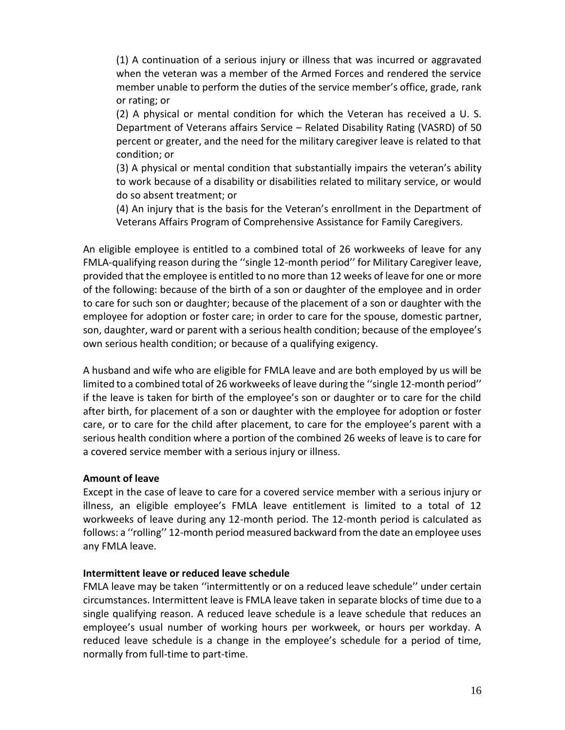(1) A continuation of a serious injury or illness that was incurred or aggravated when the veteran was a member of the Armed Forces and rendered the service member unable to perform the duties of the service member's office, grade, rank or rating; or

(2) A physical or mental condition for which the Veteran has received a U. S. Department of Veterans affairs Service – Related Disability Rating (VASRD) of 50 percent or greater, and the need for the military caregiver leave is related to that condition; or

(3) A physical or mental condition that substantially impairs the veteran's ability to work because of a disability or disabilities related to military service, or would do so absent treatment; or

(4) An injury that is the basis for the Veteran's enrollment in the Department of Veterans Affairs Program of Comprehensive Assistance for Family Caregivers.

An eligible employee is entitled to a combined total of 26 workweeks of leave for any FMLA-qualifying reason during the ''single 12-month period'' for Military Caregiver leave, provided that the employee is entitled to no more than 12 weeks of leave for one or more of the following: because of the birth of a son or daughter of the employee and in order to care for such son or daughter; because of the placement of a son or daughter with the employee for adoption or foster care; in order to care for the spouse, domestic partner, son, daughter, ward or parent with a serious health condition; because of the employee's own serious health condition; or because of a qualifying exigency.

A husband and wife who are eligible for FMLA leave and are both employed by us will be limited to a combined total of 26 workweeks of leave during the ''single 12-month period'' if the leave is taken for birth of the employee's son or daughter or to care for the child after birth, for placement of a son or daughter with the employee for adoption or foster care, or to care for the child after placement, to care for the employee's parent with a serious health condition where a portion of the combined 26 weeks of leave is to care for a covered service member with a serious injury or illness.

**Amount of leave**

Except in the case of leave to care for a covered service member with a serious injury or illness, an eligible employee's FMLA leave entitlement is limited to a total of 12 workweeks of leave during any 12-month period. The 12-month period is calculated as follows: a ''rolling'' 12-month period measured backward from the date an employee uses any FMLA leave.

**Intermittent leave or reduced leave schedule**

FMLA leave may be taken ''intermittently or on a reduced leave schedule'' under certain circumstances. Intermittent leave is FMLA leave taken in separate blocks of time due to a single qualifying reason. A reduced leave schedule is a leave schedule that reduces an employee's usual number of working hours per workweek, or hours per workday. A reduced leave schedule is a change in the employee's schedule for a period of time, normally from full-time to part-time.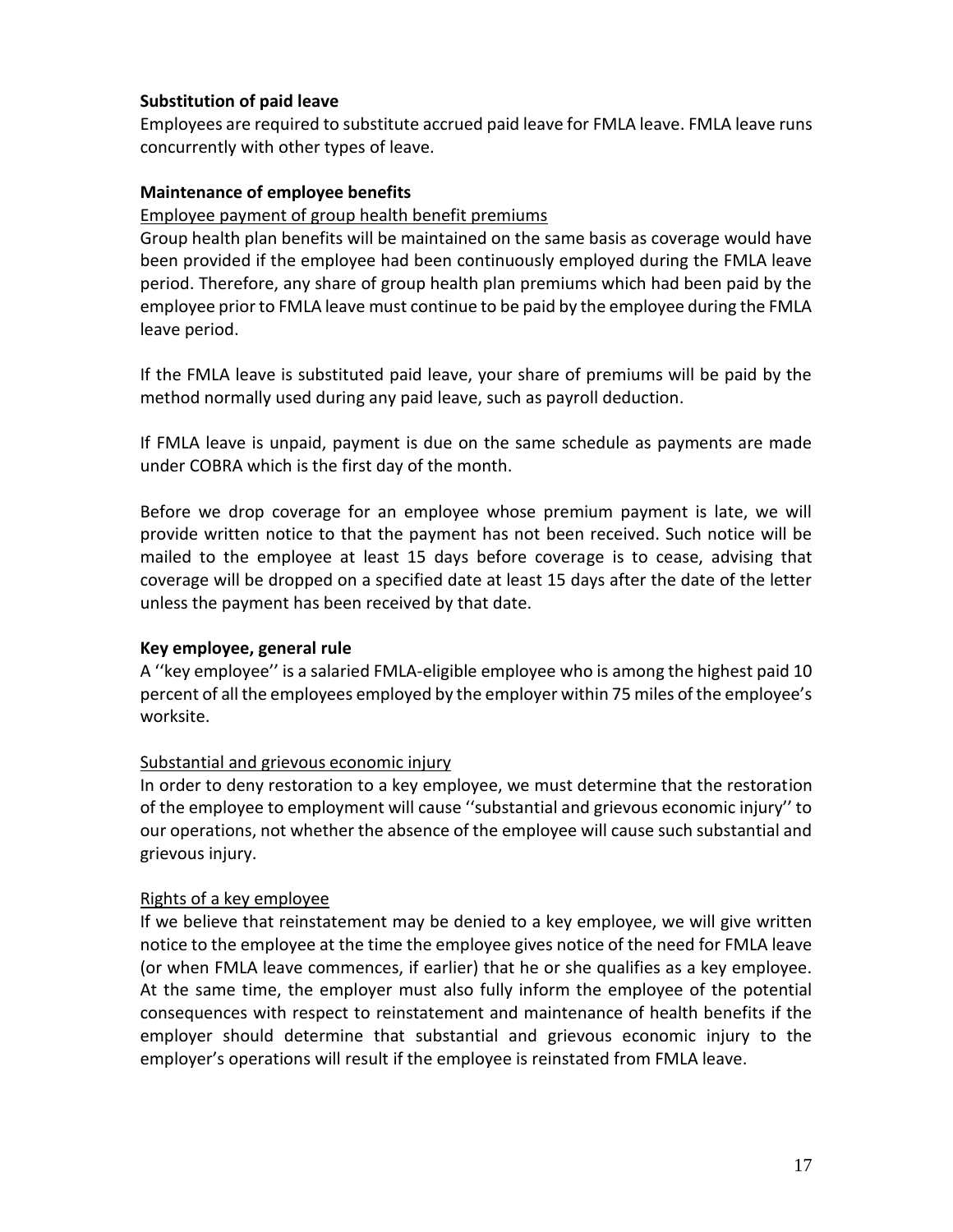**Substitution of paid leave**

Employees are required to substitute accrued paid leave for FMLA leave. FMLA leave runs concurrently with other types of leave.

**Maintenance of employee benefits**

Employee payment of group health benefit premiums

Group health plan benefits will be maintained on the same basis as coverage would have been provided if the employee had been continuously employed during the FMLA leave period. Therefore, any share of group health plan premiums which had been paid by the employee prior to FMLA leave must continue to be paid by the employee during the FMLA leave period.

If the FMLA leave is substituted paid leave, your share of premiums will be paid by the method normally used during any paid leave, such as payroll deduction.

If FMLA leave is unpaid, payment is due on the same schedule as payments are made under COBRA which is the first day of the month.

Before we drop coverage for an employee whose premium payment is late, we will provide written notice to that the payment has not been received. Such notice will be mailed to the employee at least 15 days before coverage is to cease, advising that coverage will be dropped on a specified date at least 15 days after the date of the letter unless the payment has been received by that date.

**Key employee, general rule**

A ''key employee'' is a salaried FMLA-eligible employee who is among the highest paid 10 percent of all the employees employed by the employer within 75 miles of the employee's worksite.

Substantial and grievous economic injury

In order to deny restoration to a key employee, we must determine that the restoration of the employee to employment will cause ''substantial and grievous economic injury'' to our operations, not whether the absence of the employee will cause such substantial and grievous injury.

Rights of a key employee

If we believe that reinstatement may be denied to a key employee, we will give written notice to the employee at the time the employee gives notice of the need for FMLA leave (or when FMLA leave commences, if earlier) that he or she qualifies as a key employee. At the same time, the employer must also fully inform the employee of the potential consequences with respect to reinstatement and maintenance of health benefits if the employer should determine that substantial and grievous economic injury to the employer's operations will result if the employee is reinstated from FMLA leave.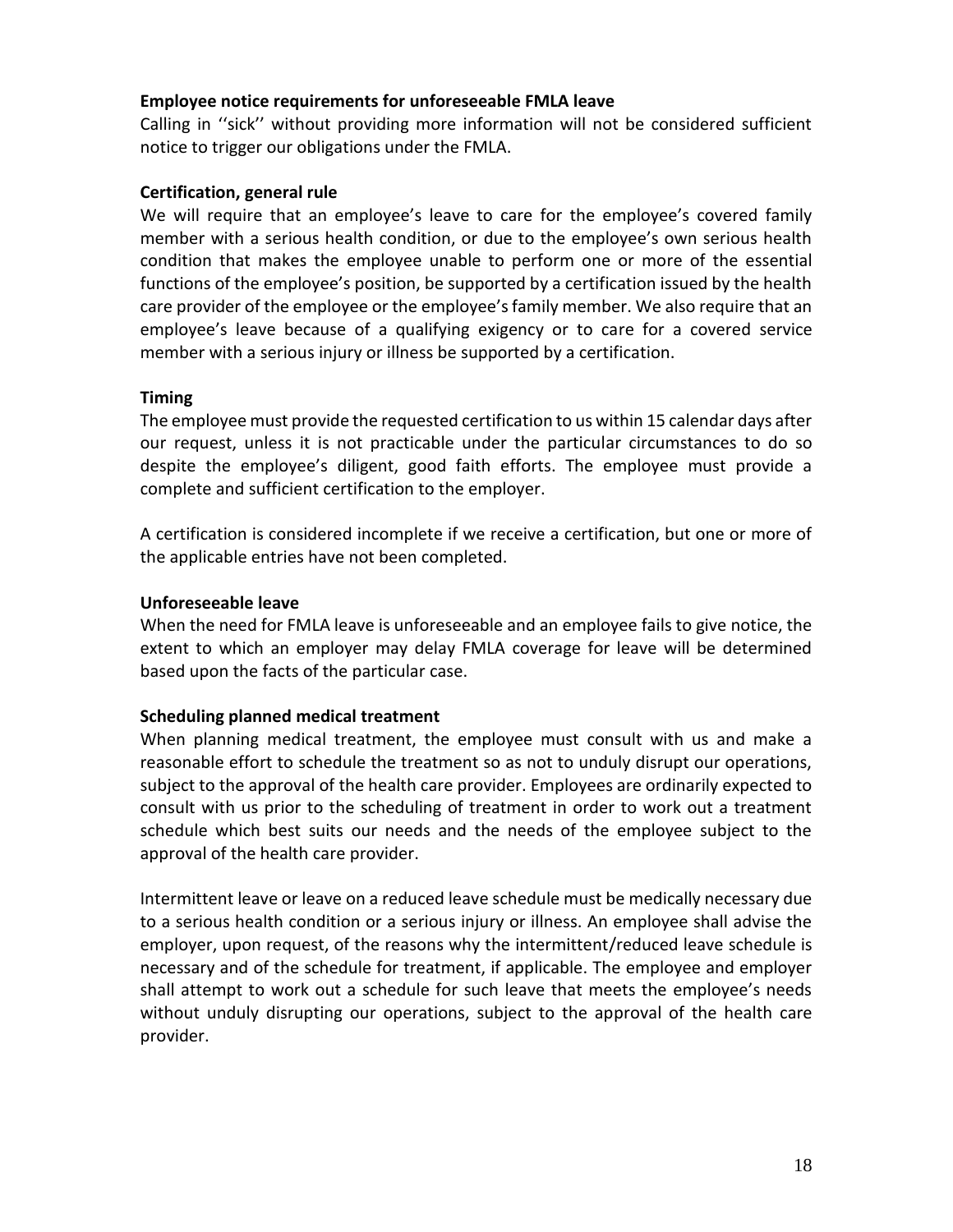**Employee notice requirements for unforeseeable FMLA leave**

Calling in ''sick'' without providing more information will not be considered sufficient notice to trigger our obligations under the FMLA.

**Certification, general rule**

We will require that an employee's leave to care for the employee's covered family member with a serious health condition, or due to the employee's own serious health condition that makes the employee unable to perform one or more of the essential functions of the employee's position, be supported by a certification issued by the health care provider of the employee or the employee's family member. We also require that an employee's leave because of a qualifying exigency or to care for a covered service member with a serious injury or illness be supported by a certification.

**Timing**

The employee must provide the requested certification to us within 15 calendar days after our request, unless it is not practicable under the particular circumstances to do so despite the employee's diligent, good faith efforts. The employee must provide a complete and sufficient certification to the employer.

A certification is considered incomplete if we receive a certification, but one or more of the applicable entries have not been completed.

**Unforeseeable leave**

When the need for FMLA leave is unforeseeable and an employee fails to give notice, the extent to which an employer may delay FMLA coverage for leave will be determined based upon the facts of the particular case.

**Scheduling planned medical treatment**

When planning medical treatment, the employee must consult with us and make a reasonable effort to schedule the treatment so as not to unduly disrupt our operations, subject to the approval of the health care provider. Employees are ordinarily expected to consult with us prior to the scheduling of treatment in order to work out a treatment schedule which best suits our needs and the needs of the employee subject to the approval of the health care provider.

Intermittent leave or leave on a reduced leave schedule must be medically necessary due to a serious health condition or a serious injury or illness. An employee shall advise the employer, upon request, of the reasons why the intermittent/reduced leave schedule is necessary and of the schedule for treatment, if applicable. The employee and employer shall attempt to work out a schedule for such leave that meets the employee's needs without unduly disrupting our operations, subject to the approval of the health care provider.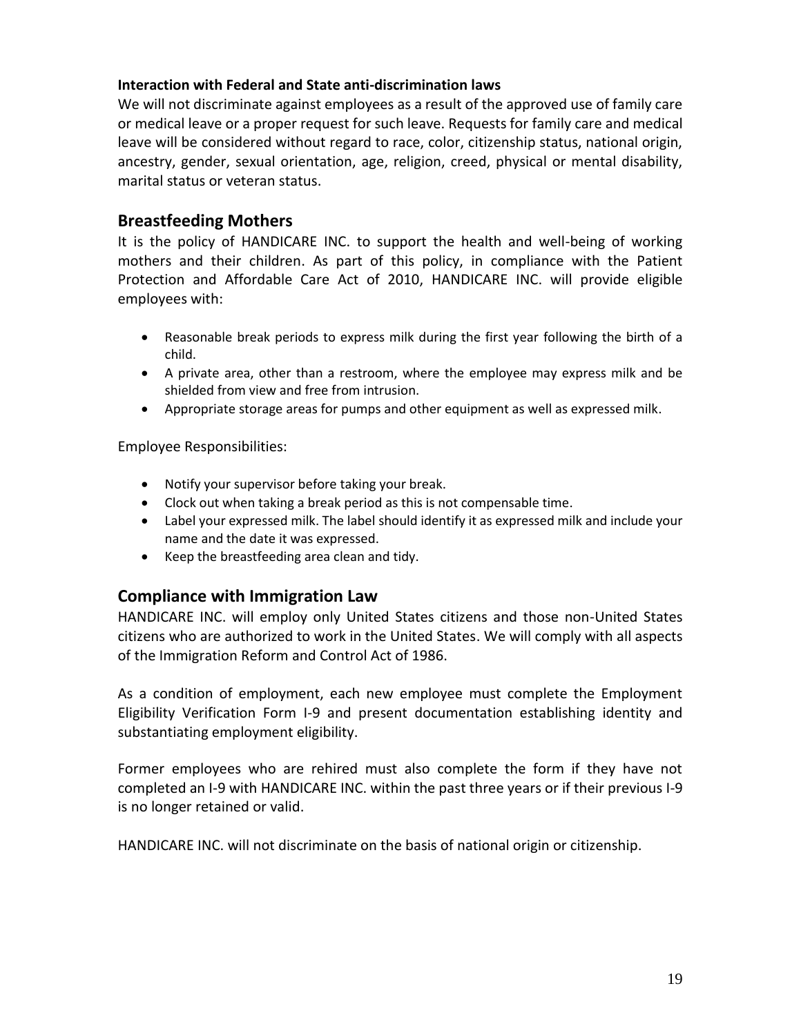**Interaction with Federal and State anti-discrimination laws**

We will not discriminate against employees as a result of the approved use of family care or medical leave or a proper request for such leave. Requests for family care and medical leave will be considered without regard to race, color, citizenship status, national origin, ancestry, gender, sexual orientation, age, religion, creed, physical or mental disability, marital status or veteran status.

## Breastfeeding Mothers

It is the policy of HANDICARE INC. to support the health and well-being of working mothers and their children. As part of this policy, in compliance with the Patient Protection and Affordable Care Act of 2010, HANDICARE INC. will provide eligible employees with:

- Reasonable break periods to express milk during the first year following the birth of a child.
- A private area, other than a restroom, where the employee may express milk and be shielded from view and free from intrusion.
- Appropriate storage areas for pumps and other equipment as well as expressed milk.

Employee Responsibilities:

- Notify your supervisor before taking your break.
- Clock out when taking a break period as this is not compensable time.
- Label your expressed milk. The label should identify it as expressed milk and include your name and the date it was expressed.
- Keep the breastfeeding area clean and tidy.

## Compliance with Immigration Law

HANDICARE INC. will employ only United States citizens and those non-United States citizens who are authorized to work in the United States. We will comply with all aspects of the Immigration Reform and Control Act of 1986.

As a condition of employment, each new employee must complete the Employment Eligibility Verification Form I-9 and present documentation establishing identity and substantiating employment eligibility.

Former employees who are rehired must also complete the form if they have not completed an I-9 with HANDICARE INC. within the past three years or if their previous I-9 is no longer retained or valid.

HANDICARE INC. will not discriminate on the basis of national origin or citizenship.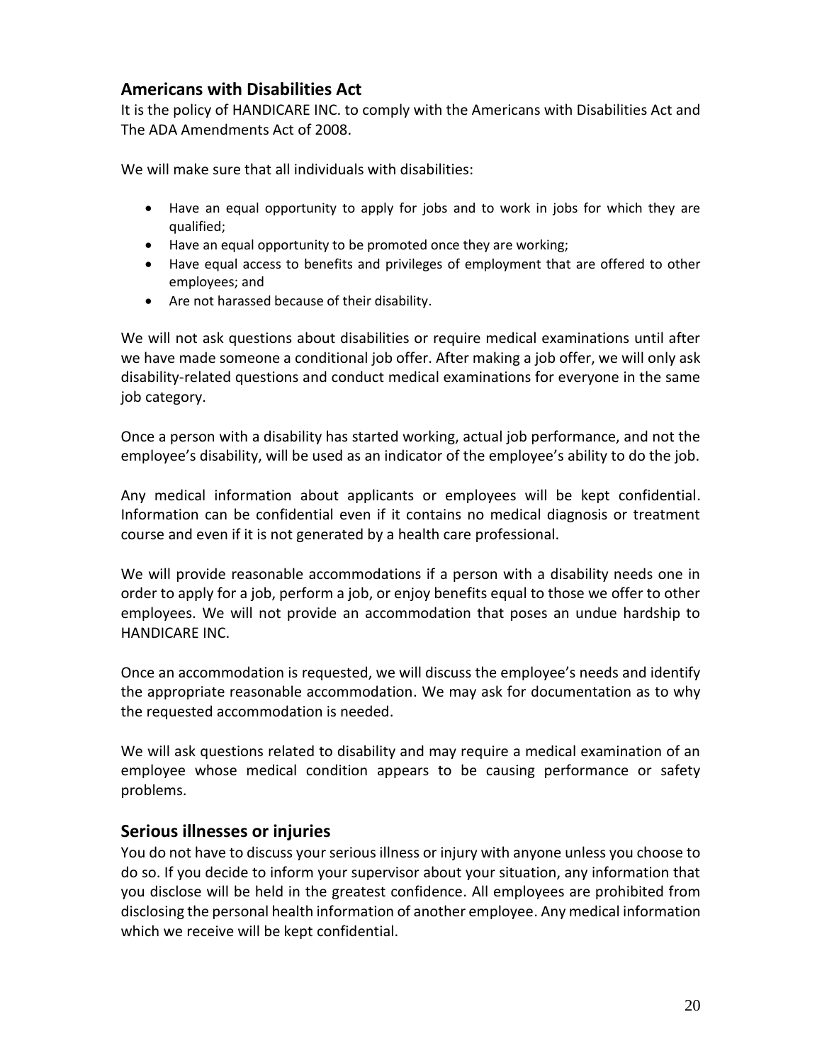## Americans with Disabilities Act

It is the policy of HANDICARE INC. to comply with the Americans with Disabilities Act and The ADA Amendments Act of 2008.

We will make sure that all individuals with disabilities:

- Have an equal opportunity to apply for jobs and to work in jobs for which they are qualified;
- Have an equal opportunity to be promoted once they are working;
- Have equal access to benefits and privileges of employment that are offered to other employees; and
- Are not harassed because of their disability.

We will not ask questions about disabilities or require medical examinations until after we have made someone a conditional job offer. After making a job offer, we will only ask disability-related questions and conduct medical examinations for everyone in the same job category.

Once a person with a disability has started working, actual job performance, and not the employee's disability, will be used as an indicator of the employee's ability to do the job.

Any medical information about applicants or employees will be kept confidential. Information can be confidential even if it contains no medical diagnosis or treatment course and even if it is not generated by a health care professional.

We will provide reasonable accommodations if a person with a disability needs one in order to apply for a job, perform a job, or enjoy benefits equal to those we offer to other employees. We will not provide an accommodation that poses an undue hardship to HANDICARE INC.

Once an accommodation is requested, we will discuss the employee's needs and identify the appropriate reasonable accommodation. We may ask for documentation as to why the requested accommodation is needed.

We will ask questions related to disability and may require a medical examination of an employee whose medical condition appears to be causing performance or safety problems.

## Serious illnesses or injuries

You do not have to discuss your serious illness or injury with anyone unless you choose to do so. If you decide to inform your supervisor about your situation, any information that you disclose will be held in the greatest confidence. All employees are prohibited from disclosing the personal health information of another employee. Any medical information which we receive will be kept confidential.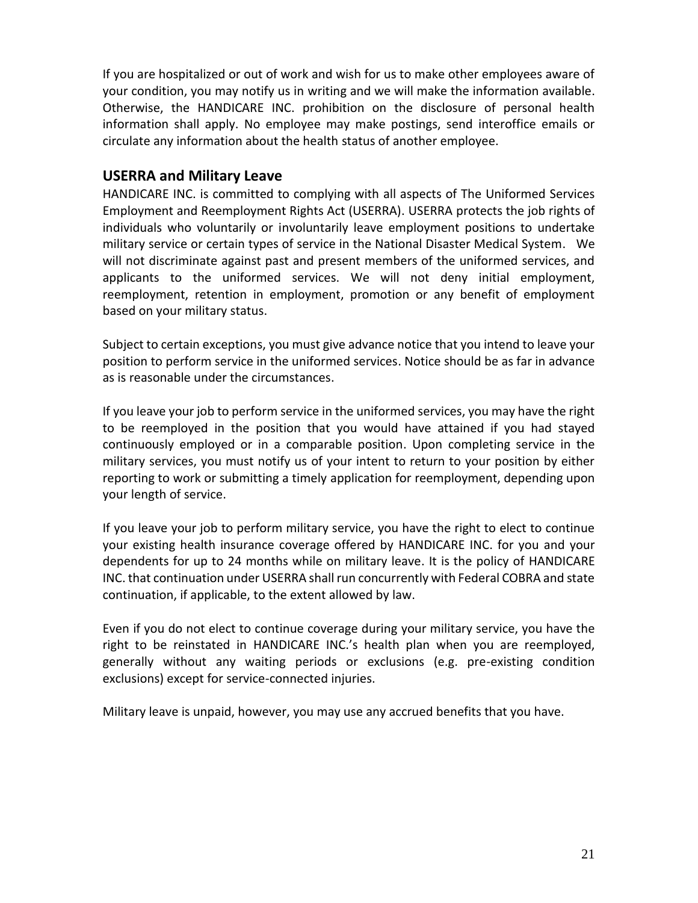If you are hospitalized or out of work and wish for us to make other employees aware of your condition, you may notify us in writing and we will make the information available. Otherwise, the HANDICARE INC. prohibition on the disclosure of personal health information shall apply. No employee may make postings, send interoffice emails or circulate any information about the health status of another employee.

## USERRA and Military Leave

HANDICARE INC. is committed to complying with all aspects of The Uniformed Services Employment and Reemployment Rights Act (USERRA). USERRA protects the job rights of individuals who voluntarily or involuntarily leave employment positions to undertake military service or certain types of service in the National Disaster Medical System. We will not discriminate against past and present members of the uniformed services, and applicants to the uniformed services. We will not deny initial employment, reemployment, retention in employment, promotion or any benefit of employment based on your military status.

Subject to certain exceptions, you must give advance notice that you intend to leave your position to perform service in the uniformed services. Notice should be as far in advance as is reasonable under the circumstances.

If you leave your job to perform service in the uniformed services, you may have the right to be reemployed in the position that you would have attained if you had stayed continuously employed or in a comparable position. Upon completing service in the military services, you must notify us of your intent to return to your position by either reporting to work or submitting a timely application for reemployment, depending upon your length of service.

If you leave your job to perform military service, you have the right to elect to continue your existing health insurance coverage offered by HANDICARE INC. for you and your dependents for up to 24 months while on military leave. It is the policy of HANDICARE INC. that continuation under USERRA shall run concurrently with Federal COBRA and state continuation, if applicable, to the extent allowed by law.

Even if you do not elect to continue coverage during your military service, you have the right to be reinstated in HANDICARE INC.'s health plan when you are reemployed, generally without any waiting periods or exclusions (e.g. pre-existing condition exclusions) except for service-connected injuries.

Military leave is unpaid, however, you may use any accrued benefits that you have.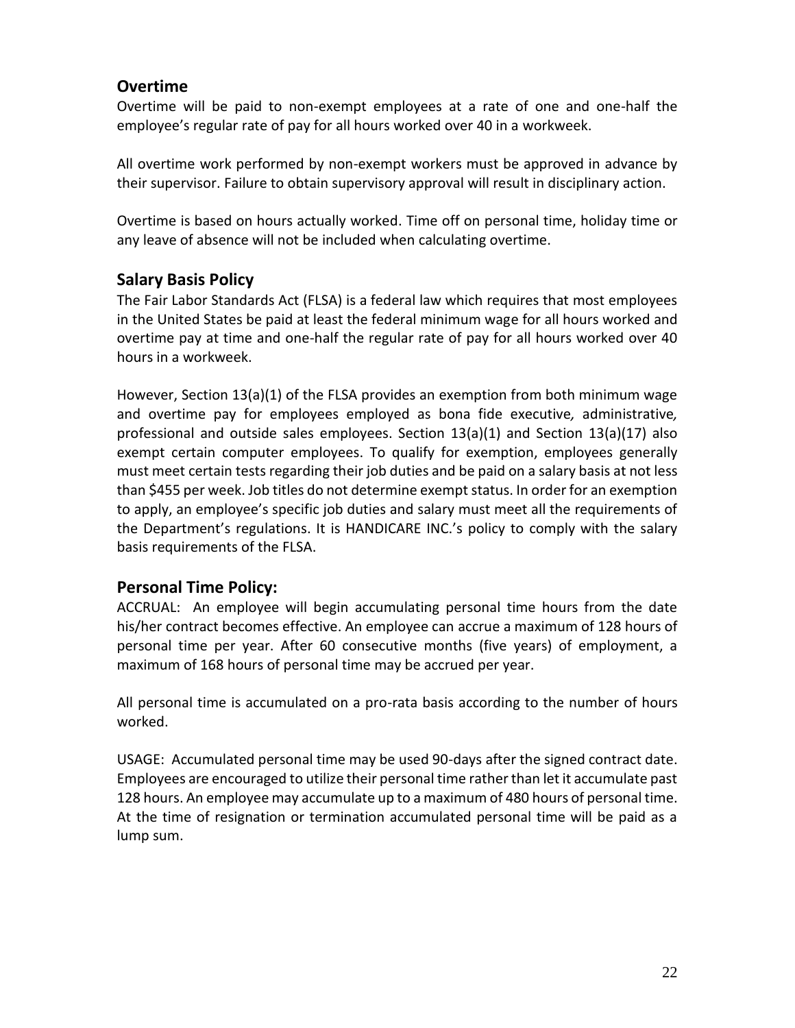## Overtime

Overtime will be paid to non-exempt employees at a rate of one and one-half the employee's regular rate of pay for all hours worked over 40 in a workweek.

All overtime work performed by non-exempt workers must be approved in advance by their supervisor. Failure to obtain supervisory approval will result in disciplinary action.

Overtime is based on hours actually worked. Time off on personal time, holiday time or any leave of absence will not be included when calculating overtime.

## Salary Basis Policy

The Fair Labor Standards Act (FLSA) is a federal law which requires that most employees in the United States be paid at least the federal minimum wage for all hours worked and overtime pay at time and one-half the regular rate of pay for all hours worked over 40 hours in a workweek.

However, Section 13(a)(1) of the FLSA provides an exemption from both minimum wage and overtime pay for employees employed as bona fide executive*,* administrative*,* professional and outside sales employees. Section 13(a)(1) and Section 13(a)(17) also exempt certain computer employees. To qualify for exemption, employees generally must meet certain tests regarding their job duties and be paid on a salary basis at not less than $455 per week. Job titles do not determine exempt status. In order for an exemption to apply, an employee's specific job duties and salary must meet all the requirements of the Department's regulations. It is HANDICARE INC.'s policy to comply with the salary basis requirements of the FLSA.

## Personal Time Policy:

ACCRUAL: An employee will begin accumulating personal time hours from the date his/her contract becomes effective. An employee can accrue a maximum of 128 hours of personal time per year. After 60 consecutive months (five years) of employment, a maximum of 168 hours of personal time may be accrued per year.

All personal time is accumulated on a pro-rata basis according to the number of hours worked.

USAGE: Accumulated personal time may be used 90-days after the signed contract date. Employees are encouraged to utilize their personal time rather than let it accumulate past 128 hours. An employee may accumulate up to a maximum of 480 hours of personal time. At the time of resignation or termination accumulated personal time will be paid as a lump sum.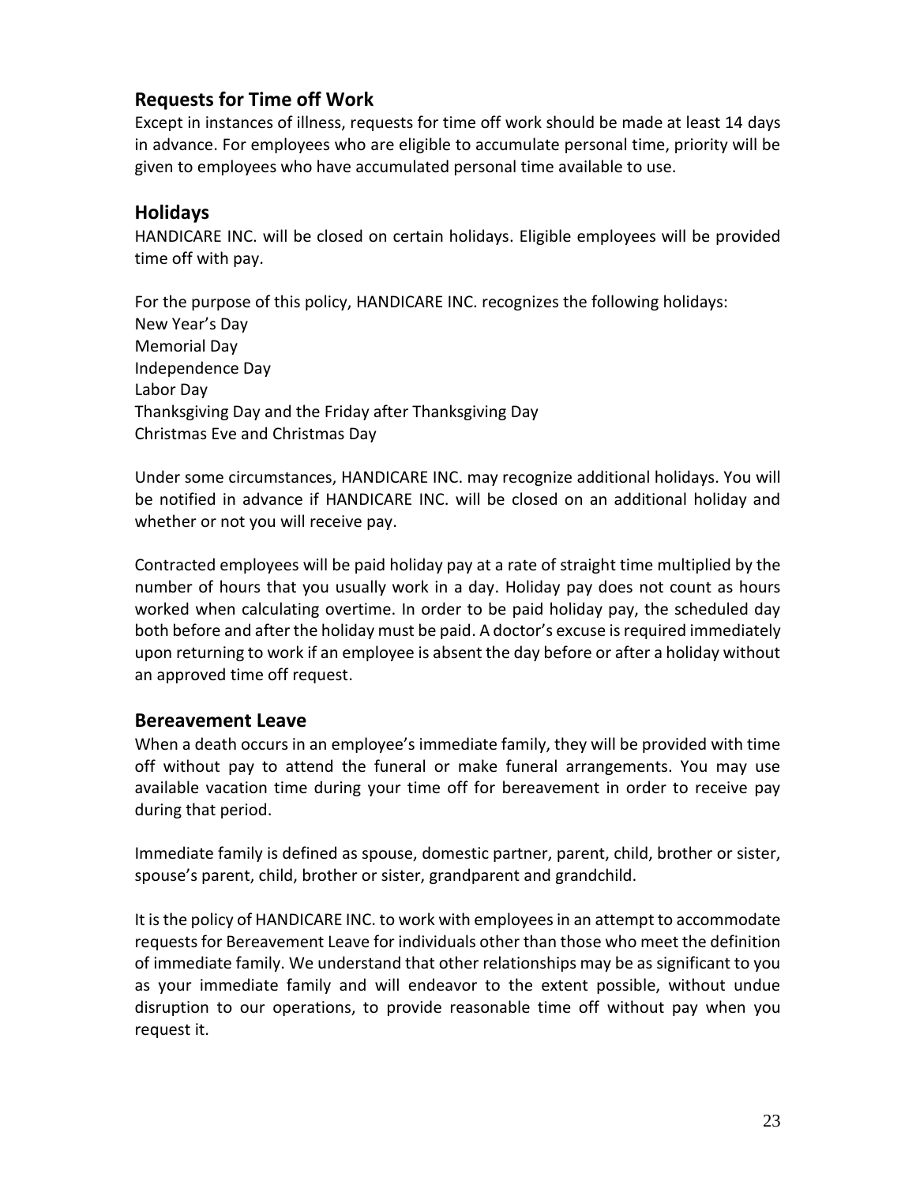## Requests for Time off Work

Except in instances of illness, requests for time off work should be made at least 14 days in advance. For employees who are eligible to accumulate personal time, priority will be given to employees who have accumulated personal time available to use.

## Holidays

HANDICARE INC. will be closed on certain holidays. Eligible employees will be provided time off with pay.

For the purpose of this policy, HANDICARE INC. recognizes the following holidays:
New Year's Day
Memorial Day
Independence Day
Labor Day
Thanksgiving Day and the Friday after Thanksgiving Day
Christmas Eve and Christmas Day

Under some circumstances, HANDICARE INC. may recognize additional holidays. You will be notified in advance if HANDICARE INC. will be closed on an additional holiday and whether or not you will receive pay.

Contracted employees will be paid holiday pay at a rate of straight time multiplied by the number of hours that you usually work in a day. Holiday pay does not count as hours worked when calculating overtime. In order to be paid holiday pay, the scheduled day both before and after the holiday must be paid. A doctor's excuse is required immediately upon returning to work if an employee is absent the day before or after a holiday without an approved time off request.

## Bereavement Leave

When a death occurs in an employee's immediate family, they will be provided with time off without pay to attend the funeral or make funeral arrangements. You may use available vacation time during your time off for bereavement in order to receive pay during that period.

Immediate family is defined as spouse, domestic partner, parent, child, brother or sister, spouse's parent, child, brother or sister, grandparent and grandchild.

It is the policy of HANDICARE INC. to work with employees in an attempt to accommodate requests for Bereavement Leave for individuals other than those who meet the definition of immediate family. We understand that other relationships may be as significant to you as your immediate family and will endeavor to the extent possible, without undue disruption to our operations, to provide reasonable time off without pay when you request it.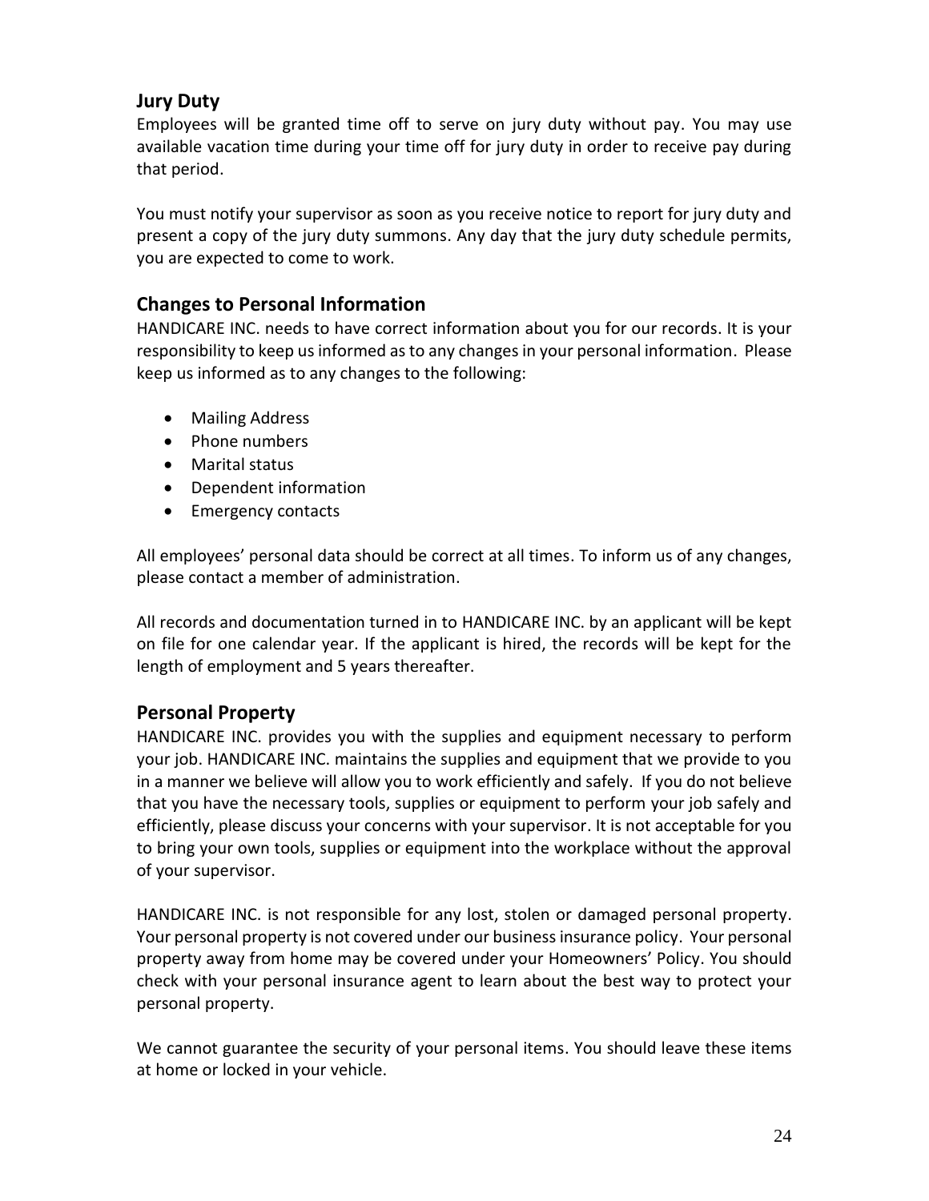## Jury Duty

Employees will be granted time off to serve on jury duty without pay. You may use available vacation time during your time off for jury duty in order to receive pay during that period.

You must notify your supervisor as soon as you receive notice to report for jury duty and present a copy of the jury duty summons. Any day that the jury duty schedule permits, you are expected to come to work.

## Changes to Personal Information

HANDICARE INC. needs to have correct information about you for our records. It is your responsibility to keep us informed as to any changes in your personal information. Please keep us informed as to any changes to the following:

- Mailing Address
- Phone numbers
- Marital status
- Dependent information
- Emergency contacts

All employees' personal data should be correct at all times. To inform us of any changes, please contact a member of administration.

All records and documentation turned in to HANDICARE INC. by an applicant will be kept on file for one calendar year. If the applicant is hired, the records will be kept for the length of employment and 5 years thereafter.

## Personal Property

HANDICARE INC. provides you with the supplies and equipment necessary to perform your job. HANDICARE INC. maintains the supplies and equipment that we provide to you in a manner we believe will allow you to work efficiently and safely. If you do not believe that you have the necessary tools, supplies or equipment to perform your job safely and efficiently, please discuss your concerns with your supervisor. It is not acceptable for you to bring your own tools, supplies or equipment into the workplace without the approval of your supervisor.

HANDICARE INC. is not responsible for any lost, stolen or damaged personal property. Your personal property is not covered under our business insurance policy. Your personal property away from home may be covered under your Homeowners' Policy. You should check with your personal insurance agent to learn about the best way to protect your personal property.

We cannot guarantee the security of your personal items. You should leave these items at home or locked in your vehicle.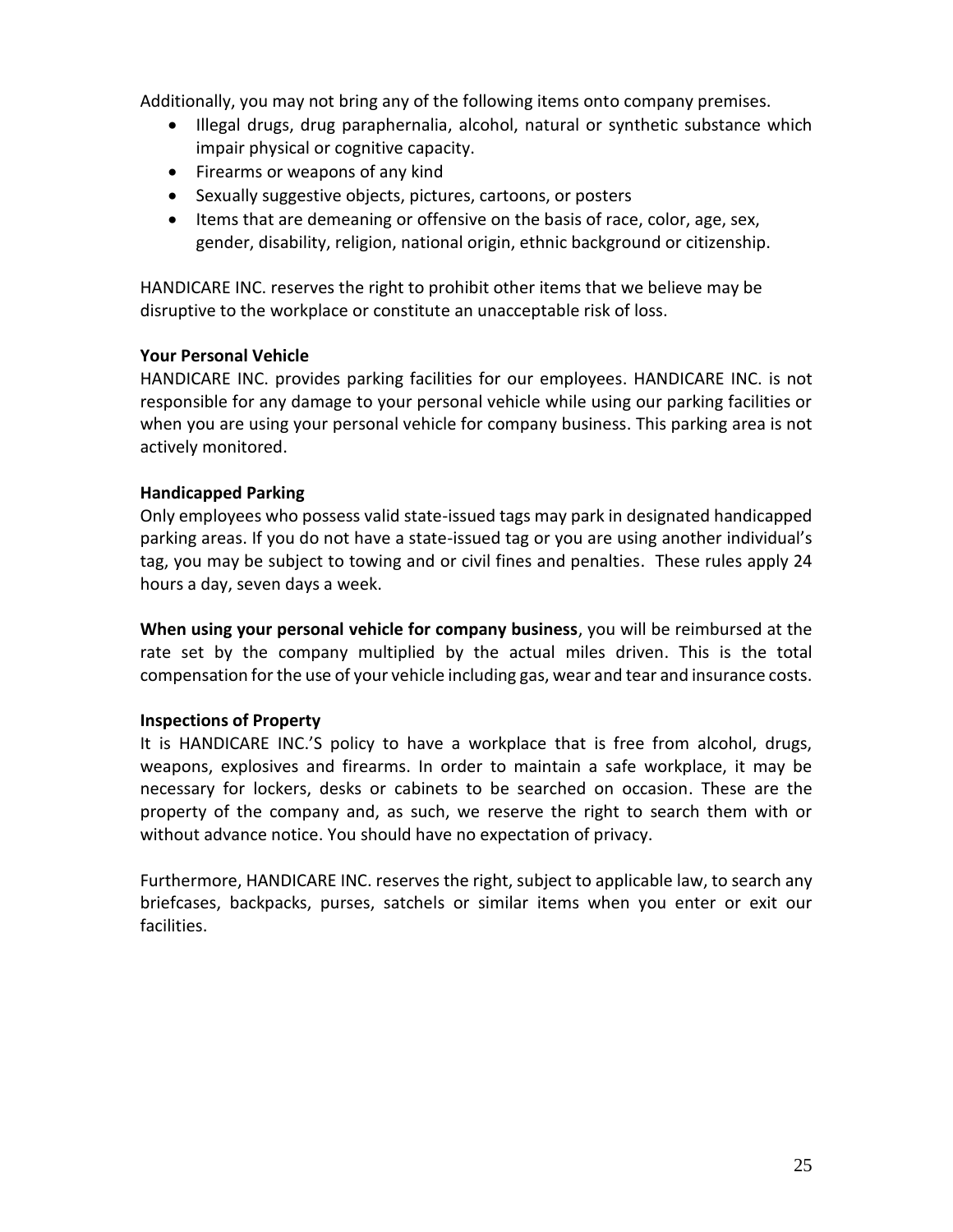Additionally, you may not bring any of the following items onto company premises.

- Illegal drugs, drug paraphernalia, alcohol, natural or synthetic substance which impair physical or cognitive capacity.
- Firearms or weapons of any kind
- Sexually suggestive objects, pictures, cartoons, or posters
- Items that are demeaning or offensive on the basis of race, color, age, sex, gender, disability, religion, national origin, ethnic background or citizenship.

HANDICARE INC. reserves the right to prohibit other items that we believe may be disruptive to the workplace or constitute an unacceptable risk of loss.

**Your Personal Vehicle**

HANDICARE INC. provides parking facilities for our employees. HANDICARE INC. is not responsible for any damage to your personal vehicle while using our parking facilities or when you are using your personal vehicle for company business. This parking area is not actively monitored.

**Handicapped Parking**

Only employees who possess valid state-issued tags may park in designated handicapped parking areas. If you do not have a state-issued tag or you are using another individual's tag, you may be subject to towing and or civil fines and penalties. These rules apply 24 hours a day, seven days a week.

**When using your personal vehicle for company business**, you will be reimbursed at the rate set by the company multiplied by the actual miles driven. This is the total compensation for the use of your vehicle including gas, wear and tear and insurance costs.

**Inspections of Property**

It is HANDICARE INC.'S policy to have a workplace that is free from alcohol, drugs, weapons, explosives and firearms. In order to maintain a safe workplace, it may be necessary for lockers, desks or cabinets to be searched on occasion. These are the property of the company and, as such, we reserve the right to search them with or without advance notice. You should have no expectation of privacy.

Furthermore, HANDICARE INC. reserves the right, subject to applicable law, to search any briefcases, backpacks, purses, satchels or similar items when you enter or exit our facilities.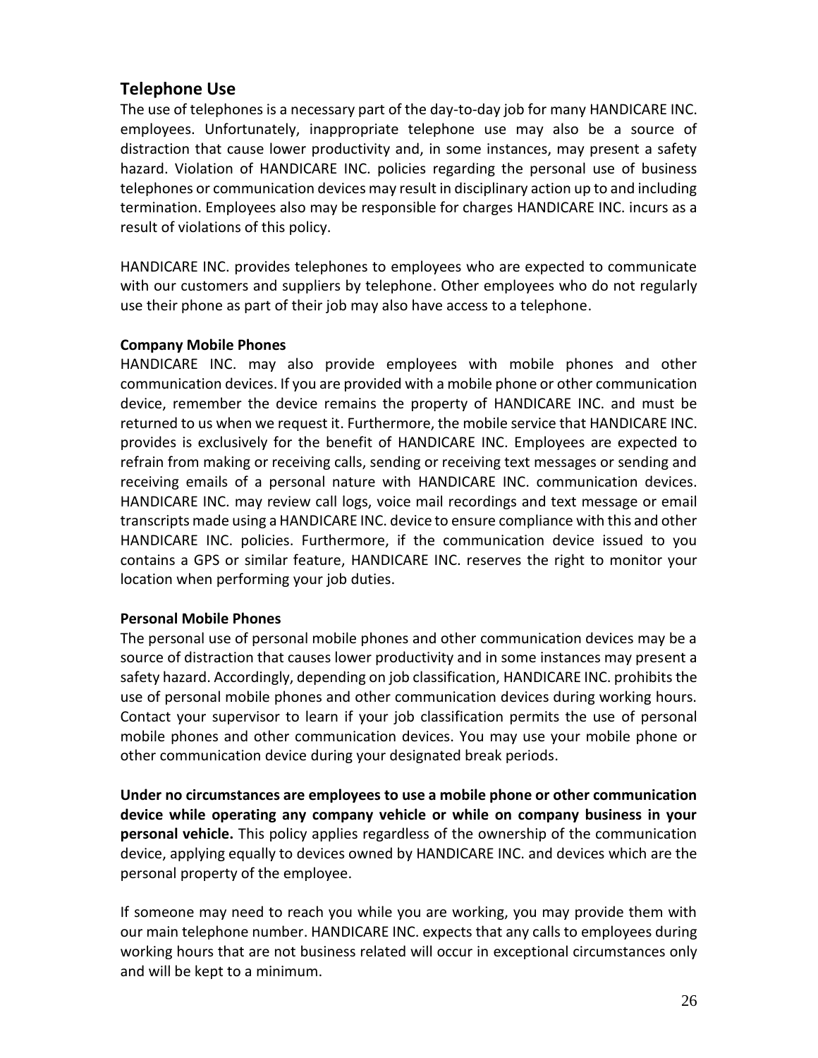## Telephone Use

The use of telephones is a necessary part of the day-to-day job for many HANDICARE INC. employees. Unfortunately, inappropriate telephone use may also be a source of distraction that cause lower productivity and, in some instances, may present a safety hazard. Violation of HANDICARE INC. policies regarding the personal use of business telephones or communication devices may result in disciplinary action up to and including termination. Employees also may be responsible for charges HANDICARE INC. incurs as a result of violations of this policy.

HANDICARE INC. provides telephones to employees who are expected to communicate with our customers and suppliers by telephone. Other employees who do not regularly use their phone as part of their job may also have access to a telephone.

### Company Mobile Phones

HANDICARE INC. may also provide employees with mobile phones and other communication devices. If you are provided with a mobile phone or other communication device, remember the device remains the property of HANDICARE INC. and must be returned to us when we request it. Furthermore, the mobile service that HANDICARE INC. provides is exclusively for the benefit of HANDICARE INC. Employees are expected to refrain from making or receiving calls, sending or receiving text messages or sending and receiving emails of a personal nature with HANDICARE INC. communication devices. HANDICARE INC. may review call logs, voice mail recordings and text message or email transcripts made using a HANDICARE INC. device to ensure compliance with this and other HANDICARE INC. policies. Furthermore, if the communication device issued to you contains a GPS or similar feature, HANDICARE INC. reserves the right to monitor your location when performing your job duties.

### Personal Mobile Phones

The personal use of personal mobile phones and other communication devices may be a source of distraction that causes lower productivity and in some instances may present a safety hazard. Accordingly, depending on job classification, HANDICARE INC. prohibits the use of personal mobile phones and other communication devices during working hours. Contact your supervisor to learn if your job classification permits the use of personal mobile phones and other communication devices. You may use your mobile phone or other communication device during your designated break periods.

**Under no circumstances are employees to use a mobile phone or other communication device while operating any company vehicle or while on company business in your personal vehicle.** This policy applies regardless of the ownership of the communication device, applying equally to devices owned by HANDICARE INC. and devices which are the personal property of the employee.

If someone may need to reach you while you are working, you may provide them with our main telephone number. HANDICARE INC. expects that any calls to employees during working hours that are not business related will occur in exceptional circumstances only and will be kept to a minimum.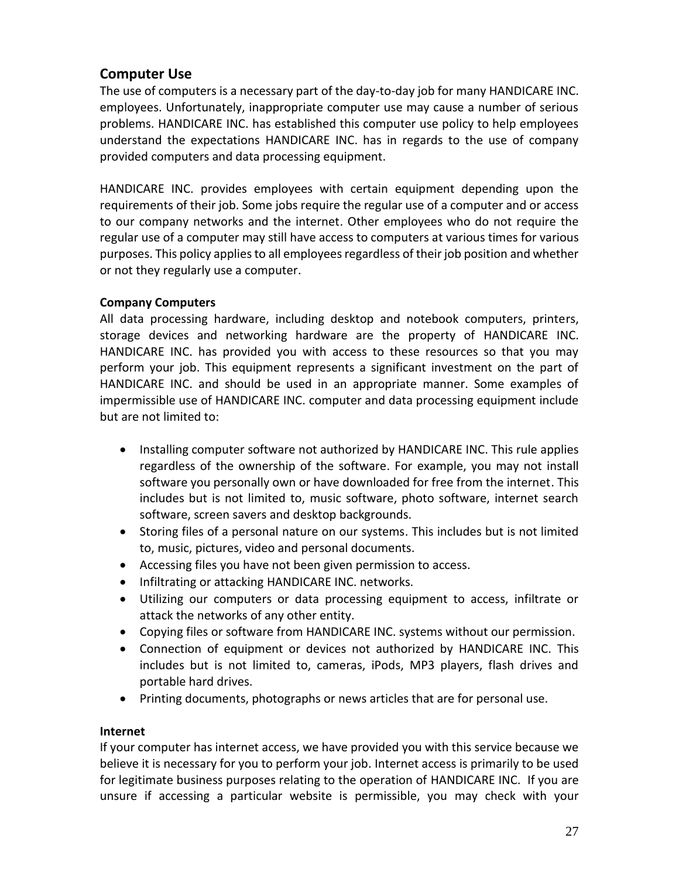## Computer Use

The use of computers is a necessary part of the day-to-day job for many HANDICARE INC. employees. Unfortunately, inappropriate computer use may cause a number of serious problems. HANDICARE INC. has established this computer use policy to help employees understand the expectations HANDICARE INC. has in regards to the use of company provided computers and data processing equipment.

HANDICARE INC. provides employees with certain equipment depending upon the requirements of their job. Some jobs require the regular use of a computer and or access to our company networks and the internet. Other employees who do not require the regular use of a computer may still have access to computers at various times for various purposes. This policy applies to all employees regardless of their job position and whether or not they regularly use a computer.

### Company Computers

All data processing hardware, including desktop and notebook computers, printers, storage devices and networking hardware are the property of HANDICARE INC. HANDICARE INC. has provided you with access to these resources so that you may perform your job. This equipment represents a significant investment on the part of HANDICARE INC. and should be used in an appropriate manner. Some examples of impermissible use of HANDICARE INC. computer and data processing equipment include but are not limited to:

- Installing computer software not authorized by HANDICARE INC. This rule applies regardless of the ownership of the software. For example, you may not install software you personally own or have downloaded for free from the internet. This includes but is not limited to, music software, photo software, internet search software, screen savers and desktop backgrounds.
- Storing files of a personal nature on our systems. This includes but is not limited to, music, pictures, video and personal documents.
- Accessing files you have not been given permission to access.
- Infiltrating or attacking HANDICARE INC. networks.
- Utilizing our computers or data processing equipment to access, infiltrate or attack the networks of any other entity.
- Copying files or software from HANDICARE INC. systems without our permission.
- Connection of equipment or devices not authorized by HANDICARE INC. This includes but is not limited to, cameras, iPods, MP3 players, flash drives and portable hard drives.
- Printing documents, photographs or news articles that are for personal use.

### Internet

If your computer has internet access, we have provided you with this service because we believe it is necessary for you to perform your job. Internet access is primarily to be used for legitimate business purposes relating to the operation of HANDICARE INC. If you are unsure if accessing a particular website is permissible, you may check with your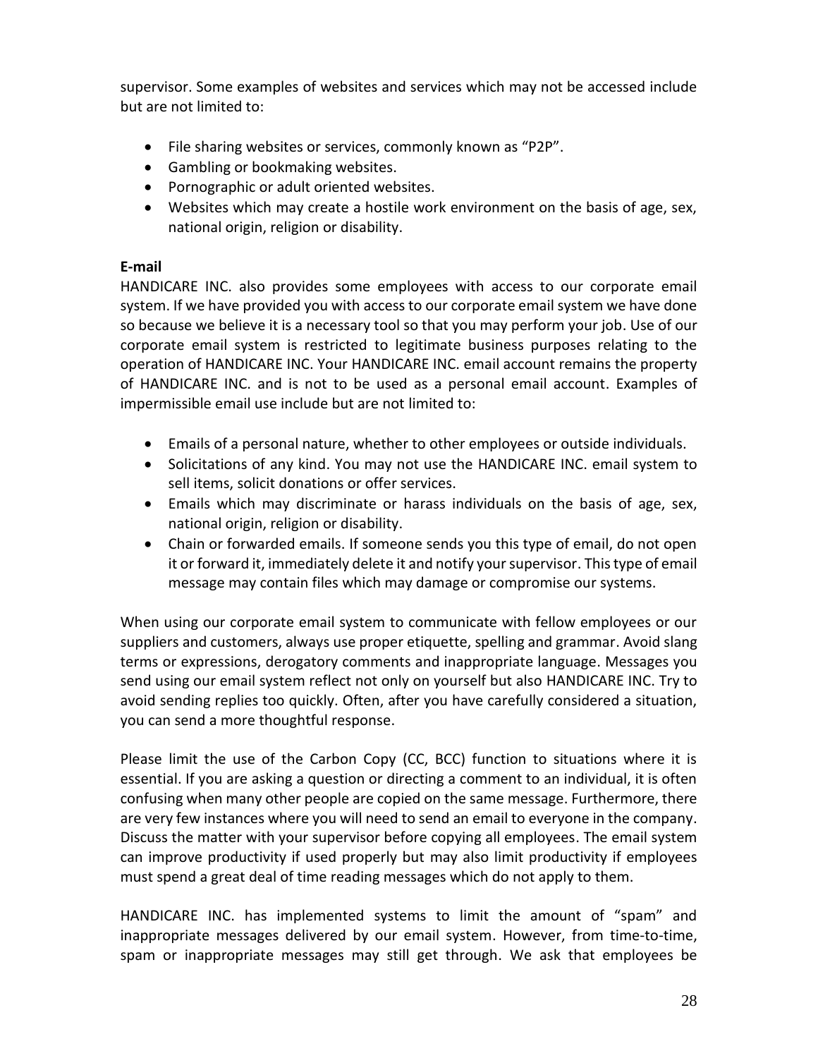supervisor. Some examples of websites and services which may not be accessed include but are not limited to:

- File sharing websites or services, commonly known as “P2P”.
- Gambling or bookmaking websites.
- Pornographic or adult oriented websites.
- Websites which may create a hostile work environment on the basis of age, sex, national origin, religion or disability.

**E-mail**

HANDICARE INC. also provides some employees with access to our corporate email system. If we have provided you with access to our corporate email system we have done so because we believe it is a necessary tool so that you may perform your job. Use of our corporate email system is restricted to legitimate business purposes relating to the operation of HANDICARE INC. Your HANDICARE INC. email account remains the property of HANDICARE INC. and is not to be used as a personal email account. Examples of impermissible email use include but are not limited to:

- Emails of a personal nature, whether to other employees or outside individuals.
- Solicitations of any kind. You may not use the HANDICARE INC. email system to sell items, solicit donations or offer services.
- Emails which may discriminate or harass individuals on the basis of age, sex, national origin, religion or disability.
- Chain or forwarded emails. If someone sends you this type of email, do not open it or forward it, immediately delete it and notify your supervisor. This type of email message may contain files which may damage or compromise our systems.

When using our corporate email system to communicate with fellow employees or our suppliers and customers, always use proper etiquette, spelling and grammar. Avoid slang terms or expressions, derogatory comments and inappropriate language. Messages you send using our email system reflect not only on yourself but also HANDICARE INC. Try to avoid sending replies too quickly. Often, after you have carefully considered a situation, you can send a more thoughtful response.

Please limit the use of the Carbon Copy (CC, BCC) function to situations where it is essential. If you are asking a question or directing a comment to an individual, it is often confusing when many other people are copied on the same message. Furthermore, there are very few instances where you will need to send an email to everyone in the company. Discuss the matter with your supervisor before copying all employees. The email system can improve productivity if used properly but may also limit productivity if employees must spend a great deal of time reading messages which do not apply to them.

HANDICARE INC. has implemented systems to limit the amount of “spam” and inappropriate messages delivered by our email system. However, from time-to-time, spam or inappropriate messages may still get through. We ask that employees be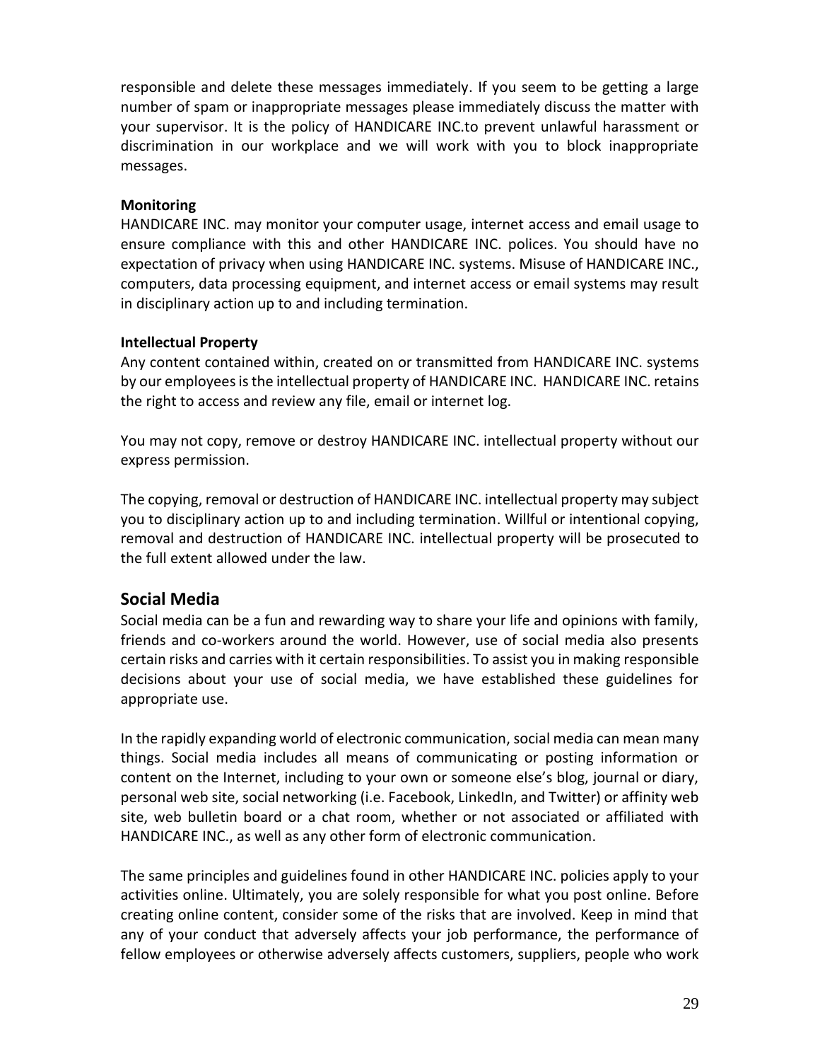responsible and delete these messages immediately. If you seem to be getting a large number of spam or inappropriate messages please immediately discuss the matter with your supervisor. It is the policy of HANDICARE INC.to prevent unlawful harassment or discrimination in our workplace and we will work with you to block inappropriate messages.

**Monitoring**
HANDICARE INC. may monitor your computer usage, internet access and email usage to ensure compliance with this and other HANDICARE INC. polices. You should have no expectation of privacy when using HANDICARE INC. systems. Misuse of HANDICARE INC., computers, data processing equipment, and internet access or email systems may result in disciplinary action up to and including termination.

**Intellectual Property**
Any content contained within, created on or transmitted from HANDICARE INC. systems by our employees is the intellectual property of HANDICARE INC. HANDICARE INC. retains the right to access and review any file, email or internet log.

You may not copy, remove or destroy HANDICARE INC. intellectual property without our express permission.

The copying, removal or destruction of HANDICARE INC. intellectual property may subject you to disciplinary action up to and including termination. Willful or intentional copying, removal and destruction of HANDICARE INC. intellectual property will be prosecuted to the full extent allowed under the law.

## Social Media

Social media can be a fun and rewarding way to share your life and opinions with family, friends and co-workers around the world. However, use of social media also presents certain risks and carries with it certain responsibilities. To assist you in making responsible decisions about your use of social media, we have established these guidelines for appropriate use.

In the rapidly expanding world of electronic communication, social media can mean many things. Social media includes all means of communicating or posting information or content on the Internet, including to your own or someone else's blog, journal or diary, personal web site, social networking (i.e. Facebook, LinkedIn, and Twitter) or affinity web site, web bulletin board or a chat room, whether or not associated or affiliated with HANDICARE INC., as well as any other form of electronic communication.

The same principles and guidelines found in other HANDICARE INC. policies apply to your activities online. Ultimately, you are solely responsible for what you post online. Before creating online content, consider some of the risks that are involved. Keep in mind that any of your conduct that adversely affects your job performance, the performance of fellow employees or otherwise adversely affects customers, suppliers, people who work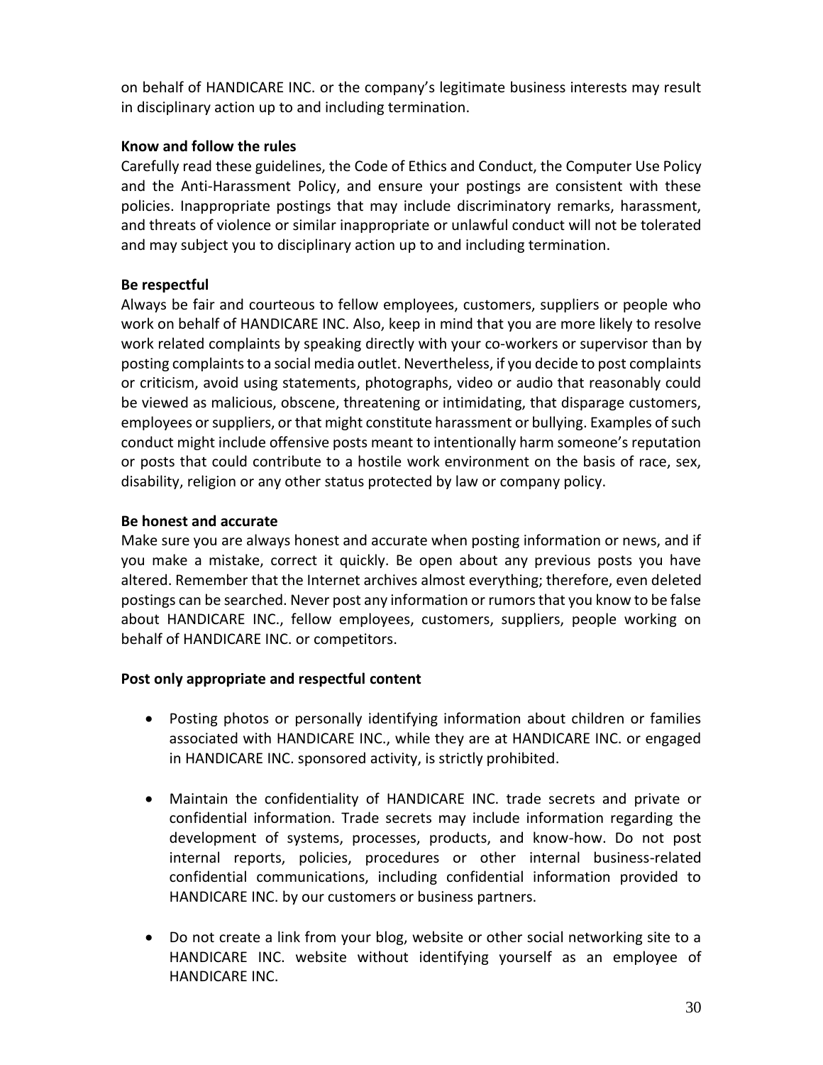on behalf of HANDICARE INC. or the company's legitimate business interests may result in disciplinary action up to and including termination.

**Know and follow the rules**

Carefully read these guidelines, the Code of Ethics and Conduct, the Computer Use Policy and the Anti-Harassment Policy, and ensure your postings are consistent with these policies. Inappropriate postings that may include discriminatory remarks, harassment, and threats of violence or similar inappropriate or unlawful conduct will not be tolerated and may subject you to disciplinary action up to and including termination.

**Be respectful**

Always be fair and courteous to fellow employees, customers, suppliers or people who work on behalf of HANDICARE INC. Also, keep in mind that you are more likely to resolve work related complaints by speaking directly with your co-workers or supervisor than by posting complaints to a social media outlet. Nevertheless, if you decide to post complaints or criticism, avoid using statements, photographs, video or audio that reasonably could be viewed as malicious, obscene, threatening or intimidating, that disparage customers, employees or suppliers, or that might constitute harassment or bullying. Examples of such conduct might include offensive posts meant to intentionally harm someone's reputation or posts that could contribute to a hostile work environment on the basis of race, sex, disability, religion or any other status protected by law or company policy.

**Be honest and accurate**

Make sure you are always honest and accurate when posting information or news, and if you make a mistake, correct it quickly. Be open about any previous posts you have altered. Remember that the Internet archives almost everything; therefore, even deleted postings can be searched. Never post any information or rumors that you know to be false about HANDICARE INC., fellow employees, customers, suppliers, people working on behalf of HANDICARE INC. or competitors.

**Post only appropriate and respectful content**

- Posting photos or personally identifying information about children or families associated with HANDICARE INC., while they are at HANDICARE INC. or engaged in HANDICARE INC. sponsored activity, is strictly prohibited.

- Maintain the confidentiality of HANDICARE INC. trade secrets and private or confidential information. Trade secrets may include information regarding the development of systems, processes, products, and know-how. Do not post internal reports, policies, procedures or other internal business-related confidential communications, including confidential information provided to HANDICARE INC. by our customers or business partners.

- Do not create a link from your blog, website or other social networking site to a HANDICARE INC. website without identifying yourself as an employee of HANDICARE INC.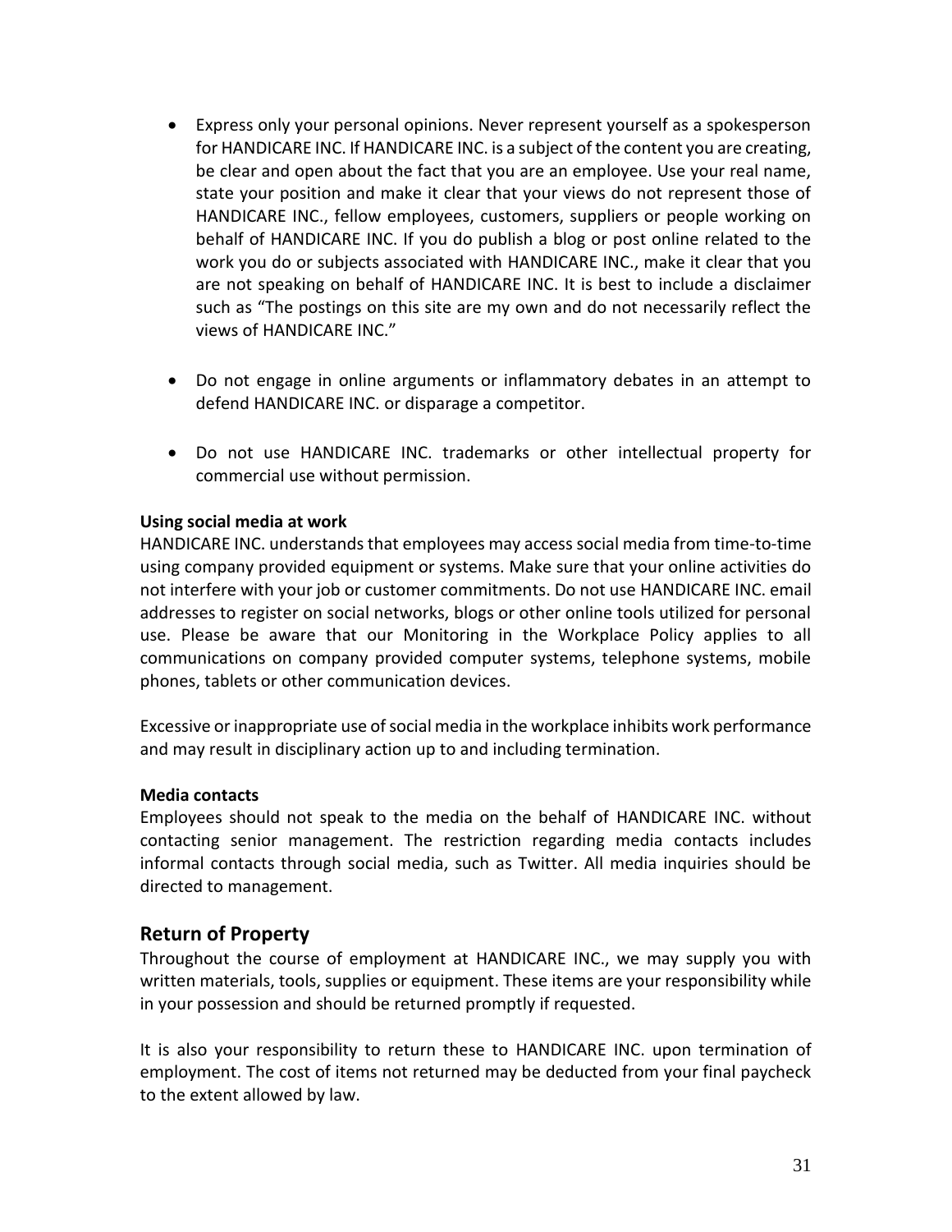- Express only your personal opinions. Never represent yourself as a spokesperson for HANDICARE INC. If HANDICARE INC. is a subject of the content you are creating, be clear and open about the fact that you are an employee. Use your real name, state your position and make it clear that your views do not represent those of HANDICARE INC., fellow employees, customers, suppliers or people working on behalf of HANDICARE INC. If you do publish a blog or post online related to the work you do or subjects associated with HANDICARE INC., make it clear that you are not speaking on behalf of HANDICARE INC. It is best to include a disclaimer such as "The postings on this site are my own and do not necessarily reflect the views of HANDICARE INC."

- Do not engage in online arguments or inflammatory debates in an attempt to defend HANDICARE INC. or disparage a competitor.

- Do not use HANDICARE INC. trademarks or other intellectual property for commercial use without permission.

**Using social media at work**
HANDICARE INC. understands that employees may access social media from time-to-time using company provided equipment or systems. Make sure that your online activities do not interfere with your job or customer commitments. Do not use HANDICARE INC. email addresses to register on social networks, blogs or other online tools utilized for personal use. Please be aware that our Monitoring in the Workplace Policy applies to all communications on company provided computer systems, telephone systems, mobile phones, tablets or other communication devices.

Excessive or inappropriate use of social media in the workplace inhibits work performance and may result in disciplinary action up to and including termination.

**Media contacts**
Employees should not speak to the media on the behalf of HANDICARE INC. without contacting senior management. The restriction regarding media contacts includes informal contacts through social media, such as Twitter. All media inquiries should be directed to management.

## Return of Property

Throughout the course of employment at HANDICARE INC., we may supply you with written materials, tools, supplies or equipment. These items are your responsibility while in your possession and should be returned promptly if requested.

It is also your responsibility to return these to HANDICARE INC. upon termination of employment. The cost of items not returned may be deducted from your final paycheck to the extent allowed by law.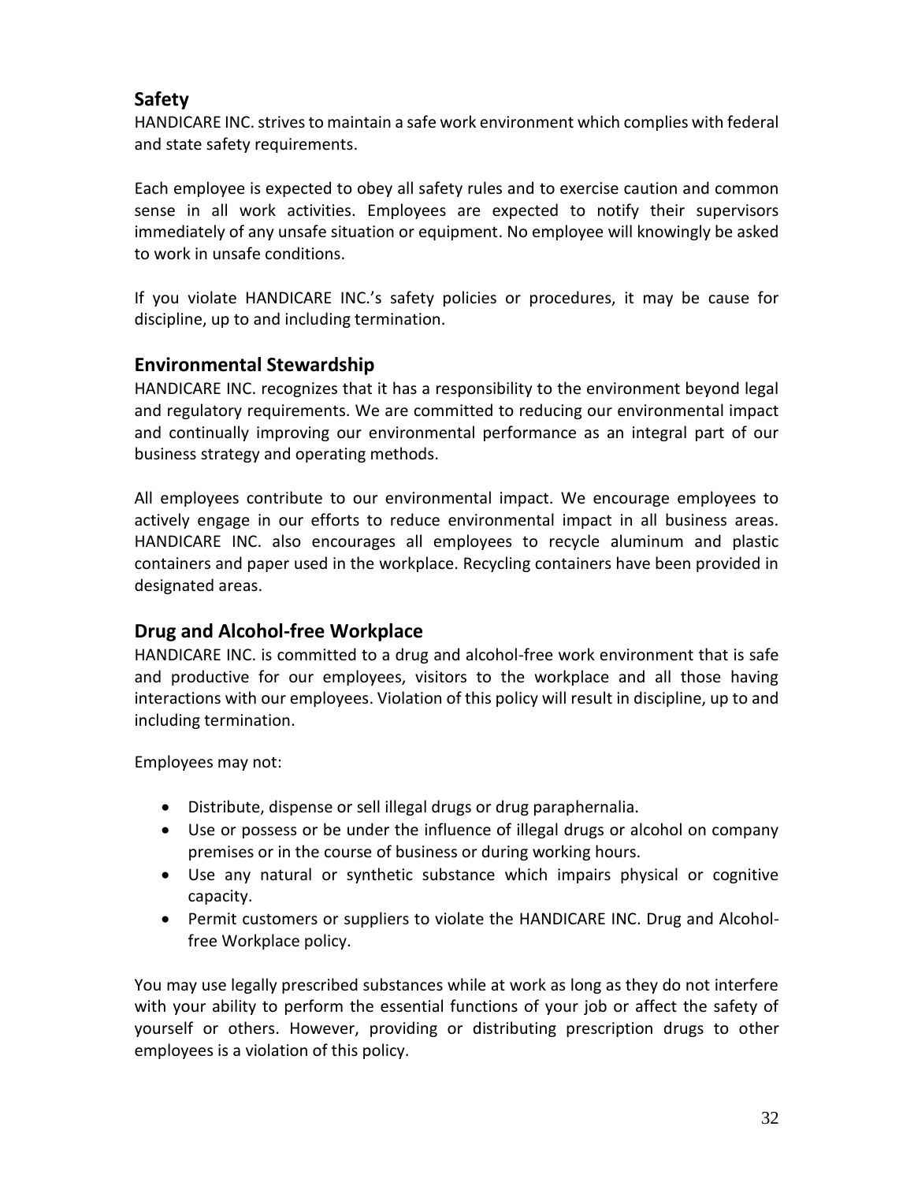## Safety

HANDICARE INC. strives to maintain a safe work environment which complies with federal and state safety requirements.

Each employee is expected to obey all safety rules and to exercise caution and common sense in all work activities. Employees are expected to notify their supervisors immediately of any unsafe situation or equipment. No employee will knowingly be asked to work in unsafe conditions.

If you violate HANDICARE INC.'s safety policies or procedures, it may be cause for discipline, up to and including termination.

## Environmental Stewardship

HANDICARE INC. recognizes that it has a responsibility to the environment beyond legal and regulatory requirements. We are committed to reducing our environmental impact and continually improving our environmental performance as an integral part of our business strategy and operating methods.

All employees contribute to our environmental impact. We encourage employees to actively engage in our efforts to reduce environmental impact in all business areas. HANDICARE INC. also encourages all employees to recycle aluminum and plastic containers and paper used in the workplace. Recycling containers have been provided in designated areas.

## Drug and Alcohol-free Workplace

HANDICARE INC. is committed to a drug and alcohol-free work environment that is safe and productive for our employees, visitors to the workplace and all those having interactions with our employees. Violation of this policy will result in discipline, up to and including termination.

Employees may not:

- Distribute, dispense or sell illegal drugs or drug paraphernalia.
- Use or possess or be under the influence of illegal drugs or alcohol on company premises or in the course of business or during working hours.
- Use any natural or synthetic substance which impairs physical or cognitive capacity.
- Permit customers or suppliers to violate the HANDICARE INC. Drug and Alcohol-free Workplace policy.

You may use legally prescribed substances while at work as long as they do not interfere with your ability to perform the essential functions of your job or affect the safety of yourself or others. However, providing or distributing prescription drugs to other employees is a violation of this policy.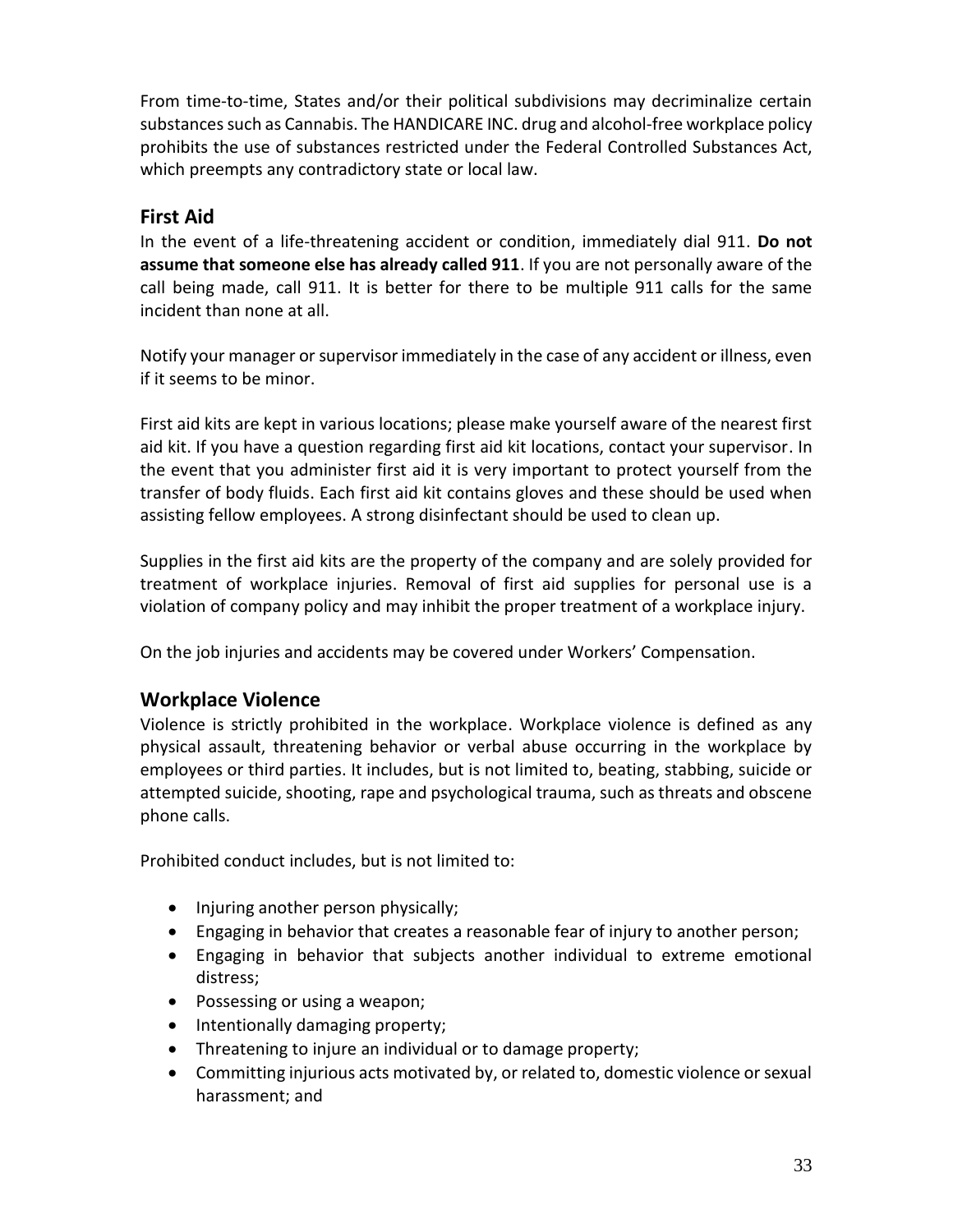From time-to-time, States and/or their political subdivisions may decriminalize certain substances such as Cannabis. The HANDICARE INC. drug and alcohol-free workplace policy prohibits the use of substances restricted under the Federal Controlled Substances Act, which preempts any contradictory state or local law.

## First Aid

In the event of a life-threatening accident or condition, immediately dial 911. **Do not assume that someone else has already called 911**. If you are not personally aware of the call being made, call 911. It is better for there to be multiple 911 calls for the same incident than none at all.

Notify your manager or supervisor immediately in the case of any accident or illness, even if it seems to be minor.

First aid kits are kept in various locations; please make yourself aware of the nearest first aid kit. If you have a question regarding first aid kit locations, contact your supervisor. In the event that you administer first aid it is very important to protect yourself from the transfer of body fluids. Each first aid kit contains gloves and these should be used when assisting fellow employees. A strong disinfectant should be used to clean up.

Supplies in the first aid kits are the property of the company and are solely provided for treatment of workplace injuries. Removal of first aid supplies for personal use is a violation of company policy and may inhibit the proper treatment of a workplace injury.

On the job injuries and accidents may be covered under Workers' Compensation.

## Workplace Violence

Violence is strictly prohibited in the workplace. Workplace violence is defined as any physical assault, threatening behavior or verbal abuse occurring in the workplace by employees or third parties. It includes, but is not limited to, beating, stabbing, suicide or attempted suicide, shooting, rape and psychological trauma, such as threats and obscene phone calls.

Prohibited conduct includes, but is not limited to:

- Injuring another person physically;
- Engaging in behavior that creates a reasonable fear of injury to another person;
- Engaging in behavior that subjects another individual to extreme emotional distress;
- Possessing or using a weapon;
- Intentionally damaging property;
- Threatening to injure an individual or to damage property;
- Committing injurious acts motivated by, or related to, domestic violence or sexual harassment; and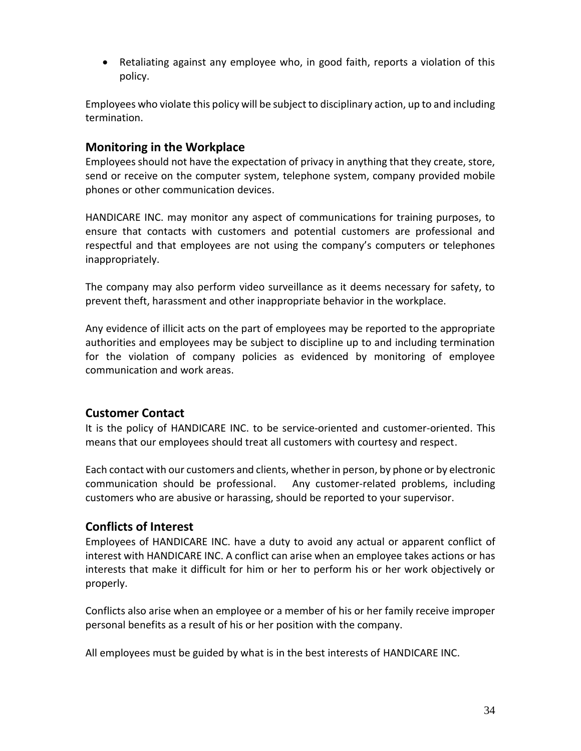- Retaliating against any employee who, in good faith, reports a violation of this policy.

Employees who violate this policy will be subject to disciplinary action, up to and including termination.

## Monitoring in the Workplace

Employees should not have the expectation of privacy in anything that they create, store, send or receive on the computer system, telephone system, company provided mobile phones or other communication devices.

HANDICARE INC. may monitor any aspect of communications for training purposes, to ensure that contacts with customers and potential customers are professional and respectful and that employees are not using the company's computers or telephones inappropriately.

The company may also perform video surveillance as it deems necessary for safety, to prevent theft, harassment and other inappropriate behavior in the workplace.

Any evidence of illicit acts on the part of employees may be reported to the appropriate authorities and employees may be subject to discipline up to and including termination for the violation of company policies as evidenced by monitoring of employee communication and work areas.

## Customer Contact

It is the policy of HANDICARE INC. to be service-oriented and customer-oriented. This means that our employees should treat all customers with courtesy and respect.

Each contact with our customers and clients, whether in person, by phone or by electronic communication should be professional. Any customer-related problems, including customers who are abusive or harassing, should be reported to your supervisor.

## Conflicts of Interest

Employees of HANDICARE INC. have a duty to avoid any actual or apparent conflict of interest with HANDICARE INC. A conflict can arise when an employee takes actions or has interests that make it difficult for him or her to perform his or her work objectively or properly.

Conflicts also arise when an employee or a member of his or her family receive improper personal benefits as a result of his or her position with the company.

All employees must be guided by what is in the best interests of HANDICARE INC.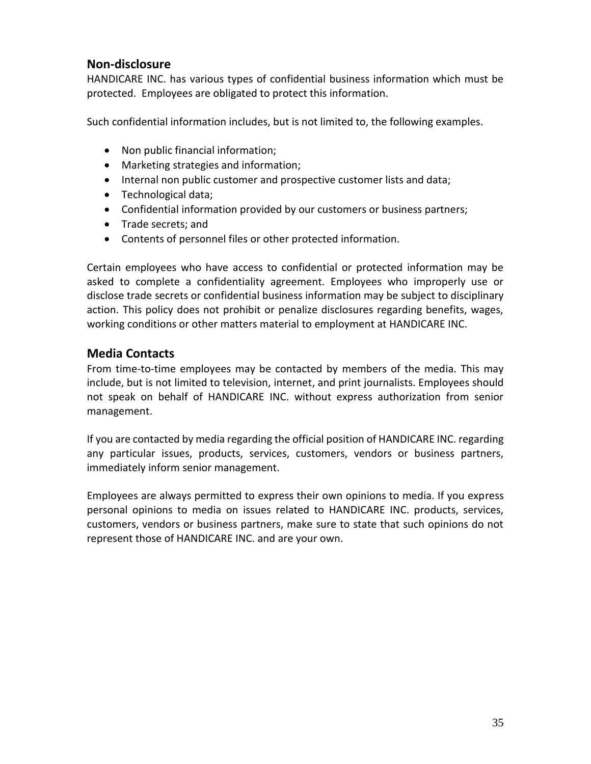## Non-disclosure

HANDICARE INC. has various types of confidential business information which must be protected. Employees are obligated to protect this information.

Such confidential information includes, but is not limited to, the following examples.

- Non public financial information;
- Marketing strategies and information;
- Internal non public customer and prospective customer lists and data;
- Technological data;
- Confidential information provided by our customers or business partners;
- Trade secrets; and
- Contents of personnel files or other protected information.

Certain employees who have access to confidential or protected information may be asked to complete a confidentiality agreement. Employees who improperly use or disclose trade secrets or confidential business information may be subject to disciplinary action. This policy does not prohibit or penalize disclosures regarding benefits, wages, working conditions or other matters material to employment at HANDICARE INC.

## Media Contacts

From time-to-time employees may be contacted by members of the media. This may include, but is not limited to television, internet, and print journalists. Employees should not speak on behalf of HANDICARE INC. without express authorization from senior management.

If you are contacted by media regarding the official position of HANDICARE INC. regarding any particular issues, products, services, customers, vendors or business partners, immediately inform senior management.

Employees are always permitted to express their own opinions to media. If you express personal opinions to media on issues related to HANDICARE INC. products, services, customers, vendors or business partners, make sure to state that such opinions do not represent those of HANDICARE INC. and are your own.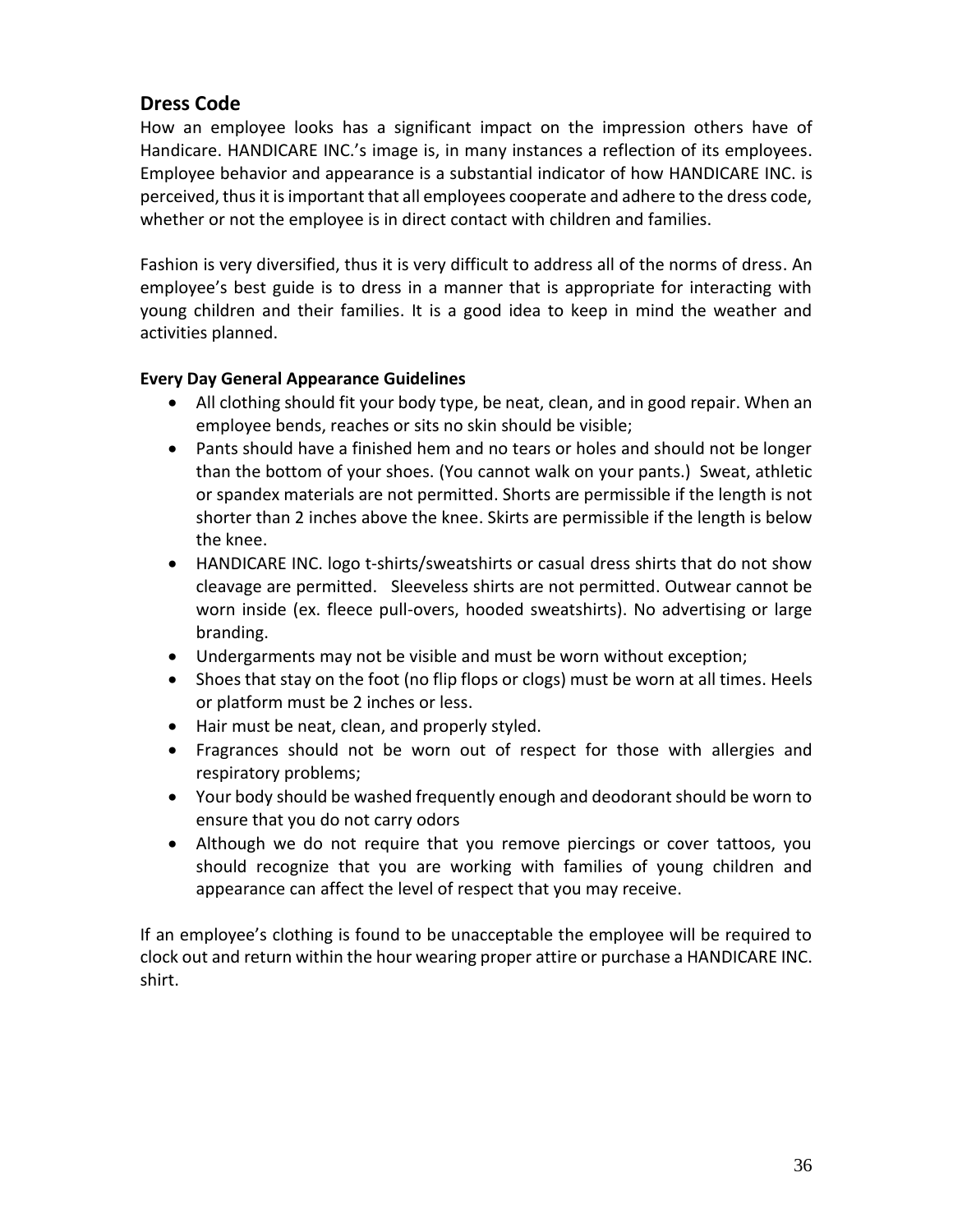## Dress Code

How an employee looks has a significant impact on the impression others have of Handicare. HANDICARE INC.'s image is, in many instances a reflection of its employees. Employee behavior and appearance is a substantial indicator of how HANDICARE INC. is perceived, thus it is important that all employees cooperate and adhere to the dress code, whether or not the employee is in direct contact with children and families.

Fashion is very diversified, thus it is very difficult to address all of the norms of dress. An employee's best guide is to dress in a manner that is appropriate for interacting with young children and their families. It is a good idea to keep in mind the weather and activities planned.

### Every Day General Appearance Guidelines

- All clothing should fit your body type, be neat, clean, and in good repair. When an employee bends, reaches or sits no skin should be visible;
- Pants should have a finished hem and no tears or holes and should not be longer than the bottom of your shoes. (You cannot walk on your pants.) Sweat, athletic or spandex materials are not permitted. Shorts are permissible if the length is not shorter than 2 inches above the knee. Skirts are permissible if the length is below the knee.
- HANDICARE INC. logo t-shirts/sweatshirts or casual dress shirts that do not show cleavage are permitted. Sleeveless shirts are not permitted. Outwear cannot be worn inside (ex. fleece pull-overs, hooded sweatshirts). No advertising or large branding.
- Undergarments may not be visible and must be worn without exception;
- Shoes that stay on the foot (no flip flops or clogs) must be worn at all times. Heels or platform must be 2 inches or less.
- Hair must be neat, clean, and properly styled.
- Fragrances should not be worn out of respect for those with allergies and respiratory problems;
- Your body should be washed frequently enough and deodorant should be worn to ensure that you do not carry odors
- Although we do not require that you remove piercings or cover tattoos, you should recognize that you are working with families of young children and appearance can affect the level of respect that you may receive.

If an employee's clothing is found to be unacceptable the employee will be required to clock out and return within the hour wearing proper attire or purchase a HANDICARE INC. shirt.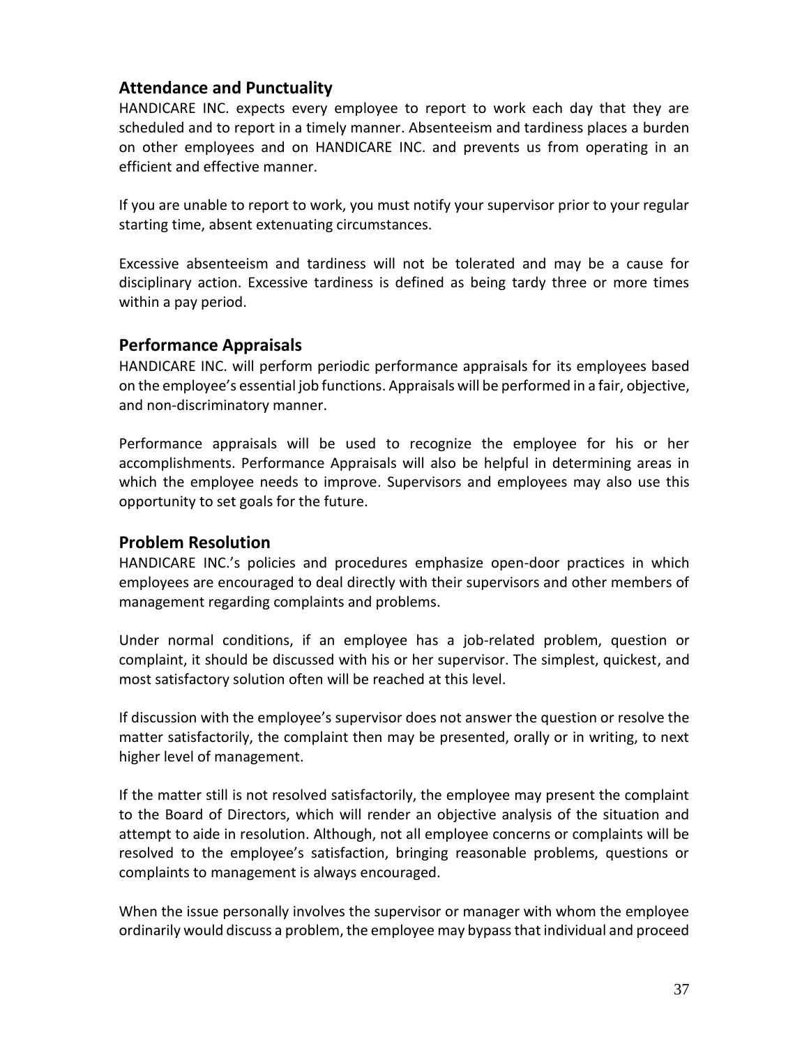## Attendance and Punctuality

HANDICARE INC. expects every employee to report to work each day that they are scheduled and to report in a timely manner. Absenteeism and tardiness places a burden on other employees and on HANDICARE INC. and prevents us from operating in an efficient and effective manner.

If you are unable to report to work, you must notify your supervisor prior to your regular starting time, absent extenuating circumstances.

Excessive absenteeism and tardiness will not be tolerated and may be a cause for disciplinary action. Excessive tardiness is defined as being tardy three or more times within a pay period.

## Performance Appraisals

HANDICARE INC. will perform periodic performance appraisals for its employees based on the employee's essential job functions. Appraisals will be performed in a fair, objective, and non-discriminatory manner.

Performance appraisals will be used to recognize the employee for his or her accomplishments. Performance Appraisals will also be helpful in determining areas in which the employee needs to improve. Supervisors and employees may also use this opportunity to set goals for the future.

## Problem Resolution

HANDICARE INC.'s policies and procedures emphasize open-door practices in which employees are encouraged to deal directly with their supervisors and other members of management regarding complaints and problems.

Under normal conditions, if an employee has a job-related problem, question or complaint, it should be discussed with his or her supervisor. The simplest, quickest, and most satisfactory solution often will be reached at this level.

If discussion with the employee's supervisor does not answer the question or resolve the matter satisfactorily, the complaint then may be presented, orally or in writing, to next higher level of management.

If the matter still is not resolved satisfactorily, the employee may present the complaint to the Board of Directors, which will render an objective analysis of the situation and attempt to aide in resolution. Although, not all employee concerns or complaints will be resolved to the employee's satisfaction, bringing reasonable problems, questions or complaints to management is always encouraged.

When the issue personally involves the supervisor or manager with whom the employee ordinarily would discuss a problem, the employee may bypass that individual and proceed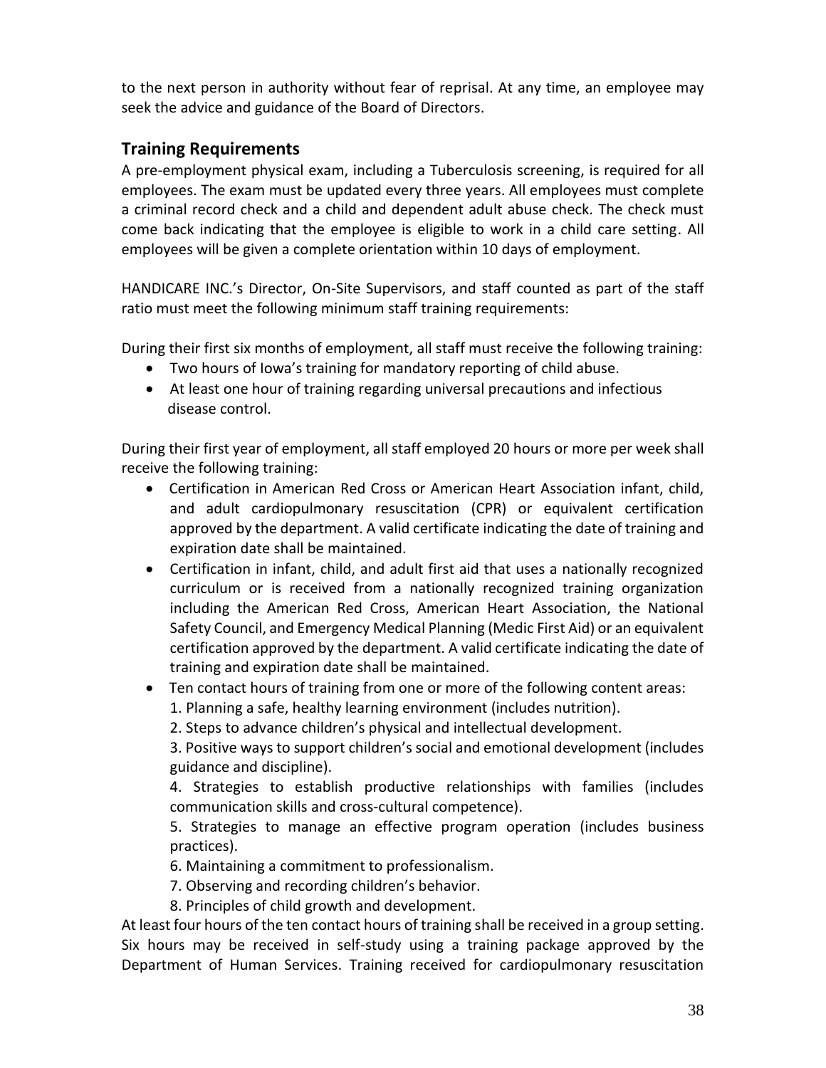to the next person in authority without fear of reprisal. At any time, an employee may seek the advice and guidance of the Board of Directors.

## Training Requirements

A pre-employment physical exam, including a Tuberculosis screening, is required for all employees. The exam must be updated every three years. All employees must complete a criminal record check and a child and dependent adult abuse check. The check must come back indicating that the employee is eligible to work in a child care setting. All employees will be given a complete orientation within 10 days of employment.

HANDICARE INC.'s Director, On-Site Supervisors, and staff counted as part of the staff ratio must meet the following minimum staff training requirements:

During their first six months of employment, all staff must receive the following training:

- Two hours of Iowa's training for mandatory reporting of child abuse.
- At least one hour of training regarding universal precautions and infectious disease control.

During their first year of employment, all staff employed 20 hours or more per week shall receive the following training:

- Certification in American Red Cross or American Heart Association infant, child, and adult cardiopulmonary resuscitation (CPR) or equivalent certification approved by the department. A valid certificate indicating the date of training and expiration date shall be maintained.
- Certification in infant, child, and adult first aid that uses a nationally recognized curriculum or is received from a nationally recognized training organization including the American Red Cross, American Heart Association, the National Safety Council, and Emergency Medical Planning (Medic First Aid) or an equivalent certification approved by the department. A valid certificate indicating the date of training and expiration date shall be maintained.
- Ten contact hours of training from one or more of the following content areas:
  1. Planning a safe, healthy learning environment (includes nutrition).
  2. Steps to advance children's physical and intellectual development.
  3. Positive ways to support children's social and emotional development (includes guidance and discipline).
  4. Strategies to establish productive relationships with families (includes communication skills and cross-cultural competence).
  5. Strategies to manage an effective program operation (includes business practices).
  6. Maintaining a commitment to professionalism.
  7. Observing and recording children's behavior.
  8. Principles of child growth and development.

At least four hours of the ten contact hours of training shall be received in a group setting. Six hours may be received in self-study using a training package approved by the Department of Human Services. Training received for cardiopulmonary resuscitation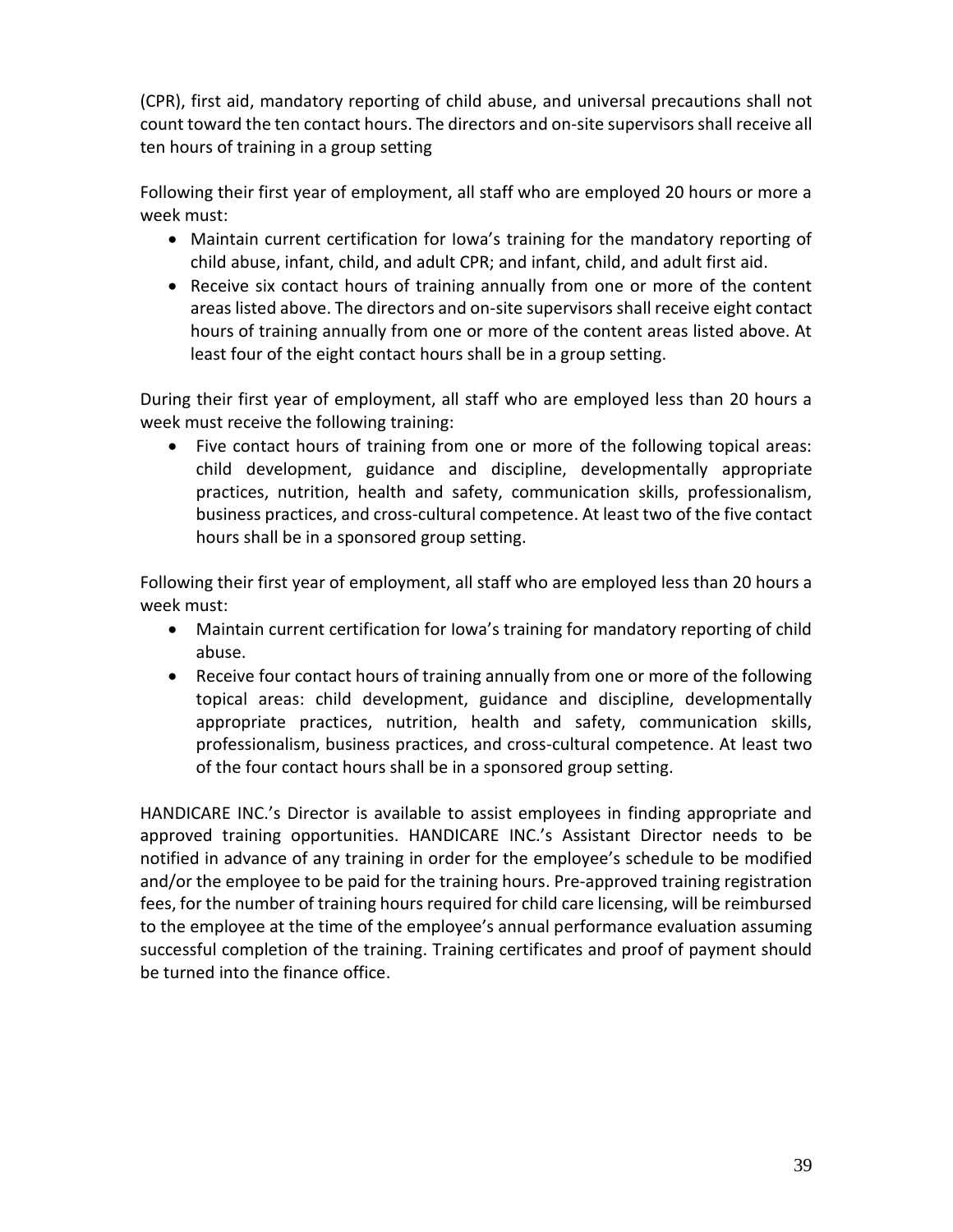(CPR), first aid, mandatory reporting of child abuse, and universal precautions shall not count toward the ten contact hours. The directors and on-site supervisors shall receive all ten hours of training in a group setting

Following their first year of employment, all staff who are employed 20 hours or more a week must:

- Maintain current certification for Iowa's training for the mandatory reporting of child abuse, infant, child, and adult CPR; and infant, child, and adult first aid.
- Receive six contact hours of training annually from one or more of the content areas listed above. The directors and on-site supervisors shall receive eight contact hours of training annually from one or more of the content areas listed above. At least four of the eight contact hours shall be in a group setting.

During their first year of employment, all staff who are employed less than 20 hours a week must receive the following training:

- Five contact hours of training from one or more of the following topical areas: child development, guidance and discipline, developmentally appropriate practices, nutrition, health and safety, communication skills, professionalism, business practices, and cross-cultural competence. At least two of the five contact hours shall be in a sponsored group setting.

Following their first year of employment, all staff who are employed less than 20 hours a week must:

- Maintain current certification for Iowa's training for mandatory reporting of child abuse.
- Receive four contact hours of training annually from one or more of the following topical areas: child development, guidance and discipline, developmentally appropriate practices, nutrition, health and safety, communication skills, professionalism, business practices, and cross-cultural competence. At least two of the four contact hours shall be in a sponsored group setting.

HANDICARE INC.'s Director is available to assist employees in finding appropriate and approved training opportunities. HANDICARE INC.'s Assistant Director needs to be notified in advance of any training in order for the employee's schedule to be modified and/or the employee to be paid for the training hours. Pre-approved training registration fees, for the number of training hours required for child care licensing, will be reimbursed to the employee at the time of the employee's annual performance evaluation assuming successful completion of the training. Training certificates and proof of payment should be turned into the finance office.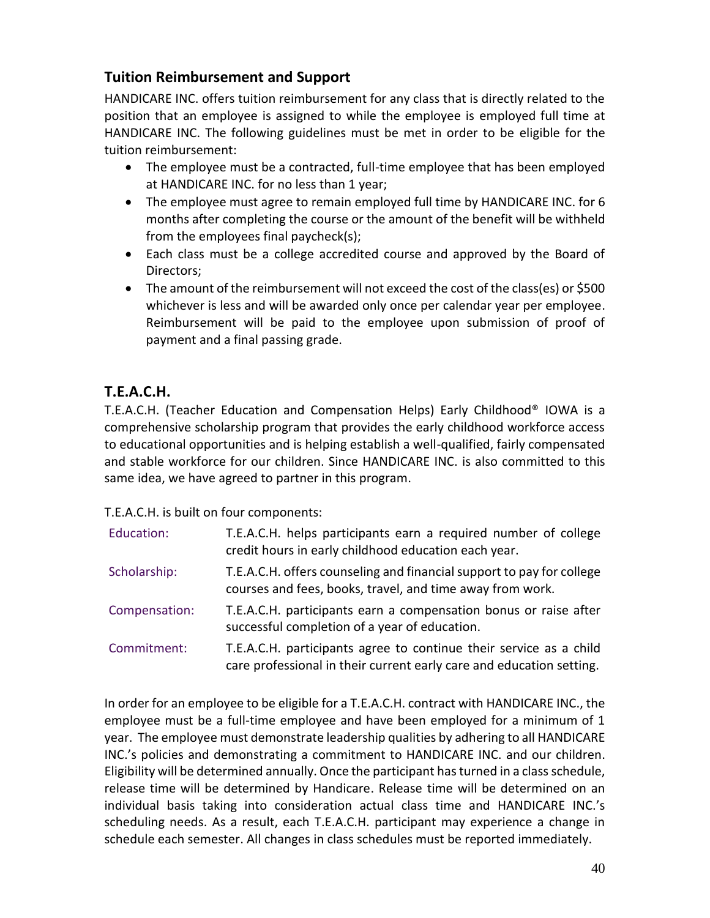## Tuition Reimbursement and Support

HANDICARE INC. offers tuition reimbursement for any class that is directly related to the position that an employee is assigned to while the employee is employed full time at HANDICARE INC. The following guidelines must be met in order to be eligible for the tuition reimbursement:

- The employee must be a contracted, full-time employee that has been employed at HANDICARE INC. for no less than 1 year;
- The employee must agree to remain employed full time by HANDICARE INC. for 6 months after completing the course or the amount of the benefit will be withheld from the employees final paycheck(s);
- Each class must be a college accredited course and approved by the Board of Directors;
- The amount of the reimbursement will not exceed the cost of the class(es) or $500 whichever is less and will be awarded only once per calendar year per employee. Reimbursement will be paid to the employee upon submission of proof of payment and a final passing grade.

## T.E.A.C.H.

T.E.A.C.H. (Teacher Education and Compensation Helps) Early Childhood® IOWA is a comprehensive scholarship program that provides the early childhood workforce access to educational opportunities and is helping establish a well-qualified, fairly compensated and stable workforce for our children. Since HANDICARE INC. is also committed to this same idea, we have agreed to partner in this program.

T.E.A.C.H. is built on four components:

| | |
|---|---|
| Education: | T.E.A.C.H. helps participants earn a required number of college credit hours in early childhood education each year. |
| Scholarship: | T.E.A.C.H. offers counseling and financial support to pay for college courses and fees, books, travel, and time away from work. |
| Compensation: | T.E.A.C.H. participants earn a compensation bonus or raise after successful completion of a year of education. |
| Commitment: | T.E.A.C.H. participants agree to continue their service as a child care professional in their current early care and education setting. |

In order for an employee to be eligible for a T.E.A.C.H. contract with HANDICARE INC., the employee must be a full-time employee and have been employed for a minimum of 1 year. The employee must demonstrate leadership qualities by adhering to all HANDICARE INC.'s policies and demonstrating a commitment to HANDICARE INC. and our children. Eligibility will be determined annually. Once the participant has turned in a class schedule, release time will be determined by Handicare. Release time will be determined on an individual basis taking into consideration actual class time and HANDICARE INC.'s scheduling needs. As a result, each T.E.A.C.H. participant may experience a change in schedule each semester. All changes in class schedules must be reported immediately.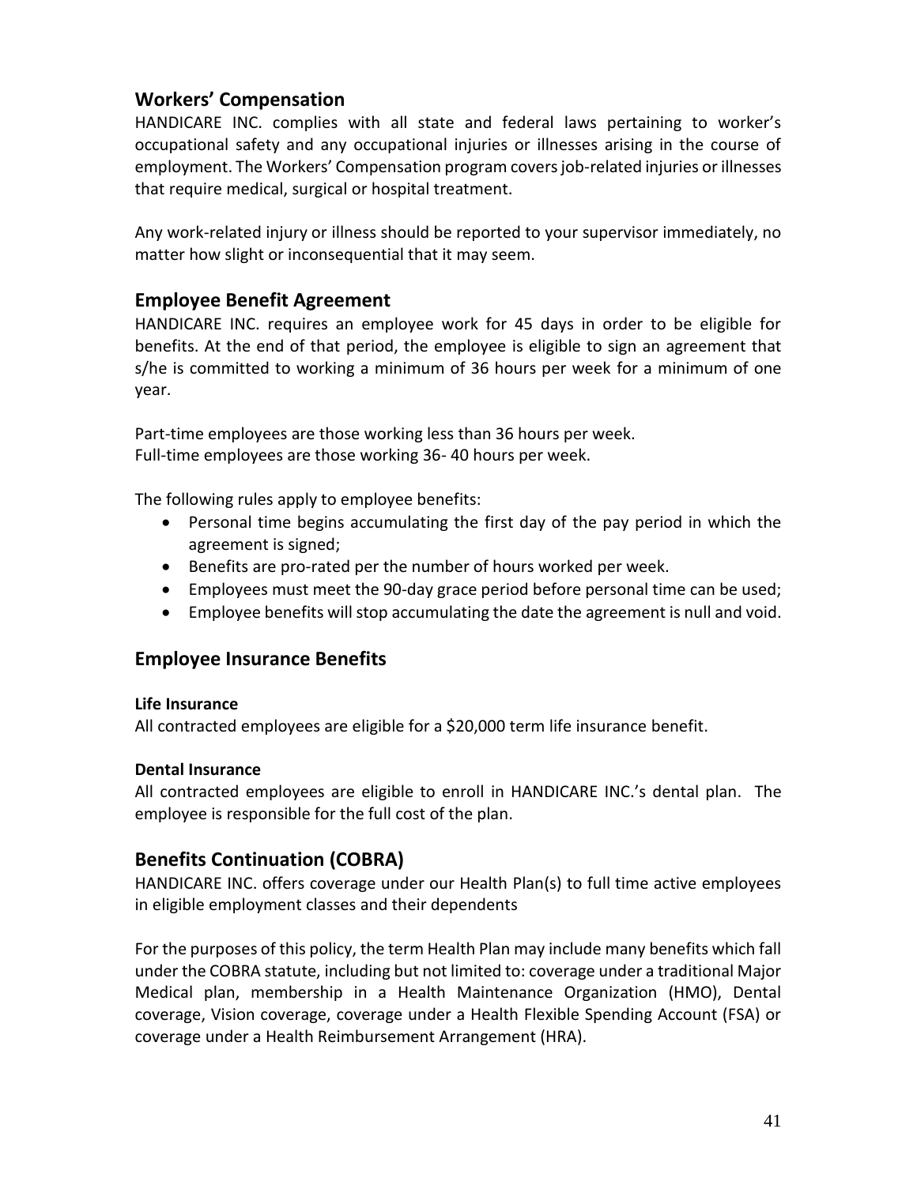## Workers' Compensation

HANDICARE INC. complies with all state and federal laws pertaining to worker's occupational safety and any occupational injuries or illnesses arising in the course of employment. The Workers' Compensation program covers job-related injuries or illnesses that require medical, surgical or hospital treatment.

Any work-related injury or illness should be reported to your supervisor immediately, no matter how slight or inconsequential that it may seem.

## Employee Benefit Agreement

HANDICARE INC. requires an employee work for 45 days in order to be eligible for benefits. At the end of that period, the employee is eligible to sign an agreement that s/he is committed to working a minimum of 36 hours per week for a minimum of one year.

Part-time employees are those working less than 36 hours per week.
Full-time employees are those working 36- 40 hours per week.

The following rules apply to employee benefits:

- Personal time begins accumulating the first day of the pay period in which the agreement is signed;
- Benefits are pro-rated per the number of hours worked per week.
- Employees must meet the 90-day grace period before personal time can be used;
- Employee benefits will stop accumulating the date the agreement is null and void.

## Employee Insurance Benefits

**Life Insurance**

All contracted employees are eligible for a $20,000 term life insurance benefit.

**Dental Insurance**

All contracted employees are eligible to enroll in HANDICARE INC.'s dental plan. The employee is responsible for the full cost of the plan.

## Benefits Continuation (COBRA)

HANDICARE INC. offers coverage under our Health Plan(s) to full time active employees in eligible employment classes and their dependents

For the purposes of this policy, the term Health Plan may include many benefits which fall under the COBRA statute, including but not limited to: coverage under a traditional Major Medical plan, membership in a Health Maintenance Organization (HMO), Dental coverage, Vision coverage, coverage under a Health Flexible Spending Account (FSA) or coverage under a Health Reimbursement Arrangement (HRA).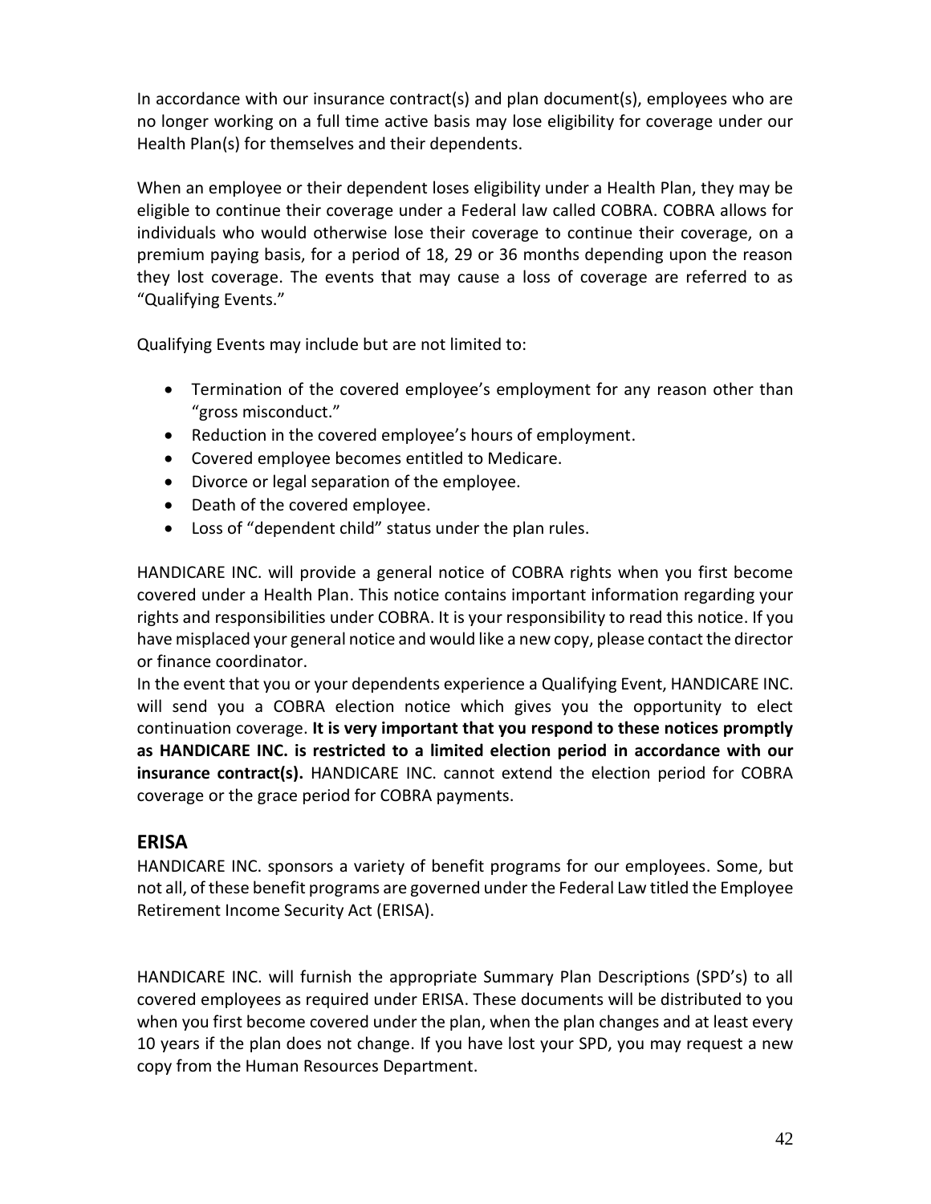In accordance with our insurance contract(s) and plan document(s), employees who are no longer working on a full time active basis may lose eligibility for coverage under our Health Plan(s) for themselves and their dependents.

When an employee or their dependent loses eligibility under a Health Plan, they may be eligible to continue their coverage under a Federal law called COBRA. COBRA allows for individuals who would otherwise lose their coverage to continue their coverage, on a premium paying basis, for a period of 18, 29 or 36 months depending upon the reason they lost coverage. The events that may cause a loss of coverage are referred to as "Qualifying Events."

Qualifying Events may include but are not limited to:

- Termination of the covered employee's employment for any reason other than "gross misconduct."
- Reduction in the covered employee's hours of employment.
- Covered employee becomes entitled to Medicare.
- Divorce or legal separation of the employee.
- Death of the covered employee.
- Loss of "dependent child" status under the plan rules.

HANDICARE INC. will provide a general notice of COBRA rights when you first become covered under a Health Plan. This notice contains important information regarding your rights and responsibilities under COBRA. It is your responsibility to read this notice. If you have misplaced your general notice and would like a new copy, please contact the director or finance coordinator.

In the event that you or your dependents experience a Qualifying Event, HANDICARE INC. will send you a COBRA election notice which gives you the opportunity to elect continuation coverage. **It is very important that you respond to these notices promptly as HANDICARE INC. is restricted to a limited election period in accordance with our insurance contract(s).** HANDICARE INC. cannot extend the election period for COBRA coverage or the grace period for COBRA payments.

## ERISA

HANDICARE INC. sponsors a variety of benefit programs for our employees. Some, but not all, of these benefit programs are governed under the Federal Law titled the Employee Retirement Income Security Act (ERISA).

HANDICARE INC. will furnish the appropriate Summary Plan Descriptions (SPD's) to all covered employees as required under ERISA. These documents will be distributed to you when you first become covered under the plan, when the plan changes and at least every 10 years if the plan does not change. If you have lost your SPD, you may request a new copy from the Human Resources Department.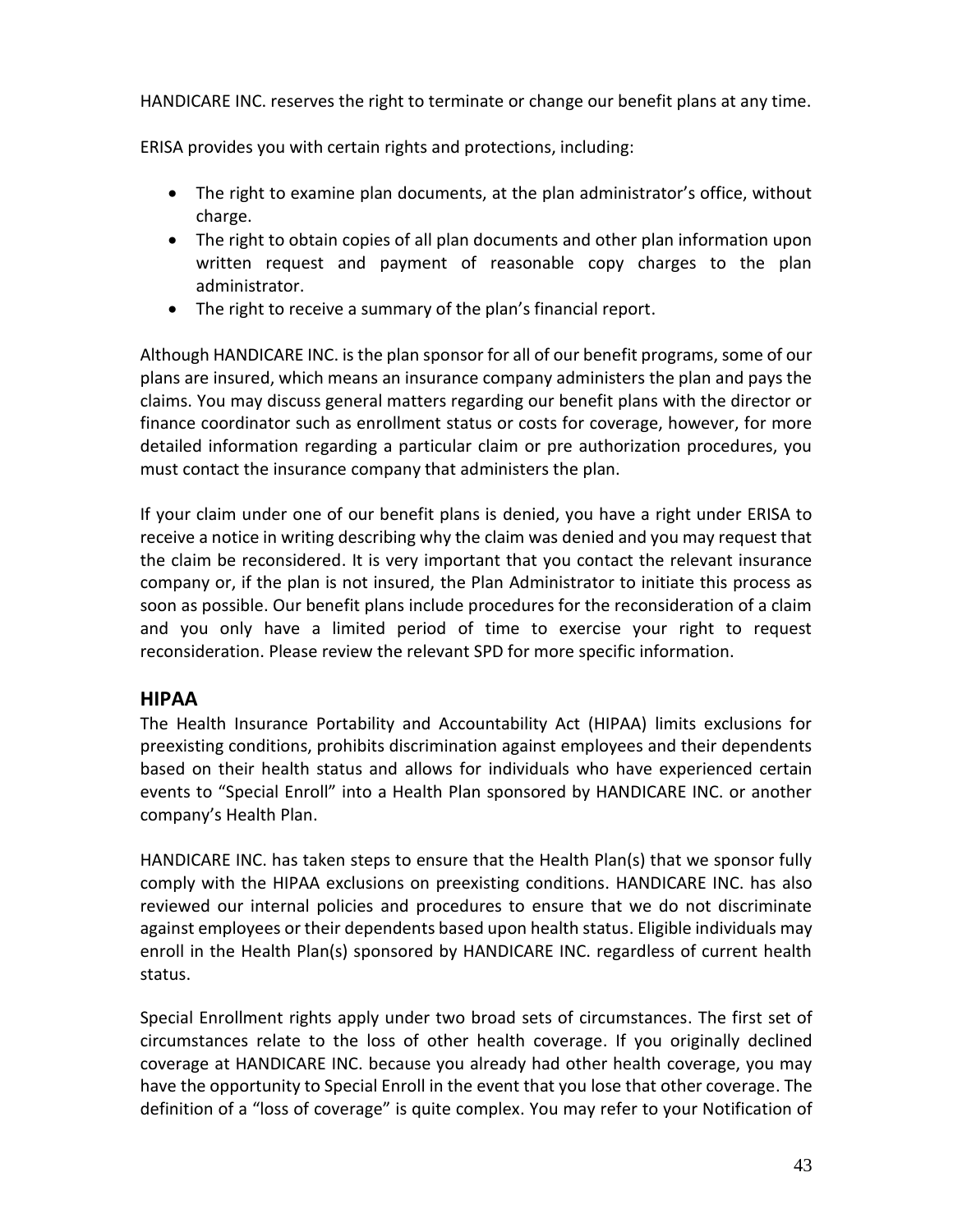HANDICARE INC. reserves the right to terminate or change our benefit plans at any time.

ERISA provides you with certain rights and protections, including:

- The right to examine plan documents, at the plan administrator's office, without charge.
- The right to obtain copies of all plan documents and other plan information upon written request and payment of reasonable copy charges to the plan administrator.
- The right to receive a summary of the plan's financial report.

Although HANDICARE INC. is the plan sponsor for all of our benefit programs, some of our plans are insured, which means an insurance company administers the plan and pays the claims. You may discuss general matters regarding our benefit plans with the director or finance coordinator such as enrollment status or costs for coverage, however, for more detailed information regarding a particular claim or pre authorization procedures, you must contact the insurance company that administers the plan.

If your claim under one of our benefit plans is denied, you have a right under ERISA to receive a notice in writing describing why the claim was denied and you may request that the claim be reconsidered. It is very important that you contact the relevant insurance company or, if the plan is not insured, the Plan Administrator to initiate this process as soon as possible. Our benefit plans include procedures for the reconsideration of a claim and you only have a limited period of time to exercise your right to request reconsideration. Please review the relevant SPD for more specific information.

## HIPAA

The Health Insurance Portability and Accountability Act (HIPAA) limits exclusions for preexisting conditions, prohibits discrimination against employees and their dependents based on their health status and allows for individuals who have experienced certain events to "Special Enroll" into a Health Plan sponsored by HANDICARE INC. or another company's Health Plan.

HANDICARE INC. has taken steps to ensure that the Health Plan(s) that we sponsor fully comply with the HIPAA exclusions on preexisting conditions. HANDICARE INC. has also reviewed our internal policies and procedures to ensure that we do not discriminate against employees or their dependents based upon health status. Eligible individuals may enroll in the Health Plan(s) sponsored by HANDICARE INC. regardless of current health status.

Special Enrollment rights apply under two broad sets of circumstances. The first set of circumstances relate to the loss of other health coverage. If you originally declined coverage at HANDICARE INC. because you already had other health coverage, you may have the opportunity to Special Enroll in the event that you lose that other coverage. The definition of a "loss of coverage" is quite complex. You may refer to your Notification of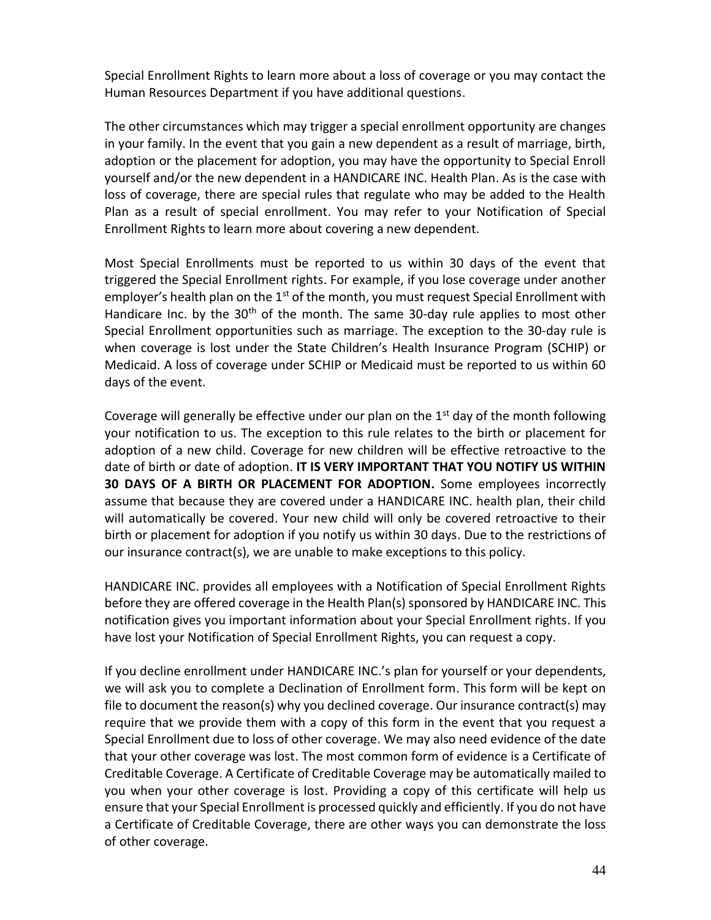Special Enrollment Rights to learn more about a loss of coverage or you may contact the Human Resources Department if you have additional questions.

The other circumstances which may trigger a special enrollment opportunity are changes in your family. In the event that you gain a new dependent as a result of marriage, birth, adoption or the placement for adoption, you may have the opportunity to Special Enroll yourself and/or the new dependent in a HANDICARE INC. Health Plan. As is the case with loss of coverage, there are special rules that regulate who may be added to the Health Plan as a result of special enrollment. You may refer to your Notification of Special Enrollment Rights to learn more about covering a new dependent.

Most Special Enrollments must be reported to us within 30 days of the event that triggered the Special Enrollment rights. For example, if you lose coverage under another employer's health plan on the 1st of the month, you must request Special Enrollment with Handicare Inc. by the 30th of the month. The same 30-day rule applies to most other Special Enrollment opportunities such as marriage. The exception to the 30-day rule is when coverage is lost under the State Children's Health Insurance Program (SCHIP) or Medicaid. A loss of coverage under SCHIP or Medicaid must be reported to us within 60 days of the event.

Coverage will generally be effective under our plan on the 1st day of the month following your notification to us. The exception to this rule relates to the birth or placement for adoption of a new child. Coverage for new children will be effective retroactive to the date of birth or date of adoption. **IT IS VERY IMPORTANT THAT YOU NOTIFY US WITHIN 30 DAYS OF A BIRTH OR PLACEMENT FOR ADOPTION.** Some employees incorrectly assume that because they are covered under a HANDICARE INC. health plan, their child will automatically be covered. Your new child will only be covered retroactive to their birth or placement for adoption if you notify us within 30 days. Due to the restrictions of our insurance contract(s), we are unable to make exceptions to this policy.

HANDICARE INC. provides all employees with a Notification of Special Enrollment Rights before they are offered coverage in the Health Plan(s) sponsored by HANDICARE INC. This notification gives you important information about your Special Enrollment rights. If you have lost your Notification of Special Enrollment Rights, you can request a copy.

If you decline enrollment under HANDICARE INC.'s plan for yourself or your dependents, we will ask you to complete a Declination of Enrollment form. This form will be kept on file to document the reason(s) why you declined coverage. Our insurance contract(s) may require that we provide them with a copy of this form in the event that you request a Special Enrollment due to loss of other coverage. We may also need evidence of the date that your other coverage was lost. The most common form of evidence is a Certificate of Creditable Coverage. A Certificate of Creditable Coverage may be automatically mailed to you when your other coverage is lost. Providing a copy of this certificate will help us ensure that your Special Enrollment is processed quickly and efficiently. If you do not have a Certificate of Creditable Coverage, there are other ways you can demonstrate the loss of other coverage.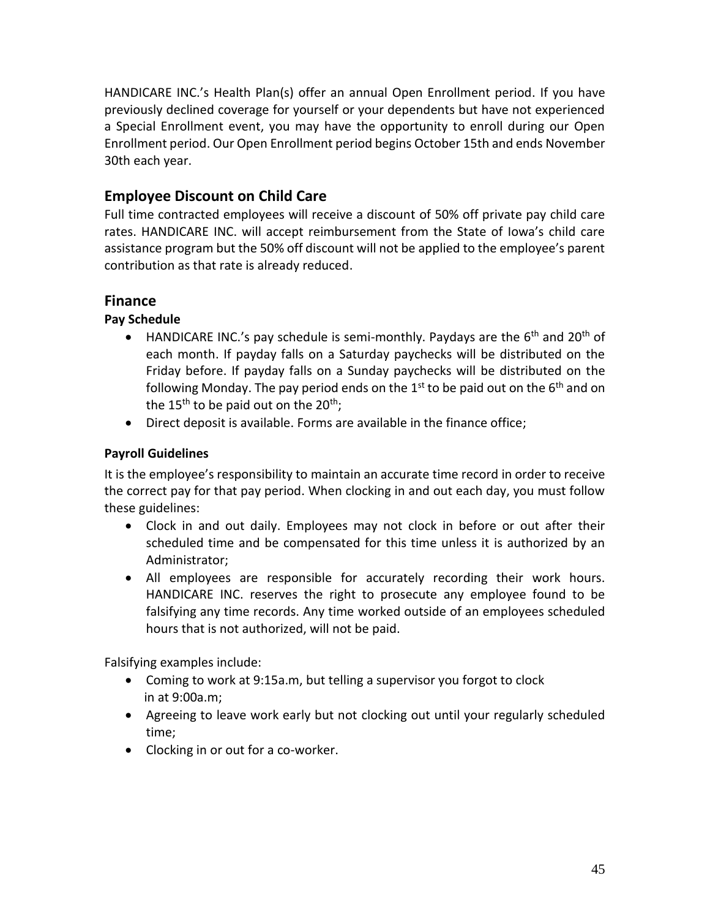HANDICARE INC.'s Health Plan(s) offer an annual Open Enrollment period. If you have previously declined coverage for yourself or your dependents but have not experienced a Special Enrollment event, you may have the opportunity to enroll during our Open Enrollment period. Our Open Enrollment period begins October 15th and ends November 30th each year.

## Employee Discount on Child Care

Full time contracted employees will receive a discount of 50% off private pay child care rates. HANDICARE INC. will accept reimbursement from the State of Iowa's child care assistance program but the 50% off discount will not be applied to the employee's parent contribution as that rate is already reduced.

## Finance

### Pay Schedule

- HANDICARE INC.'s pay schedule is semi-monthly. Paydays are the 6th and 20th of each month. If payday falls on a Saturday paychecks will be distributed on the Friday before. If payday falls on a Sunday paychecks will be distributed on the following Monday. The pay period ends on the 1st to be paid out on the 6th and on the 15th to be paid out on the 20th;
- Direct deposit is available. Forms are available in the finance office;

### Payroll Guidelines

It is the employee's responsibility to maintain an accurate time record in order to receive the correct pay for that pay period. When clocking in and out each day, you must follow these guidelines:

- Clock in and out daily. Employees may not clock in before or out after their scheduled time and be compensated for this time unless it is authorized by an Administrator;
- All employees are responsible for accurately recording their work hours. HANDICARE INC. reserves the right to prosecute any employee found to be falsifying any time records. Any time worked outside of an employees scheduled hours that is not authorized, will not be paid.

Falsifying examples include:

- Coming to work at 9:15a.m, but telling a supervisor you forgot to clock in at 9:00a.m;
- Agreeing to leave work early but not clocking out until your regularly scheduled time;
- Clocking in or out for a co-worker.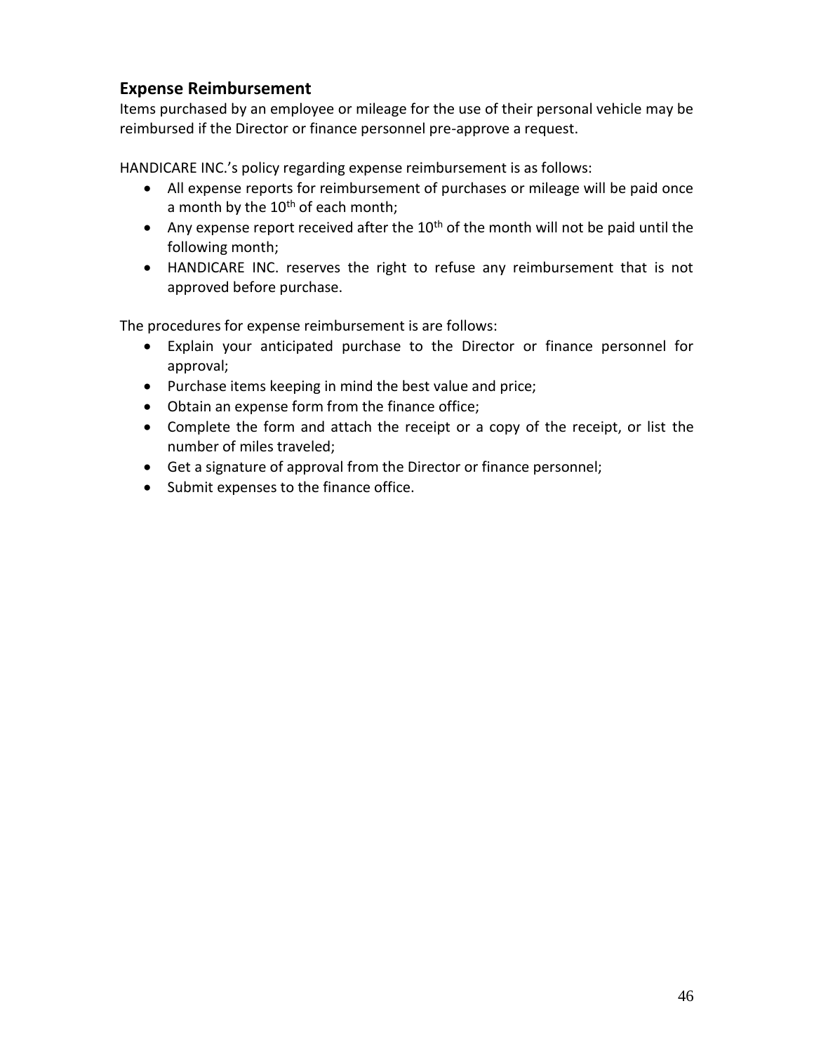## Expense Reimbursement

Items purchased by an employee or mileage for the use of their personal vehicle may be reimbursed if the Director or finance personnel pre-approve a request.

HANDICARE INC.'s policy regarding expense reimbursement is as follows:

- All expense reports for reimbursement of purchases or mileage will be paid once a month by the 10th of each month;
- Any expense report received after the 10th of the month will not be paid until the following month;
- HANDICARE INC. reserves the right to refuse any reimbursement that is not approved before purchase.

The procedures for expense reimbursement is are follows:

- Explain your anticipated purchase to the Director or finance personnel for approval;
- Purchase items keeping in mind the best value and price;
- Obtain an expense form from the finance office;
- Complete the form and attach the receipt or a copy of the receipt, or list the number of miles traveled;
- Get a signature of approval from the Director or finance personnel;
- Submit expenses to the finance office.